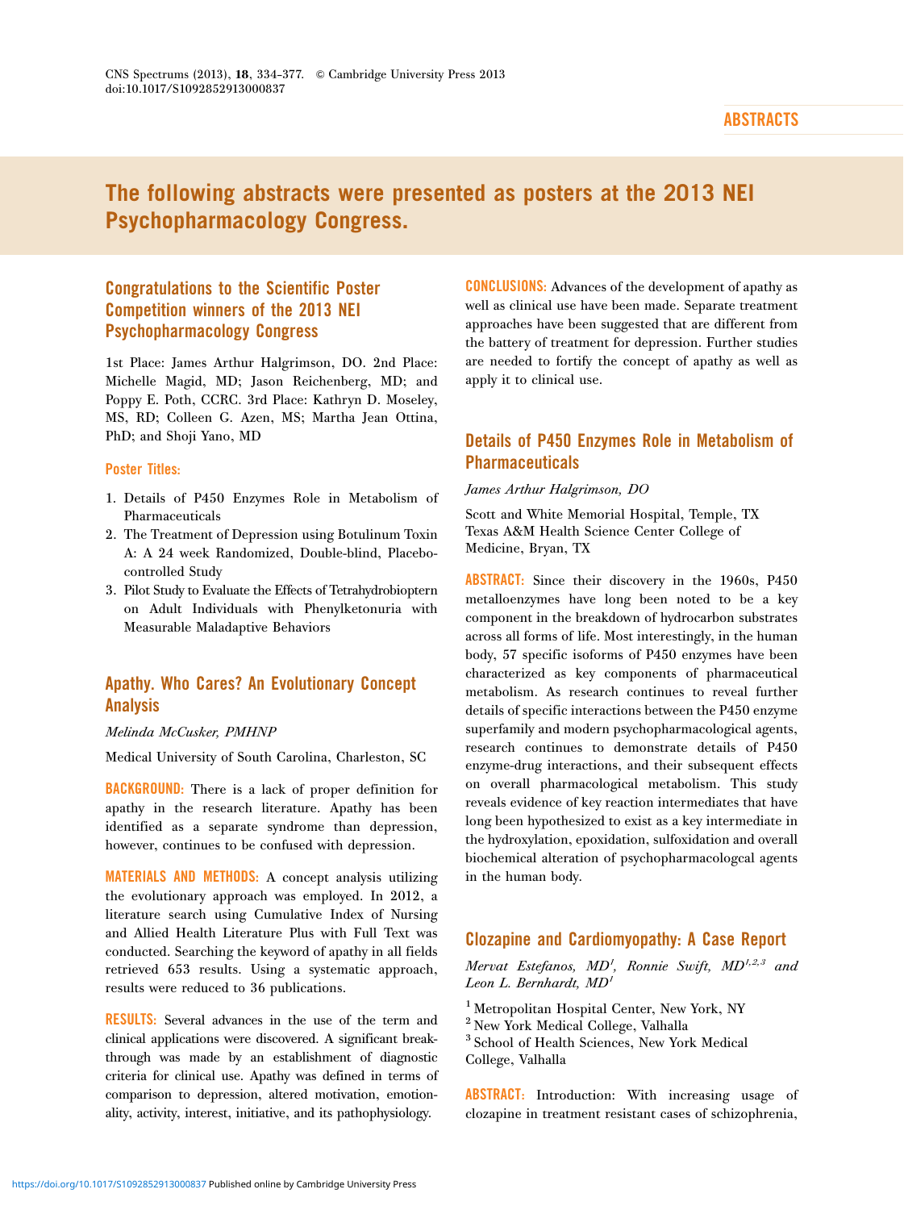ABSTRACTS

# The following abstracts were presented as posters at the 2013 NEI Psychopharmacology Congress.

## Congratulations to the Scientific Poster Competition winners of the 2013 NEI Psychopharmacology Congress

1st Place: James Arthur Halgrimson, DO. 2nd Place: Michelle Magid, MD; Jason Reichenberg, MD; and Poppy E. Poth, CCRC. 3rd Place: Kathryn D. Moseley, MS, RD; Colleen G. Azen, MS; Martha Jean Ottina, PhD; and Shoji Yano, MD

### Poster Titles:

1. Details of P450 Enzymes Role in Metabolism of Pharmaceuticals
2. The Treatment of Depression using Botulinum Toxin A: A 24 week Randomized, Double-blind, Placebo-controlled Study
3. Pilot Study to Evaluate the Effects of Tetrahydrobioptern on Adult Individuals with Phenylketonuria with Measurable Maladaptive Behaviors

## Apathy. Who Cares? An Evolutionary Concept Analysis

*Melinda McCusker, PMHNP*

Medical University of South Carolina, Charleston, SC

**BACKGROUND:** There is a lack of proper definition for apathy in the research literature. Apathy has been identified as a separate syndrome than depression, however, continues to be confused with depression.

**MATERIALS AND METHODS:** A concept analysis utilizing the evolutionary approach was employed. In 2012, a literature search using Cumulative Index of Nursing and Allied Health Literature Plus with Full Text was conducted. Searching the keyword of apathy in all fields retrieved 653 results. Using a systematic approach, results were reduced to 36 publications.

**RESULTS:** Several advances in the use of the term and clinical applications were discovered. A significant breakthrough was made by an establishment of diagnostic criteria for clinical use. Apathy was defined in terms of comparison to depression, altered motivation, emotionality, activity, interest, initiative, and its pathophysiology.

**CONCLUSIONS:** Advances of the development of apathy as well as clinical use have been made. Separate treatment approaches have been suggested that are different from the battery of treatment for depression. Further studies are needed to fortify the concept of apathy as well as apply it to clinical use.

## Details of P450 Enzymes Role in Metabolism of Pharmaceuticals

*James Arthur Halgrimson, DO*

Scott and White Memorial Hospital, Temple, TX
Texas A&M Health Science Center College of Medicine, Bryan, TX

**ABSTRACT:** Since their discovery in the 1960s, P450 metalloenzymes have long been noted to be a key component in the breakdown of hydrocarbon substrates across all forms of life. Most interestingly, in the human body, 57 specific isoforms of P450 enzymes have been characterized as key components of pharmaceutical metabolism. As research continues to reveal further details of specific interactions between the P450 enzyme superfamily and modern psychopharmacological agents, research continues to demonstrate details of P450 enzyme-drug interactions, and their subsequent effects on overall pharmacological metabolism. This study reveals evidence of key reaction intermediates that have long been hypothesized to exist as a key intermediate in the hydroxylation, epoxidation, sulfoxidation and overall biochemical alteration of psychopharmacologcal agents in the human body.

## Clozapine and Cardiomyopathy: A Case Report

*Mervat Estefanos, MD[1], Ronnie Swift, MD[1,2,3] and Leon L. Bernhardt, MD[1]*

[1] Metropolitan Hospital Center, New York, NY
[2] New York Medical College, Valhalla
[3] School of Health Sciences, New York Medical College, Valhalla

**ABSTRACT:** Introduction: With increasing usage of clozapine in treatment resistant cases of schizophrenia,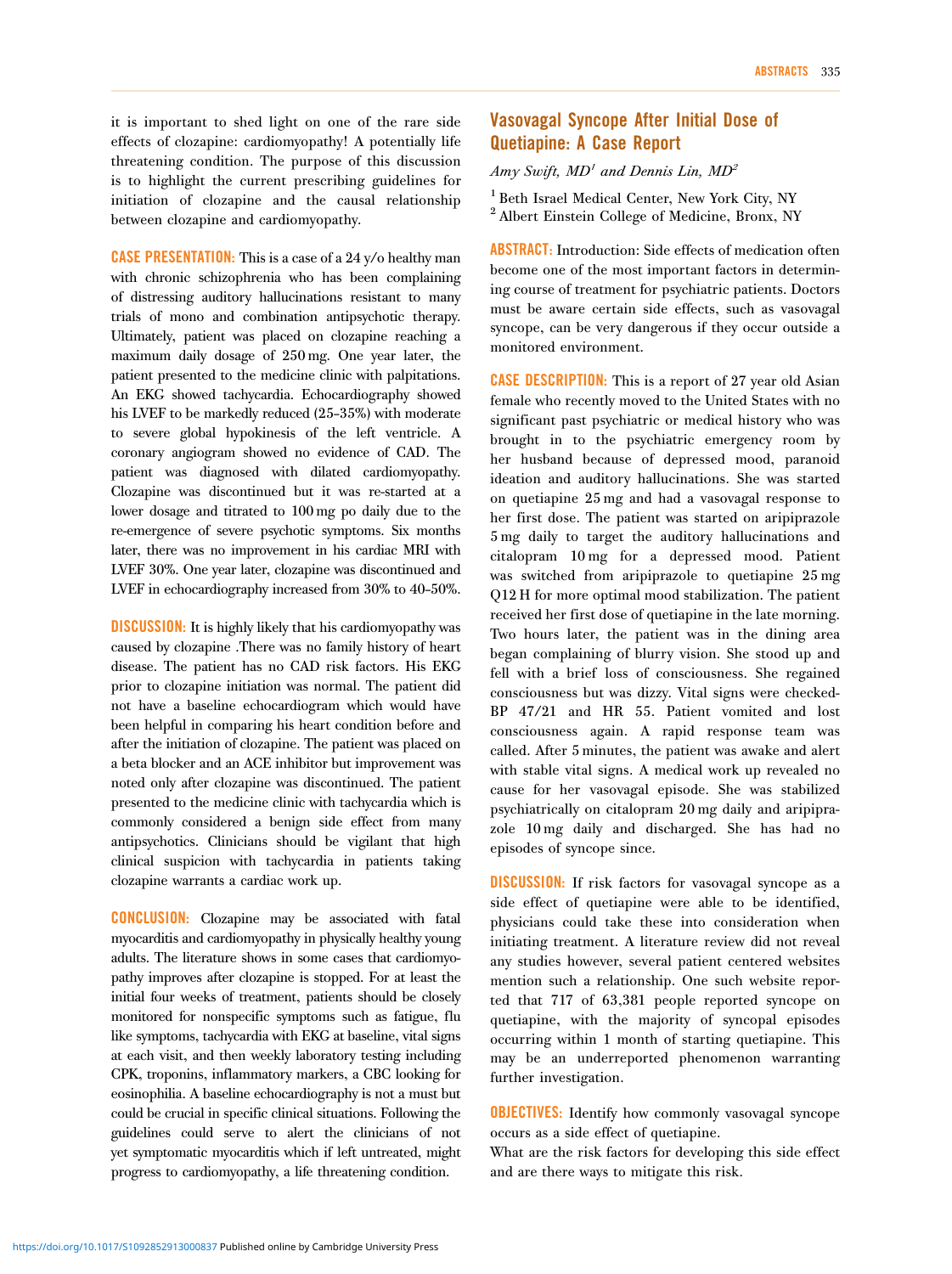it is important to shed light on one of the rare side effects of clozapine: cardiomyopathy! A potentially life threatening condition. The purpose of this discussion is to highlight the current prescribing guidelines for initiation of clozapine and the causal relationship between clozapine and cardiomyopathy.

**CASE PRESENTATION:** This is a case of a 24 y/o healthy man with chronic schizophrenia who has been complaining of distressing auditory hallucinations resistant to many trials of mono and combination antipsychotic therapy. Ultimately, patient was placed on clozapine reaching a maximum daily dosage of 250 mg. One year later, the patient presented to the medicine clinic with palpitations. An EKG showed tachycardia. Echocardiography showed his LVEF to be markedly reduced (25-35%) with moderate to severe global hypokinesis of the left ventricle. A coronary angiogram showed no evidence of CAD. The patient was diagnosed with dilated cardiomyopathy. Clozapine was discontinued but it was re-started at a lower dosage and titrated to 100 mg po daily due to the re-emergence of severe psychotic symptoms. Six months later, there was no improvement in his cardiac MRI with LVEF 30%. One year later, clozapine was discontinued and LVEF in echocardiography increased from 30% to 40-50%.

**DISCUSSION:** It is highly likely that his cardiomyopathy was caused by clozapine .There was no family history of heart disease. The patient has no CAD risk factors. His EKG prior to clozapine initiation was normal. The patient did not have a baseline echocardiogram which would have been helpful in comparing his heart condition before and after the initiation of clozapine. The patient was placed on a beta blocker and an ACE inhibitor but improvement was noted only after clozapine was discontinued. The patient presented to the medicine clinic with tachycardia which is commonly considered a benign side effect from many antipsychotics. Clinicians should be vigilant that high clinical suspicion with tachycardia in patients taking clozapine warrants a cardiac work up.

**CONCLUSION:** Clozapine may be associated with fatal myocarditis and cardiomyopathy in physically healthy young adults. The literature shows in some cases that cardiomyopathy improves after clozapine is stopped. For at least the initial four weeks of treatment, patients should be closely monitored for nonspecific symptoms such as fatigue, flu like symptoms, tachycardia with EKG at baseline, vital signs at each visit, and then weekly laboratory testing including CPK, troponins, inflammatory markers, a CBC looking for eosinophilia. A baseline echocardiography is not a must but could be crucial in specific clinical situations. Following the guidelines could serve to alert the clinicians of not yet symptomatic myocarditis which if left untreated, might progress to cardiomyopathy, a life threatening condition.

## Vasovagal Syncope After Initial Dose of Quetiapine: A Case Report

*Amy Swift, MD[1] and Dennis Lin, MD[2]*

[1] Beth Israel Medical Center, New York City, NY
[2] Albert Einstein College of Medicine, Bronx, NY

**ABSTRACT:** Introduction: Side effects of medication often become one of the most important factors in determining course of treatment for psychiatric patients. Doctors must be aware certain side effects, such as vasovagal syncope, can be very dangerous if they occur outside a monitored environment.

**CASE DESCRIPTION:** This is a report of 27 year old Asian female who recently moved to the United States with no significant past psychiatric or medical history who was brought in to the psychiatric emergency room by her husband because of depressed mood, paranoid ideation and auditory hallucinations. She was started on quetiapine 25 mg and had a vasovagal response to her first dose. The patient was started on aripiprazole 5 mg daily to target the auditory hallucinations and citalopram 10 mg for a depressed mood. Patient was switched from aripiprazole to quetiapine 25 mg Q12 H for more optimal mood stabilization. The patient received her first dose of quetiapine in the late morning. Two hours later, the patient was in the dining area began complaining of blurry vision. She stood up and fell with a brief loss of consciousness. She regained consciousness but was dizzy. Vital signs were checked-BP 47/21 and HR 55. Patient vomited and lost consciousness again. A rapid response team was called. After 5 minutes, the patient was awake and alert with stable vital signs. A medical work up revealed no cause for her vasovagal episode. She was stabilized psychiatrically on citalopram 20 mg daily and aripiprazole 10 mg daily and discharged. She has had no episodes of syncope since.

**DISCUSSION:** If risk factors for vasovagal syncope as a side effect of quetiapine were able to be identified, physicians could take these into consideration when initiating treatment. A literature review did not reveal any studies however, several patient centered websites mention such a relationship. One such website reported that 717 of 63,381 people reported syncope on quetiapine, with the majority of syncopal episodes occurring within 1 month of starting quetiapine. This may be an underreported phenomenon warranting further investigation.

**OBJECTIVES:** Identify how commonly vasovagal syncope occurs as a side effect of quetiapine.
What are the risk factors for developing this side effect and are there ways to mitigate this risk.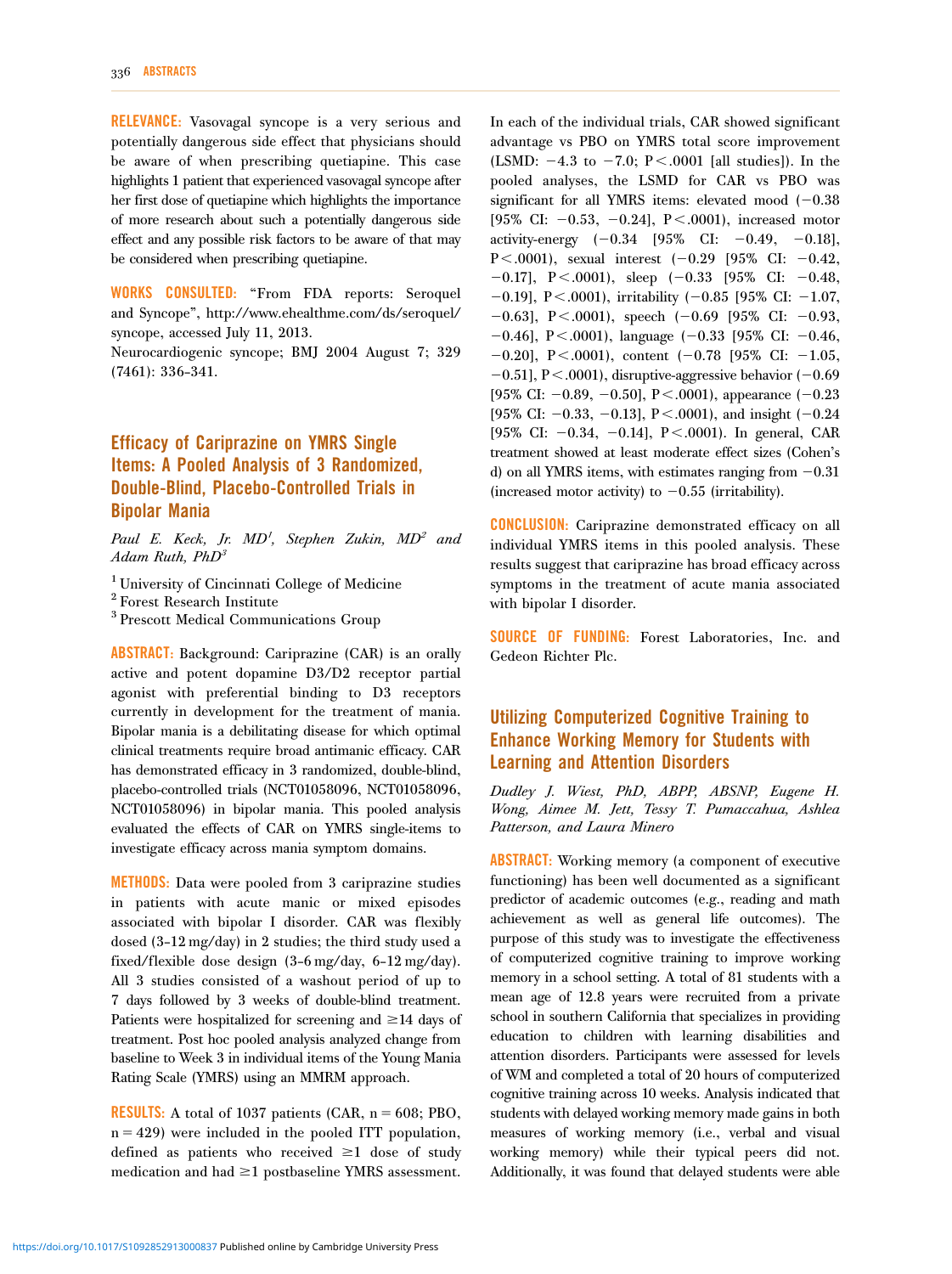**RELEVANCE:** Vasovagal syncope is a very serious and potentially dangerous side effect that physicians should be aware of when prescribing quetiapine. This case highlights 1 patient that experienced vasovagal syncope after her first dose of quetiapine which highlights the importance of more research about such a potentially dangerous side effect and any possible risk factors to be aware of that may be considered when prescribing quetiapine.

**WORKS CONSULTED:** "From FDA reports: Seroquel and Syncope", http://www.ehealthme.com/ds/seroquel/syncope, accessed July 11, 2013.

Neurocardiogenic syncope; BMJ 2004 August 7; 329 (7461): 336-341.

## Efficacy of Cariprazine on YMRS Single Items: A Pooled Analysis of 3 Randomized, Double-Blind, Placebo-Controlled Trials in Bipolar Mania

*Paul E. Keck, Jr. MD*[1], *Stephen Zukin, MD*[2] and *Adam Ruth, PhD*[3]

[1] University of Cincinnati College of Medicine
[2] Forest Research Institute
[3] Prescott Medical Communications Group

**ABSTRACT:** Background: Cariprazine (CAR) is an orally active and potent dopamine D3/D2 receptor partial agonist with preferential binding to D3 receptors currently in development for the treatment of mania. Bipolar mania is a debilitating disease for which optimal clinical treatments require broad antimanic efficacy. CAR has demonstrated efficacy in 3 randomized, double-blind, placebo-controlled trials (NCT01058096, NCT01058096, NCT01058096) in bipolar mania. This pooled analysis evaluated the effects of CAR on YMRS single-items to investigate efficacy across mania symptom domains.

**METHODS:** Data were pooled from 3 cariprazine studies in patients with acute manic or mixed episodes associated with bipolar I disorder. CAR was flexibly dosed (3-12 mg/day) in 2 studies; the third study used a fixed/flexible dose design (3-6 mg/day, 6-12 mg/day). All 3 studies consisted of a washout period of up to 7 days followed by 3 weeks of double-blind treatment. Patients were hospitalized for screening and ≥14 days of treatment. Post hoc pooled analysis analyzed change from baseline to Week 3 in individual items of the Young Mania Rating Scale (YMRS) using an MMRM approach.

**RESULTS:** A total of 1037 patients (CAR, n = 608; PBO, n = 429) were included in the pooled ITT population, defined as patients who received ≥1 dose of study medication and had ≥1 postbaseline YMRS assessment. In each of the individual trials, CAR showed significant advantage vs PBO on YMRS total score improvement (LSMD: −4.3 to −7.0; P < .0001 [all studies]). In the pooled analyses, the LSMD for CAR vs PBO was significant for all YMRS items: elevated mood (−0.38 [95% CI: −0.53, −0.24], P < .0001), increased motor activity-energy (−0.34 [95% CI: −0.49, −0.18], P < .0001), sexual interest (−0.29 [95% CI: −0.42, −0.17], P < .0001), sleep (−0.33 [95% CI: −0.48, −0.19], P < .0001), irritability (−0.85 [95% CI: −1.07, −0.63], P < .0001), speech (−0.69 [95% CI: −0.93, −0.46], P < .0001), language (−0.33 [95% CI: −0.46, −0.20], P < .0001), content (−0.78 [95% CI: −1.05, −0.51], P < .0001), disruptive-aggressive behavior (−0.69 [95% CI: −0.89, −0.50], P < .0001), appearance (−0.23 [95% CI: −0.33, −0.13], P < .0001), and insight (−0.24 [95% CI: −0.34, −0.14], P < .0001). In general, CAR treatment showed at least moderate effect sizes (Cohen's d) on all YMRS items, with estimates ranging from −0.31 (increased motor activity) to −0.55 (irritability).

**CONCLUSION:** Cariprazine demonstrated efficacy on all individual YMRS items in this pooled analysis. These results suggest that cariprazine has broad efficacy across symptoms in the treatment of acute mania associated with bipolar I disorder.

**SOURCE OF FUNDING:** Forest Laboratories, Inc. and Gedeon Richter Plc.

## Utilizing Computerized Cognitive Training to Enhance Working Memory for Students with Learning and Attention Disorders

*Dudley J. Wiest, PhD, ABPP, ABSNP, Eugene H. Wong, Aimee M. Jett, Tessy T. Pumaccahua, Ashlea Patterson, and Laura Minero*

**ABSTRACT:** Working memory (a component of executive functioning) has been well documented as a significant predictor of academic outcomes (e.g., reading and math achievement as well as general life outcomes). The purpose of this study was to investigate the effectiveness of computerized cognitive training to improve working memory in a school setting. A total of 81 students with a mean age of 12.8 years were recruited from a private school in southern California that specializes in providing education to children with learning disabilities and attention disorders. Participants were assessed for levels of WM and completed a total of 20 hours of computerized cognitive training across 10 weeks. Analysis indicated that students with delayed working memory made gains in both measures of working memory (i.e., verbal and visual working memory) while their typical peers did not. Additionally, it was found that delayed students were able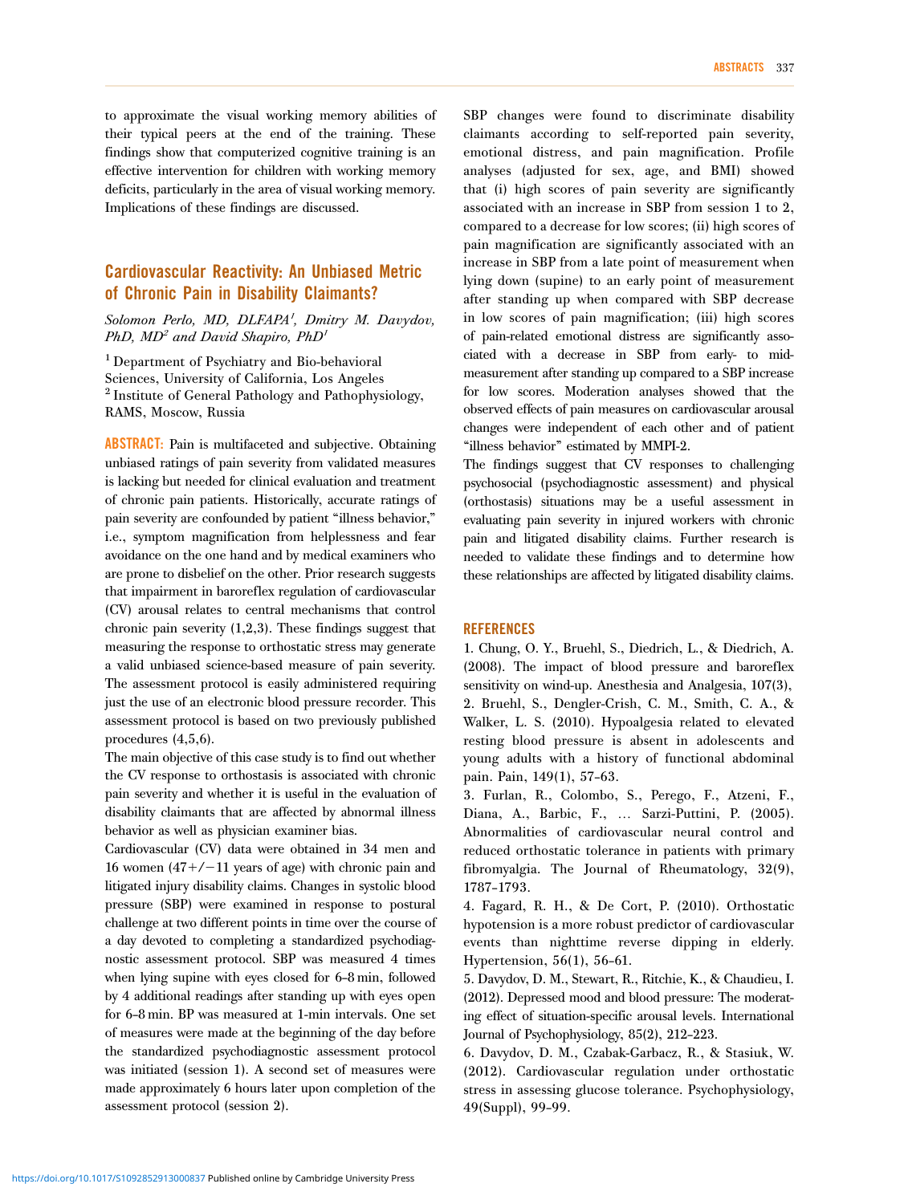to approximate the visual working memory abilities of their typical peers at the end of the training. These findings show that computerized cognitive training is an effective intervention for children with working memory deficits, particularly in the area of visual working memory. Implications of these findings are discussed.

## Cardiovascular Reactivity: An Unbiased Metric of Chronic Pain in Disability Claimants?

*Solomon Perlo, MD, DLFAPA[1], Dmitry M. Davydov, PhD, MD[2] and David Shapiro, PhD[1]*

[1] Department of Psychiatry and Bio-behavioral Sciences, University of California, Los Angeles
[2] Institute of General Pathology and Pathophysiology, RAMS, Moscow, Russia

**ABSTRACT:** Pain is multifaceted and subjective. Obtaining unbiased ratings of pain severity from validated measures is lacking but needed for clinical evaluation and treatment of chronic pain patients. Historically, accurate ratings of pain severity are confounded by patient "illness behavior," i.e., symptom magnification from helplessness and fear avoidance on the one hand and by medical examiners who are prone to disbelief on the other. Prior research suggests that impairment in baroreflex regulation of cardiovascular (CV) arousal relates to central mechanisms that control chronic pain severity (1,2,3). These findings suggest that measuring the response to orthostatic stress may generate a valid unbiased science-based measure of pain severity. The assessment protocol is easily administered requiring just the use of an electronic blood pressure recorder. This assessment protocol is based on two previously published procedures (4,5,6).

The main objective of this case study is to find out whether the CV response to orthostasis is associated with chronic pain severity and whether it is useful in the evaluation of disability claimants that are affected by abnormal illness behavior as well as physician examiner bias.

Cardiovascular (CV) data were obtained in 34 men and 16 women (47+/−11 years of age) with chronic pain and litigated injury disability claims. Changes in systolic blood pressure (SBP) were examined in response to postural challenge at two different points in time over the course of a day devoted to completing a standardized psychodiagnostic assessment protocol. SBP was measured 4 times when lying supine with eyes closed for 6–8 min, followed by 4 additional readings after standing up with eyes open for 6–8 min. BP was measured at 1-min intervals. One set of measures were made at the beginning of the day before the standardized psychodiagnostic assessment protocol was initiated (session 1). A second set of measures were made approximately 6 hours later upon completion of the assessment protocol (session 2).

SBP changes were found to discriminate disability claimants according to self-reported pain severity, emotional distress, and pain magnification. Profile analyses (adjusted for sex, age, and BMI) showed that (i) high scores of pain severity are significantly associated with an increase in SBP from session 1 to 2, compared to a decrease for low scores; (ii) high scores of pain magnification are significantly associated with an increase in SBP from a late point of measurement when lying down (supine) to an early point of measurement after standing up when compared with SBP decrease in low scores of pain magnification; (iii) high scores of pain-related emotional distress are significantly associated with a decrease in SBP from early- to mid-measurement after standing up compared to a SBP increase for low scores. Moderation analyses showed that the observed effects of pain measures on cardiovascular arousal changes were independent of each other and of patient "illness behavior" estimated by MMPI-2.

The findings suggest that CV responses to challenging psychosocial (psychodiagnostic assessment) and physical (orthostasis) situations may be a useful assessment in evaluating pain severity in injured workers with chronic pain and litigated disability claims. Further research is needed to validate these findings and to determine how these relationships are affected by litigated disability claims.

### REFERENCES

1. Chung, O. Y., Bruehl, S., Diedrich, L., & Diedrich, A. (2008). The impact of blood pressure and baroreflex sensitivity on wind-up. Anesthesia and Analgesia, 107(3),
2. Bruehl, S., Dengler-Crish, C. M., Smith, C. A., & Walker, L. S. (2010). Hypoalgesia related to elevated resting blood pressure is absent in adolescents and young adults with a history of functional abdominal pain. Pain, 149(1), 57–63.
3. Furlan, R., Colombo, S., Perego, F., Atzeni, F., Diana, A., Barbic, F., … Sarzi-Puttini, P. (2005). Abnormalities of cardiovascular neural control and reduced orthostatic tolerance in patients with primary fibromyalgia. The Journal of Rheumatology, 32(9), 1787–1793.
4. Fagard, R. H., & De Cort, P. (2010). Orthostatic hypotension is a more robust predictor of cardiovascular events than nighttime reverse dipping in elderly. Hypertension, 56(1), 56–61.
5. Davydov, D. M., Stewart, R., Ritchie, K., & Chaudieu, I. (2012). Depressed mood and blood pressure: The moderating effect of situation-specific arousal levels. International Journal of Psychophysiology, 85(2), 212–223.
6. Davydov, D. M., Czabak-Garbacz, R., & Stasiuk, W. (2012). Cardiovascular regulation under orthostatic stress in assessing glucose tolerance. Psychophysiology, 49(Suppl), 99–99.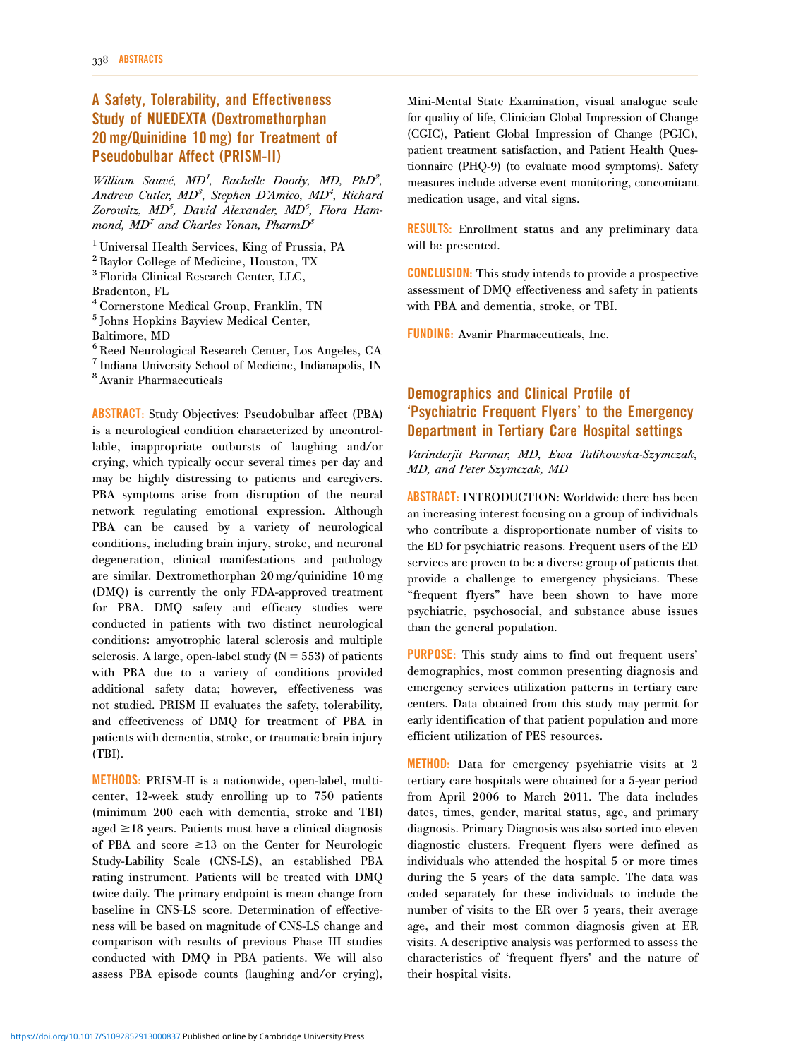## A Safety, Tolerability, and Effectiveness Study of NUEDEXTA (Dextromethorphan 20 mg/Quinidine 10 mg) for Treatment of Pseudobulbar Affect (PRISM-II)

*William Sauvé, MD[1], Rachelle Doody, MD, PhD[2], Andrew Cutler, MD[3], Stephen D'Amico, MD[4], Richard Zorowitz, MD[5], David Alexander, MD[6], Flora Hammond, MD[7] and Charles Yonan, PharmD[8]*

[1] Universal Health Services, King of Prussia, PA
[2] Baylor College of Medicine, Houston, TX
[3] Florida Clinical Research Center, LLC, Bradenton, FL
[4] Cornerstone Medical Group, Franklin, TN
[5] Johns Hopkins Bayview Medical Center, Baltimore, MD
[6] Reed Neurological Research Center, Los Angeles, CA
[7] Indiana University School of Medicine, Indianapolis, IN
[8] Avanir Pharmaceuticals

**ABSTRACT:** Study Objectives: Pseudobulbar affect (PBA) is a neurological condition characterized by uncontrollable, inappropriate outbursts of laughing and/or crying, which typically occur several times per day and may be highly distressing to patients and caregivers. PBA symptoms arise from disruption of the neural network regulating emotional expression. Although PBA can be caused by a variety of neurological conditions, including brain injury, stroke, and neuronal degeneration, clinical manifestations and pathology are similar. Dextromethorphan 20 mg/quinidine 10 mg (DMQ) is currently the only FDA-approved treatment for PBA. DMQ safety and efficacy studies were conducted in patients with two distinct neurological conditions: amyotrophic lateral sclerosis and multiple sclerosis. A large, open-label study ($N = 553$) of patients with PBA due to a variety of conditions provided additional safety data; however, effectiveness was not studied. PRISM II evaluates the safety, tolerability, and effectiveness of DMQ for treatment of PBA in patients with dementia, stroke, or traumatic brain injury (TBI).

**METHODS:** PRISM-II is a nationwide, open-label, multicenter, 12-week study enrolling up to 750 patients (minimum 200 each with dementia, stroke and TBI) aged $\geq$18 years. Patients must have a clinical diagnosis of PBA and score $\geq$13 on the Center for Neurologic Study-Lability Scale (CNS-LS), an established PBA rating instrument. Patients will be treated with DMQ twice daily. The primary endpoint is mean change from baseline in CNS-LS score. Determination of effectiveness will be based on magnitude of CNS-LS change and comparison with results of previous Phase III studies conducted with DMQ in PBA patients. We will also assess PBA episode counts (laughing and/or crying), Mini-Mental State Examination, visual analogue scale for quality of life, Clinician Global Impression of Change (CGIC), Patient Global Impression of Change (PGIC), patient treatment satisfaction, and Patient Health Questionnaire (PHQ-9) (to evaluate mood symptoms). Safety measures include adverse event monitoring, concomitant medication usage, and vital signs.

**RESULTS:** Enrollment status and any preliminary data will be presented.

**CONCLUSION:** This study intends to provide a prospective assessment of DMQ effectiveness and safety in patients with PBA and dementia, stroke, or TBI.

**FUNDING:** Avanir Pharmaceuticals, Inc.

## Demographics and Clinical Profile of 'Psychiatric Frequent Flyers' to the Emergency Department in Tertiary Care Hospital settings

*Varinderjit Parmar, MD, Ewa Talikowska-Szymczak, MD, and Peter Szymczak, MD*

**ABSTRACT:** INTRODUCTION: Worldwide there has been an increasing interest focusing on a group of individuals who contribute a disproportionate number of visits to the ED for psychiatric reasons. Frequent users of the ED services are proven to be a diverse group of patients that provide a challenge to emergency physicians. These "frequent flyers" have been shown to have more psychiatric, psychosocial, and substance abuse issues than the general population.

**PURPOSE:** This study aims to find out frequent users' demographics, most common presenting diagnosis and emergency services utilization patterns in tertiary care centers. Data obtained from this study may permit for early identification of that patient population and more efficient utilization of PES resources.

**METHOD:** Data for emergency psychiatric visits at 2 tertiary care hospitals were obtained for a 5-year period from April 2006 to March 2011. The data includes dates, times, gender, marital status, age, and primary diagnosis. Primary Diagnosis was also sorted into eleven diagnostic clusters. Frequent flyers were defined as individuals who attended the hospital 5 or more times during the 5 years of the data sample. The data was coded separately for these individuals to include the number of visits to the ER over 5 years, their average age, and their most common diagnosis given at ER visits. A descriptive analysis was performed to assess the characteristics of 'frequent flyers' and the nature of their hospital visits.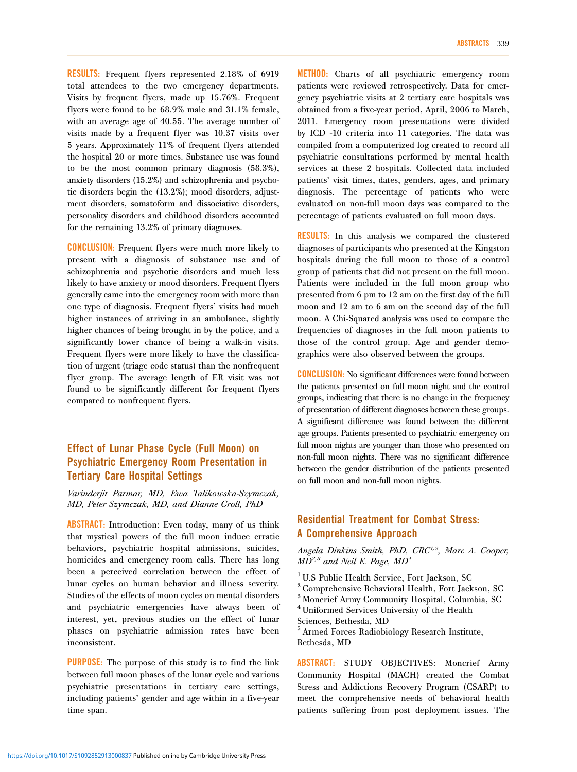**RESULTS:** Frequent flyers represented 2.18% of 6919 total attendees to the two emergency departments. Visits by frequent flyers, made up 15.76%. Frequent flyers were found to be 68.9% male and 31.1% female, with an average age of 40.55. The average number of visits made by a frequent flyer was 10.37 visits over 5 years. Approximately 11% of frequent flyers attended the hospital 20 or more times. Substance use was found to be the most common primary diagnosis (58.3%), anxiety disorders (15.2%) and schizophrenia and psychotic disorders begin the (13.2%); mood disorders, adjustment disorders, somatoform and dissociative disorders, personality disorders and childhood disorders accounted for the remaining 13.2% of primary diagnoses.

**CONCLUSION:** Frequent flyers were much more likely to present with a diagnosis of substance use and of schizophrenia and psychotic disorders and much less likely to have anxiety or mood disorders. Frequent flyers generally came into the emergency room with more than one type of diagnosis. Frequent flyers' visits had much higher instances of arriving in an ambulance, slightly higher chances of being brought in by the police, and a significantly lower chance of being a walk-in visits. Frequent flyers were more likely to have the classification of urgent (triage code status) than the nonfrequent flyer group. The average length of ER visit was not found to be significantly different for frequent flyers compared to nonfrequent flyers.

## Effect of Lunar Phase Cycle (Full Moon) on Psychiatric Emergency Room Presentation in Tertiary Care Hospital Settings

*Varinderjit Parmar, MD, Ewa Talikowska-Szymczak, MD, Peter Szymczak, MD, and Dianne Groll, PhD*

**ABSTRACT:** Introduction: Even today, many of us think that mystical powers of the full moon induce erratic behaviors, psychiatric hospital admissions, suicides, homicides and emergency room calls. There has long been a perceived correlation between the effect of lunar cycles on human behavior and illness severity. Studies of the effects of moon cycles on mental disorders and psychiatric emergencies have always been of interest, yet, previous studies on the effect of lunar phases on psychiatric admission rates have been inconsistent.

**PURPOSE:** The purpose of this study is to find the link between full moon phases of the lunar cycle and various psychiatric presentations in tertiary care settings, including patients' gender and age within in a five-year time span.

**METHOD:** Charts of all psychiatric emergency room patients were reviewed retrospectively. Data for emergency psychiatric visits at 2 tertiary care hospitals was obtained from a five-year period, April, 2006 to March, 2011. Emergency room presentations were divided by ICD -10 criteria into 11 categories. The data was compiled from a computerized log created to record all psychiatric consultations performed by mental health services at these 2 hospitals. Collected data included patients' visit times, dates, genders, ages, and primary diagnosis. The percentage of patients who were evaluated on non-full moon days was compared to the percentage of patients evaluated on full moon days.

**RESULTS:** In this analysis we compared the clustered diagnoses of participants who presented at the Kingston hospitals during the full moon to those of a control group of patients that did not present on the full moon. Patients were included in the full moon group who presented from 6 pm to 12 am on the first day of the full moon and 12 am to 6 am on the second day of the full moon. A Chi-Squared analysis was used to compare the frequencies of diagnoses in the full moon patients to those of the control group. Age and gender demographics were also observed between the groups.

**CONCLUSION:** No significant differences were found between the patients presented on full moon night and the control groups, indicating that there is no change in the frequency of presentation of different diagnoses between these groups. A significant difference was found between the different age groups. Patients presented to psychiatric emergency on full moon nights are younger than those who presented on non-full moon nights. There was no significant difference between the gender distribution of the patients presented on full moon and non-full moon nights.

## Residential Treatment for Combat Stress: A Comprehensive Approach

*Angela Dinkins Smith, PhD, CRC[1,2], Marc A. Cooper, MD[2,3] and Neil E. Page, MD[4]*

[1] U.S Public Health Service, Fort Jackson, SC
[2] Comprehensive Behavioral Health, Fort Jackson, SC
[3] Moncrief Army Community Hospital, Columbia, SC
[4] Uniformed Services University of the Health Sciences, Bethesda, MD
[5] Armed Forces Radiobiology Research Institute, Bethesda, MD

**ABSTRACT:** STUDY OBJECTIVES: Moncrief Army Community Hospital (MACH) created the Combat Stress and Addictions Recovery Program (CSARP) to meet the comprehensive needs of behavioral health patients suffering from post deployment issues. The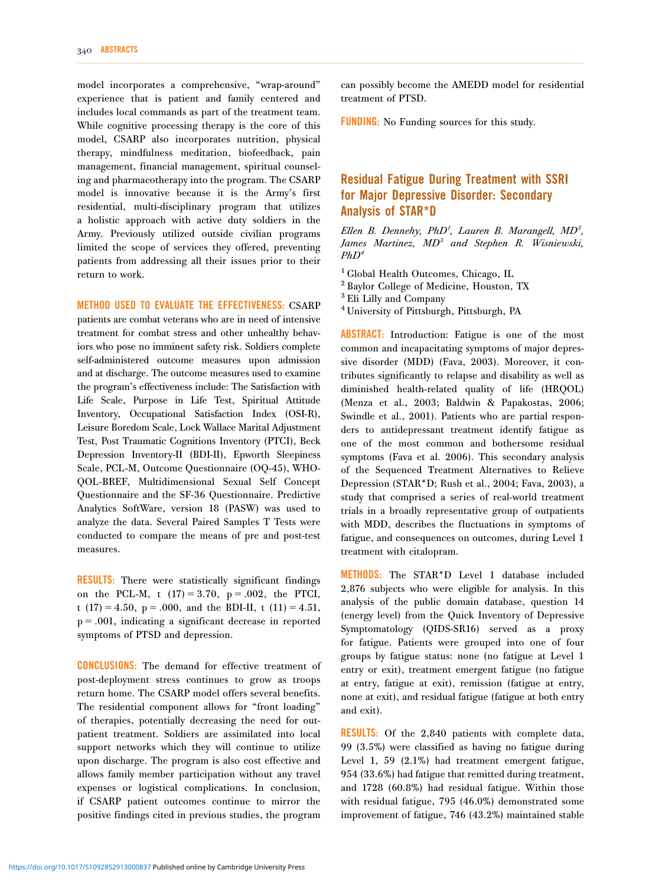model incorporates a comprehensive, "wrap-around" experience that is patient and family centered and includes local commands as part of the treatment team. While cognitive processing therapy is the core of this model, CSARP also incorporates nutrition, physical therapy, mindfulness meditation, biofeedback, pain management, financial management, spiritual counseling and pharmacotherapy into the program. The CSARP model is innovative because it is the Army's first residential, multi-disciplinary program that utilizes a holistic approach with active duty soldiers in the Army. Previously utilized outside civilian programs limited the scope of services they offered, preventing patients from addressing all their issues prior to their return to work.

**METHOD USED TO EVALUATE THE EFFECTIVENESS:** CSARP patients are combat veterans who are in need of intensive treatment for combat stress and other unhealthy behaviors who pose no imminent safety risk. Soldiers complete self-administered outcome measures upon admission and at discharge. The outcome measures used to examine the program's effectiveness include: The Satisfaction with Life Scale, Purpose in Life Test, Spiritual Attitude Inventory, Occupational Satisfaction Index (OSI-R), Leisure Boredom Scale, Lock Wallace Marital Adjustment Test, Post Traumatic Cognitions Inventory (PTCI), Beck Depression Inventory-II (BDI-II), Epworth Sleepiness Scale, PCL-M, Outcome Questionnaire (OQ-45), WHO-QOL-BREF, Multidimensional Sexual Self Concept Questionnaire and the SF-36 Questionnaire. Predictive Analytics SoftWare, version 18 (PASW) was used to analyze the data. Several Paired Samples T Tests were conducted to compare the means of pre and post-test measures.

**RESULTS:** There were statistically significant findings on the PCL-M, $t(17) = 3.70$, $p = .002$, the PTCI, $t(17) = 4.50$, $p = .000$, and the BDI-II, $t(11) = 4.51$, $p = .001$, indicating a significant decrease in reported symptoms of PTSD and depression.

**CONCLUSIONS:** The demand for effective treatment of post-deployment stress continues to grow as troops return home. The CSARP model offers several benefits. The residential component allows for "front loading" of therapies, potentially decreasing the need for outpatient treatment. Soldiers are assimilated into local support networks which they will continue to utilize upon discharge. The program is also cost effective and allows family member participation without any travel expenses or logistical complications. In conclusion, if CSARP patient outcomes continue to mirror the positive findings cited in previous studies, the program can possibly become the AMEDD model for residential treatment of PTSD.

**FUNDING:** No Funding sources for this study.

## Residual Fatigue During Treatment with SSRI for Major Depressive Disorder: Secondary Analysis of STAR*D

*Ellen B. Dennehy, PhD[1], Lauren B. Marangell, MD[3], James Martinez, MD[3] and Stephen R. Wisniewski, PhD[4]*

[1] Global Health Outcomes, Chicago, IL
[2] Baylor College of Medicine, Houston, TX
[3] Eli Lilly and Company
[4] University of Pittsburgh, Pittsburgh, PA

**ABSTRACT:** Introduction: Fatigue is one of the most common and incapacitating symptoms of major depressive disorder (MDD) (Fava, 2003). Moreover, it contributes significantly to relapse and disability as well as diminished health-related quality of life (HRQOL) (Menza et al., 2003; Baldwin & Papakostas, 2006; Swindle et al., 2001). Patients who are partial responders to antidepressant treatment identify fatigue as one of the most common and bothersome residual symptoms (Fava et al. 2006). This secondary analysis of the Sequenced Treatment Alternatives to Relieve Depression (STAR*D; Rush et al., 2004; Fava, 2003), a study that comprised a series of real-world treatment trials in a broadly representative group of outpatients with MDD, describes the fluctuations in symptoms of fatigue, and consequences on outcomes, during Level 1 treatment with citalopram.

**METHODS:** The STAR*D Level 1 database included 2,876 subjects who were eligible for analysis. In this analysis of the public domain database, question 14 (energy level) from the Quick Inventory of Depressive Symptomatology (QIDS-SR16) served as a proxy for fatigue. Patients were grouped into one of four groups by fatigue status: none (no fatigue at Level 1 entry or exit), treatment emergent fatigue (no fatigue at entry, fatigue at exit), remission (fatigue at entry, none at exit), and residual fatigue (fatigue at both entry and exit).

**RESULTS:** Of the 2,840 patients with complete data, 99 (3.5%) were classified as having no fatigue during Level 1, 59 (2.1%) had treatment emergent fatigue, 954 (33.6%) had fatigue that remitted during treatment, and 1728 (60.8%) had residual fatigue. Within those with residual fatigue, 795 (46.0%) demonstrated some improvement of fatigue, 746 (43.2%) maintained stable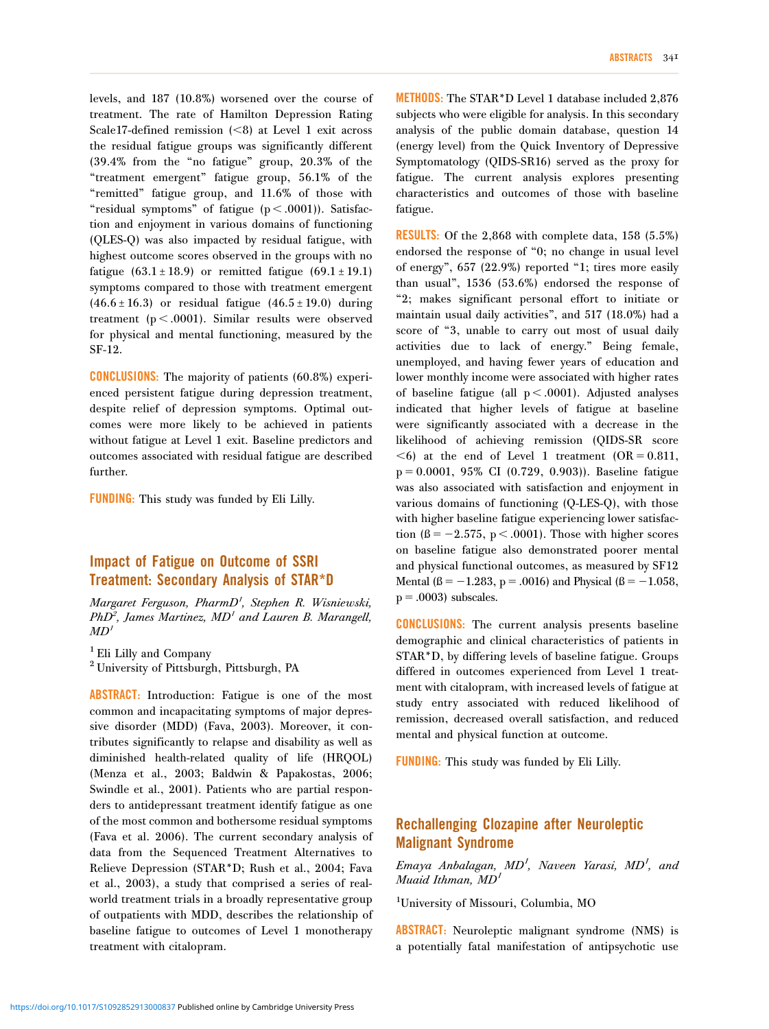levels, and 187 (10.8%) worsened over the course of treatment. The rate of Hamilton Depression Rating Scale17-defined remission (<8) at Level 1 exit across the residual fatigue groups was significantly different (39.4% from the "no fatigue" group, 20.3% of the "treatment emergent" fatigue group, 56.1% of the "remitted" fatigue group, and 11.6% of those with "residual symptoms" of fatigue ($p < .0001$)). Satisfaction and enjoyment in various domains of functioning (QLES-Q) was also impacted by residual fatigue, with highest outcome scores observed in the groups with no fatigue ($63.1 \pm 18.9$) or remitted fatigue ($69.1 \pm 19.1$) symptoms compared to those with treatment emergent ($46.6 \pm 16.3$) or residual fatigue ($46.5 \pm 19.0$) during treatment ($p < .0001$). Similar results were observed for physical and mental functioning, measured by the SF-12.

**CONCLUSIONS:** The majority of patients (60.8%) experienced persistent fatigue during depression treatment, despite relief of depression symptoms. Optimal outcomes were more likely to be achieved in patients without fatigue at Level 1 exit. Baseline predictors and outcomes associated with residual fatigue are described further.

**FUNDING:** This study was funded by Eli Lilly.

## Impact of Fatigue on Outcome of SSRI Treatment: Secondary Analysis of STAR*D

*Margaret Ferguson, PharmD[1], Stephen R. Wisniewski, PhD[2], James Martinez, MD[1] and Lauren B. Marangell, MD[1]*

[1] Eli Lilly and Company
[2] University of Pittsburgh, Pittsburgh, PA

**ABSTRACT:** Introduction: Fatigue is one of the most common and incapacitating symptoms of major depressive disorder (MDD) (Fava, 2003). Moreover, it contributes significantly to relapse and disability as well as diminished health-related quality of life (HRQOL) (Menza et al., 2003; Baldwin & Papakostas, 2006; Swindle et al., 2001). Patients who are partial responders to antidepressant treatment identify fatigue as one of the most common and bothersome residual symptoms (Fava et al. 2006). The current secondary analysis of data from the Sequenced Treatment Alternatives to Relieve Depression (STAR*D; Rush et al., 2004; Fava et al., 2003), a study that comprised a series of real-world treatment trials in a broadly representative group of outpatients with MDD, describes the relationship of baseline fatigue to outcomes of Level 1 monotherapy treatment with citalopram.

**METHODS:** The STAR*D Level 1 database included 2,876 subjects who were eligible for analysis. In this secondary analysis of the public domain database, question 14 (energy level) from the Quick Inventory of Depressive Symptomatology (QIDS-SR16) served as the proxy for fatigue. The current analysis explores presenting characteristics and outcomes of those with baseline fatigue.

**RESULTS:** Of the 2,868 with complete data, 158 (5.5%) endorsed the response of "0; no change in usual level of energy", 657 (22.9%) reported "1; tires more easily than usual", 1536 (53.6%) endorsed the response of "2; makes significant personal effort to initiate or maintain usual daily activities", and 517 (18.0%) had a score of "3, unable to carry out most of usual daily activities due to lack of energy." Being female, unemployed, and having fewer years of education and lower monthly income were associated with higher rates of baseline fatigue (all $p < .0001$). Adjusted analyses indicated that higher levels of fatigue at baseline were significantly associated with a decrease in the likelihood of achieving remission (QIDS-SR score <6) at the end of Level 1 treatment (OR = 0.811, $p = 0.0001$, 95% CI (0.729, 0.903)). Baseline fatigue was also associated with satisfaction and enjoyment in various domains of functioning (Q-LES-Q), with those with higher baseline fatigue experiencing lower satisfaction ($\beta = -2.575$, $p < .0001$). Those with higher scores on baseline fatigue also demonstrated poorer mental and physical functional outcomes, as measured by SF12 Mental ($\beta = -1.283$, $p = .0016$) and Physical ($\beta = -1.058$, $p = .0003$) subscales.

**CONCLUSIONS:** The current analysis presents baseline demographic and clinical characteristics of patients in STAR*D, by differing levels of baseline fatigue. Groups differed in outcomes experienced from Level 1 treatment with citalopram, with increased levels of fatigue at study entry associated with reduced likelihood of remission, decreased overall satisfaction, and reduced mental and physical function at outcome.

**FUNDING:** This study was funded by Eli Lilly.

## Rechallenging Clozapine after Neuroleptic Malignant Syndrome

*Emaya Anbalagan, MD[1], Naveen Yarasi, MD[1], and Muaid Ithman, MD[1]*

[1] University of Missouri, Columbia, MO

**ABSTRACT:** Neuroleptic malignant syndrome (NMS) is a potentially fatal manifestation of antipsychotic use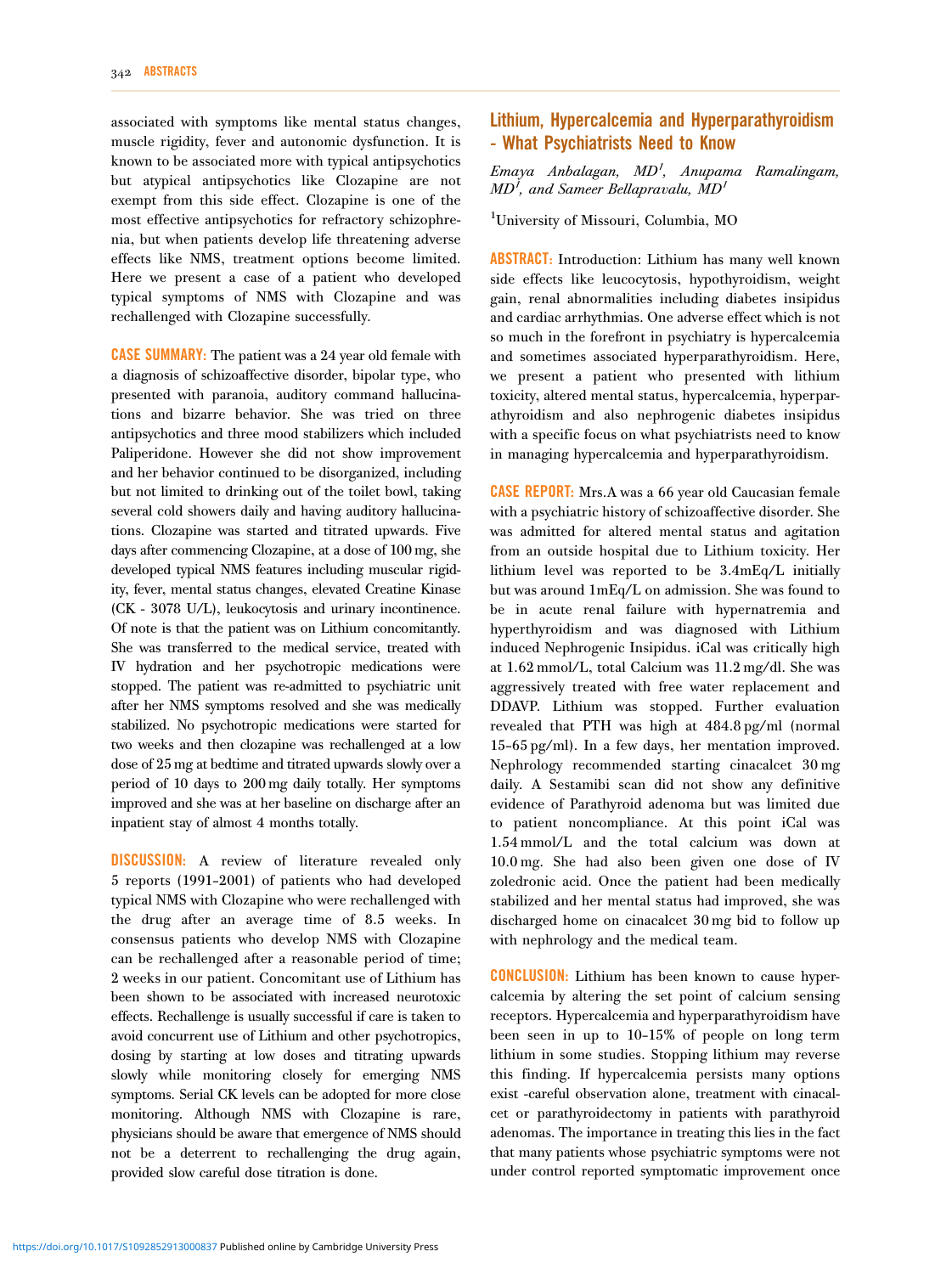associated with symptoms like mental status changes, muscle rigidity, fever and autonomic dysfunction. It is known to be associated more with typical antipsychotics but atypical antipsychotics like Clozapine are not exempt from this side effect. Clozapine is one of the most effective antipsychotics for refractory schizophrenia, but when patients develop life threatening adverse effects like NMS, treatment options become limited. Here we present a case of a patient who developed typical symptoms of NMS with Clozapine and was rechallenged with Clozapine successfully.

**CASE SUMMARY:** The patient was a 24 year old female with a diagnosis of schizoaffective disorder, bipolar type, who presented with paranoia, auditory command hallucinations and bizarre behavior. She was tried on three antipsychotics and three mood stabilizers which included Paliperidone. However she did not show improvement and her behavior continued to be disorganized, including but not limited to drinking out of the toilet bowl, taking several cold showers daily and having auditory hallucinations. Clozapine was started and titrated upwards. Five days after commencing Clozapine, at a dose of 100 mg, she developed typical NMS features including muscular rigidity, fever, mental status changes, elevated Creatine Kinase (CK - 3078 U/L), leukocytosis and urinary incontinence. Of note is that the patient was on Lithium concomitantly. She was transferred to the medical service, treated with IV hydration and her psychotropic medications were stopped. The patient was re-admitted to psychiatric unit after her NMS symptoms resolved and she was medically stabilized. No psychotropic medications were started for two weeks and then clozapine was rechallenged at a low dose of 25 mg at bedtime and titrated upwards slowly over a period of 10 days to 200 mg daily totally. Her symptoms improved and she was at her baseline on discharge after an inpatient stay of almost 4 months totally.

**DISCUSSION:** A review of literature revealed only 5 reports (1991–2001) of patients who had developed typical NMS with Clozapine who were rechallenged with the drug after an average time of 8.5 weeks. In consensus patients who develop NMS with Clozapine can be rechallenged after a reasonable period of time; 2 weeks in our patient. Concomitant use of Lithium has been shown to be associated with increased neurotoxic effects. Rechallenge is usually successful if care is taken to avoid concurrent use of Lithium and other psychotropics, dosing by starting at low doses and titrating upwards slowly while monitoring closely for emerging NMS symptoms. Serial CK levels can be adopted for more close monitoring. Although NMS with Clozapine is rare, physicians should be aware that emergence of NMS should not be a deterrent to rechallenging the drug again, provided slow careful dose titration is done.

## Lithium, Hypercalcemia and Hyperparathyroidism - What Psychiatrists Need to Know

*Emaya Anbalagan, MD[1], Anupama Ramalingam, MD[1], and Sameer Bellapravalu, MD[1]*

[1]University of Missouri, Columbia, MO

**ABSTRACT:** Introduction: Lithium has many well known side effects like leucocytosis, hypothyroidism, weight gain, renal abnormalities including diabetes insipidus and cardiac arrhythmias. One adverse effect which is not so much in the forefront in psychiatry is hypercalcemia and sometimes associated hyperparathyroidism. Here, we present a patient who presented with lithium toxicity, altered mental status, hypercalcemia, hyperparathyroidism and also nephrogenic diabetes insipidus with a specific focus on what psychiatrists need to know in managing hypercalcemia and hyperparathyroidism.

**CASE REPORT:** Mrs.A was a 66 year old Caucasian female with a psychiatric history of schizoaffective disorder. She was admitted for altered mental status and agitation from an outside hospital due to Lithium toxicity. Her lithium level was reported to be 3.4mEq/L initially but was around 1mEq/L on admission. She was found to be in acute renal failure with hypernatremia and hyperthyroidism and was diagnosed with Lithium induced Nephrogenic Insipidus. iCal was critically high at 1.62 mmol/L, total Calcium was 11.2 mg/dl. She was aggressively treated with free water replacement and DDAVP. Lithium was stopped. Further evaluation revealed that PTH was high at 484.8 pg/ml (normal 15–65 pg/ml). In a few days, her mentation improved. Nephrology recommended starting cinacalcet 30 mg daily. A Sestamibi scan did not show any definitive evidence of Parathyroid adenoma but was limited due to patient noncompliance. At this point iCal was 1.54 mmol/L and the total calcium was down at 10.0 mg. She had also been given one dose of IV zoledronic acid. Once the patient had been medically stabilized and her mental status had improved, she was discharged home on cinacalcet 30 mg bid to follow up with nephrology and the medical team.

**CONCLUSION:** Lithium has been known to cause hypercalcemia by altering the set point of calcium sensing receptors. Hypercalcemia and hyperparathyroidism have been seen in up to 10–15% of people on long term lithium in some studies. Stopping lithium may reverse this finding. If hypercalcemia persists many options exist -careful observation alone, treatment with cinacalcet or parathyroidectomy in patients with parathyroid adenomas. The importance in treating this lies in the fact that many patients whose psychiatric symptoms were not under control reported symptomatic improvement once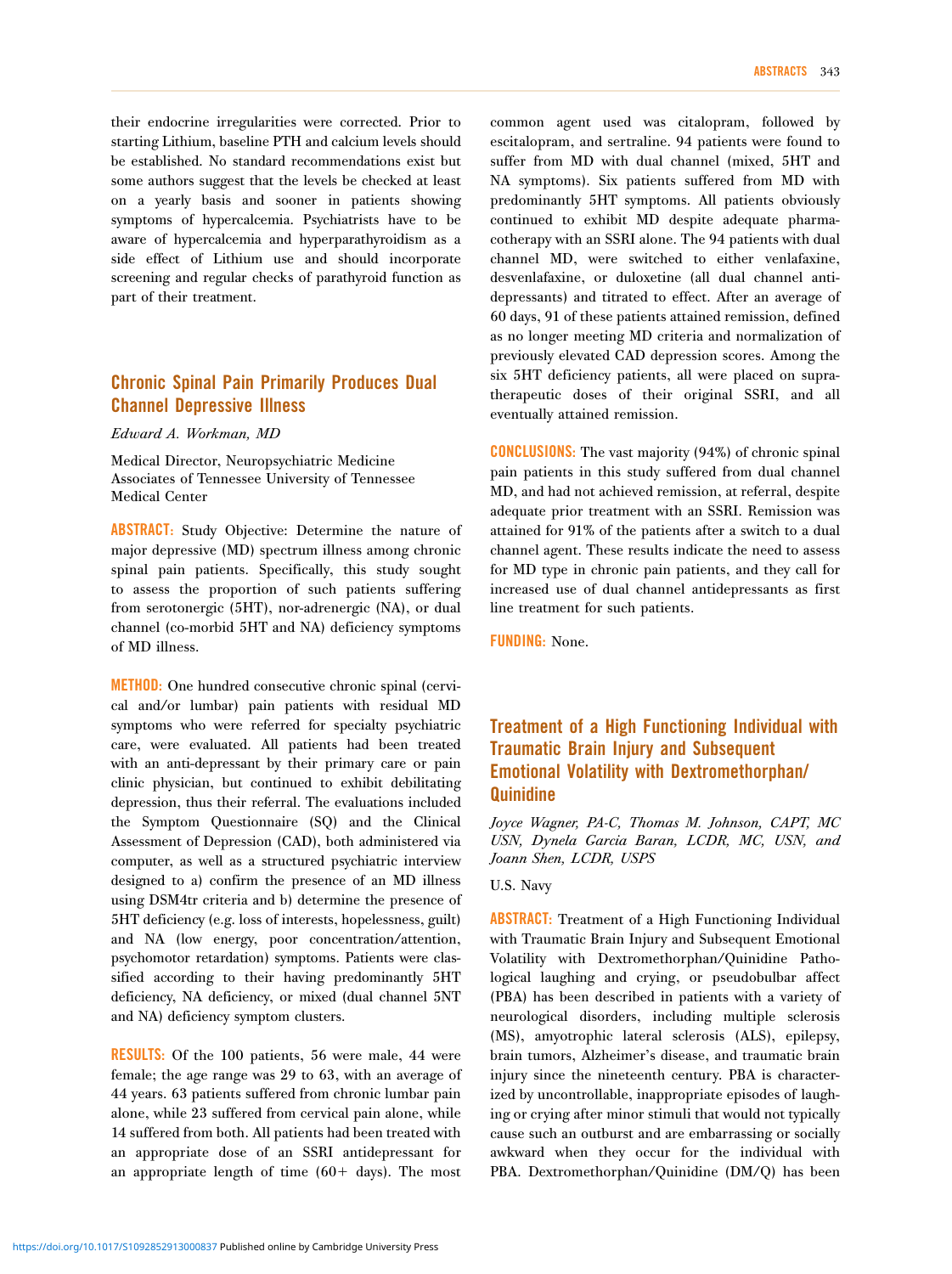their endocrine irregularities were corrected. Prior to starting Lithium, baseline PTH and calcium levels should be established. No standard recommendations exist but some authors suggest that the levels be checked at least on a yearly basis and sooner in patients showing symptoms of hypercalcemia. Psychiatrists have to be aware of hypercalcemia and hyperparathyroidism as a side effect of Lithium use and should incorporate screening and regular checks of parathyroid function as part of their treatment.

## Chronic Spinal Pain Primarily Produces Dual Channel Depressive Illness

*Edward A. Workman, MD*

Medical Director, Neuropsychiatric Medicine Associates of Tennessee University of Tennessee Medical Center

**ABSTRACT:** Study Objective: Determine the nature of major depressive (MD) spectrum illness among chronic spinal pain patients. Specifically, this study sought to assess the proportion of such patients suffering from serotonergic (5HT), nor-adrenergic (NA), or dual channel (co-morbid 5HT and NA) deficiency symptoms of MD illness.

**METHOD:** One hundred consecutive chronic spinal (cervical and/or lumbar) pain patients with residual MD symptoms who were referred for specialty psychiatric care, were evaluated. All patients had been treated with an anti-depressant by their primary care or pain clinic physician, but continued to exhibit debilitating depression, thus their referral. The evaluations included the Symptom Questionnaire (SQ) and the Clinical Assessment of Depression (CAD), both administered via computer, as well as a structured psychiatric interview designed to a) confirm the presence of an MD illness using DSM4tr criteria and b) determine the presence of 5HT deficiency (e.g. loss of interests, hopelessness, guilt) and NA (low energy, poor concentration/attention, psychomotor retardation) symptoms. Patients were classified according to their having predominantly 5HT deficiency, NA deficiency, or mixed (dual channel 5NT and NA) deficiency symptom clusters.

**RESULTS:** Of the 100 patients, 56 were male, 44 were female; the age range was 29 to 63, with an average of 44 years. 63 patients suffered from chronic lumbar pain alone, while 23 suffered from cervical pain alone, while 14 suffered from both. All patients had been treated with an appropriate dose of an SSRI antidepressant for an appropriate length of time (60+ days). The most common agent used was citalopram, followed by escitalopram, and sertraline. 94 patients were found to suffer from MD with dual channel (mixed, 5HT and NA symptoms). Six patients suffered from MD with predominantly 5HT symptoms. All patients obviously continued to exhibit MD despite adequate pharmacotherapy with an SSRI alone. The 94 patients with dual channel MD, were switched to either venlafaxine, desvenlafaxine, or duloxetine (all dual channel antidepressants) and titrated to effect. After an average of 60 days, 91 of these patients attained remission, defined as no longer meeting MD criteria and normalization of previously elevated CAD depression scores. Among the six 5HT deficiency patients, all were placed on supratherapeutic doses of their original SSRI, and all eventually attained remission.

**CONCLUSIONS:** The vast majority (94%) of chronic spinal pain patients in this study suffered from dual channel MD, and had not achieved remission, at referral, despite adequate prior treatment with an SSRI. Remission was attained for 91% of the patients after a switch to a dual channel agent. These results indicate the need to assess for MD type in chronic pain patients, and they call for increased use of dual channel antidepressants as first line treatment for such patients.

**FUNDING:** None.

## Treatment of a High Functioning Individual with Traumatic Brain Injury and Subsequent Emotional Volatility with Dextromethorphan/Quinidine

*Joyce Wagner, PA-C, Thomas M. Johnson, CAPT, MC USN, Dynela Garcia Baran, LCDR, MC, USN, and Joann Shen, LCDR, USPS*

U.S. Navy

**ABSTRACT:** Treatment of a High Functioning Individual with Traumatic Brain Injury and Subsequent Emotional Volatility with Dextromethorphan/Quinidine Pathological laughing and crying, or pseudobulbar affect (PBA) has been described in patients with a variety of neurological disorders, including multiple sclerosis (MS), amyotrophic lateral sclerosis (ALS), epilepsy, brain tumors, Alzheimer's disease, and traumatic brain injury since the nineteenth century. PBA is characterized by uncontrollable, inappropriate episodes of laughing or crying after minor stimuli that would not typically cause such an outburst and are embarrassing or socially awkward when they occur for the individual with PBA. Dextromethorphan/Quinidine (DM/Q) has been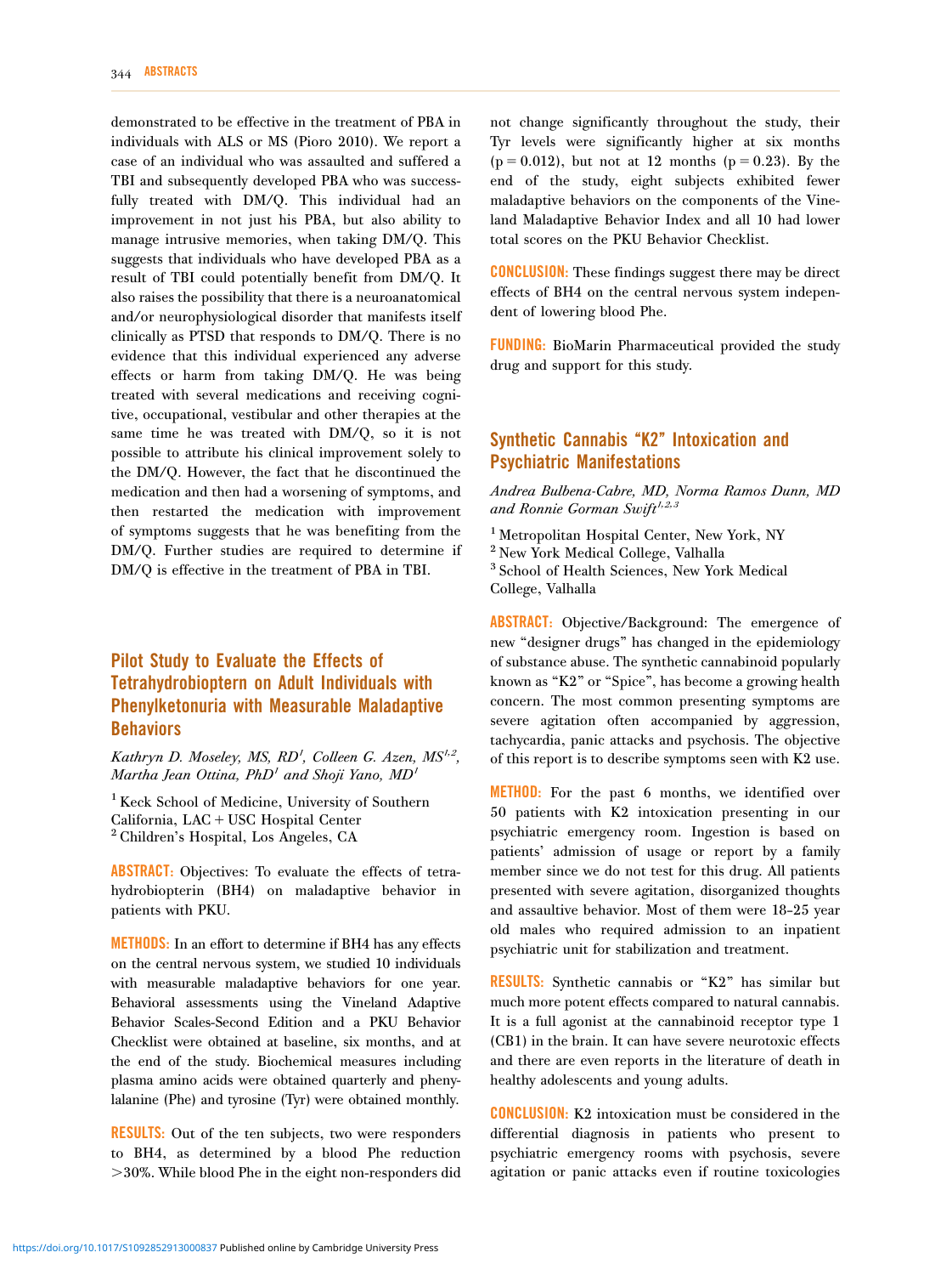demonstrated to be effective in the treatment of PBA in individuals with ALS or MS (Pioro 2010). We report a case of an individual who was assaulted and suffered a TBI and subsequently developed PBA who was successfully treated with DM/Q. This individual had an improvement in not just his PBA, but also ability to manage intrusive memories, when taking DM/Q. This suggests that individuals who have developed PBA as a result of TBI could potentially benefit from DM/Q. It also raises the possibility that there is a neuroanatomical and/or neurophysiological disorder that manifests itself clinically as PTSD that responds to DM/Q. There is no evidence that this individual experienced any adverse effects or harm from taking DM/Q. He was being treated with several medications and receiving cognitive, occupational, vestibular and other therapies at the same time he was treated with DM/Q, so it is not possible to attribute his clinical improvement solely to the DM/Q. However, the fact that he discontinued the medication and then had a worsening of symptoms, and then restarted the medication with improvement of symptoms suggests that he was benefiting from the DM/Q. Further studies are required to determine if DM/Q is effective in the treatment of PBA in TBI.

## Pilot Study to Evaluate the Effects of Tetrahydrobioptern on Adult Individuals with Phenylketonuria with Measurable Maladaptive Behaviors

*Kathryn D. Moseley, MS, RD[1], Colleen G. Azen, MS[1,2], Martha Jean Ottina, PhD[1] and Shoji Yano, MD[1]*

[1] Keck School of Medicine, University of Southern California, LAC + USC Hospital Center
[2] Children's Hospital, Los Angeles, CA

**ABSTRACT:** Objectives: To evaluate the effects of tetrahydrobiopterin (BH4) on maladaptive behavior in patients with PKU.

**METHODS:** In an effort to determine if BH4 has any effects on the central nervous system, we studied 10 individuals with measurable maladaptive behaviors for one year. Behavioral assessments using the Vineland Adaptive Behavior Scales-Second Edition and a PKU Behavior Checklist were obtained at baseline, six months, and at the end of the study. Biochemical measures including plasma amino acids were obtained quarterly and phenylalanine (Phe) and tyrosine (Tyr) were obtained monthly.

**RESULTS:** Out of the ten subjects, two were responders to BH4, as determined by a blood Phe reduction >30%. While blood Phe in the eight non-responders did not change significantly throughout the study, their Tyr levels were significantly higher at six months ($p = 0.012$), but not at 12 months ($p = 0.23$). By the end of the study, eight subjects exhibited fewer maladaptive behaviors on the components of the Vineland Maladaptive Behavior Index and all 10 had lower total scores on the PKU Behavior Checklist.

**CONCLUSION:** These findings suggest there may be direct effects of BH4 on the central nervous system independent of lowering blood Phe.

**FUNDING:** BioMarin Pharmaceutical provided the study drug and support for this study.

## Synthetic Cannabis "K2" Intoxication and Psychiatric Manifestations

*Andrea Bulbena-Cabre, MD, Norma Ramos Dunn, MD and Ronnie Gorman Swift[1,2,3]*

[1] Metropolitan Hospital Center, New York, NY
[2] New York Medical College, Valhalla
[3] School of Health Sciences, New York Medical College, Valhalla

**ABSTRACT:** Objective/Background: The emergence of new "designer drugs" has changed in the epidemiology of substance abuse. The synthetic cannabinoid popularly known as "K2" or "Spice", has become a growing health concern. The most common presenting symptoms are severe agitation often accompanied by aggression, tachycardia, panic attacks and psychosis. The objective of this report is to describe symptoms seen with K2 use.

**METHOD:** For the past 6 months, we identified over 50 patients with K2 intoxication presenting in our psychiatric emergency room. Ingestion is based on patients' admission of usage or report by a family member since we do not test for this drug. All patients presented with severe agitation, disorganized thoughts and assaultive behavior. Most of them were 18–25 year old males who required admission to an inpatient psychiatric unit for stabilization and treatment.

**RESULTS:** Synthetic cannabis or "K2" has similar but much more potent effects compared to natural cannabis. It is a full agonist at the cannabinoid receptor type 1 (CB1) in the brain. It can have severe neurotoxic effects and there are even reports in the literature of death in healthy adolescents and young adults.

**CONCLUSION:** K2 intoxication must be considered in the differential diagnosis in patients who present to psychiatric emergency rooms with psychosis, severe agitation or panic attacks even if routine toxicologies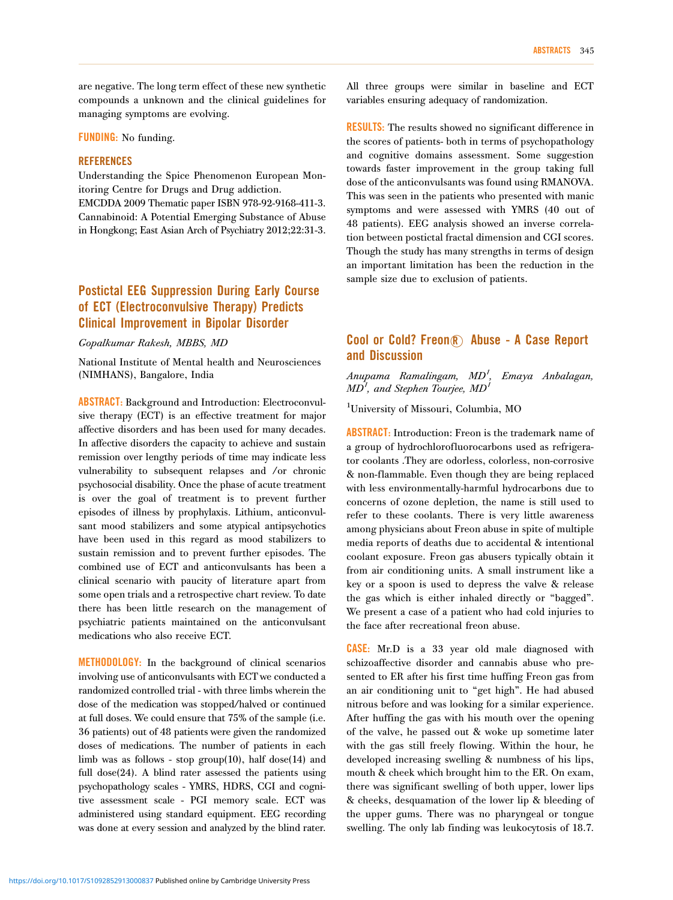are negative. The long term effect of these new synthetic compounds a unknown and the clinical guidelines for managing symptoms are evolving.

**FUNDING:** No funding.

**REFERENCES**

Understanding the Spice Phenomenon European Monitoring Centre for Drugs and Drug addiction.
EMCDDA 2009 Thematic paper ISBN 978-92-9168-411-3.
Cannabinoid: A Potential Emerging Substance of Abuse in Hongkong; East Asian Arch of Psychiatry 2012;22:31-3.

## Postictal EEG Suppression During Early Course of ECT (Electroconvulsive Therapy) Predicts Clinical Improvement in Bipolar Disorder

*Gopalkumar Rakesh, MBBS, MD*

National Institute of Mental health and Neurosciences (NIMHANS), Bangalore, India

**ABSTRACT:** Background and Introduction: Electroconvulsive therapy (ECT) is an effective treatment for major affective disorders and has been used for many decades. In affective disorders the capacity to achieve and sustain remission over lengthy periods of time may indicate less vulnerability to subsequent relapses and /or chronic psychosocial disability. Once the phase of acute treatment is over the goal of treatment is to prevent further episodes of illness by prophylaxis. Lithium, anticonvulsant mood stabilizers and some atypical antipsychotics have been used in this regard as mood stabilizers to sustain remission and to prevent further episodes. The combined use of ECT and anticonvulsants has been a clinical scenario with paucity of literature apart from some open trials and a retrospective chart review. To date there has been little research on the management of psychiatric patients maintained on the anticonvulsant medications who also receive ECT.

**METHODOLOGY:** In the background of clinical scenarios involving use of anticonvulsants with ECT we conducted a randomized controlled trial - with three limbs wherein the dose of the medication was stopped/halved or continued at full doses. We could ensure that 75% of the sample (i.e. 36 patients) out of 48 patients were given the randomized doses of medications. The number of patients in each limb was as follows - stop group(10), half dose(14) and full dose(24). A blind rater assessed the patients using psychopathology scales - YMRS, HDRS, CGI and cognitive assessment scale - PGI memory scale. ECT was administered using standard equipment. EEG recording was done at every session and analyzed by the blind rater. All three groups were similar in baseline and ECT variables ensuring adequacy of randomization.

**RESULTS:** The results showed no significant difference in the scores of patients- both in terms of psychopathology and cognitive domains assessment. Some suggestion towards faster improvement in the group taking full dose of the anticonvulsants was found using RMANOVA. This was seen in the patients who presented with manic symptoms and were assessed with YMRS (40 out of 48 patients). EEG analysis showed an inverse correlation between postictal fractal dimension and CGI scores. Though the study has many strengths in terms of design an important limitation has been the reduction in the sample size due to exclusion of patients.

## Cool or Cold? Freon® Abuse - A Case Report and Discussion

*Anupama Ramalingam, MD[1], Emaya Anbalagan, MD[1], and Stephen Tourjee, MD[1]*

[1]University of Missouri, Columbia, MO

**ABSTRACT:** Introduction: Freon is the trademark name of a group of hydrochlorofluorocarbons used as refrigerator coolants .They are odorless, colorless, non-corrosive & non-flammable. Even though they are being replaced with less environmentally-harmful hydrocarbons due to concerns of ozone depletion, the name is still used to refer to these coolants. There is very little awareness among physicians about Freon abuse in spite of multiple media reports of deaths due to accidental & intentional coolant exposure. Freon gas abusers typically obtain it from air conditioning units. A small instrument like a key or a spoon is used to depress the valve & release the gas which is either inhaled directly or "bagged". We present a case of a patient who had cold injuries to the face after recreational freon abuse.

**CASE:** Mr.D is a 33 year old male diagnosed with schizoaffective disorder and cannabis abuse who presented to ER after his first time huffing Freon gas from an air conditioning unit to "get high". He had abused nitrous before and was looking for a similar experience. After huffing the gas with his mouth over the opening of the valve, he passed out & woke up sometime later with the gas still freely flowing. Within the hour, he developed increasing swelling & numbness of his lips, mouth & cheek which brought him to the ER. On exam, there was significant swelling of both upper, lower lips & cheeks, desquamation of the lower lip & bleeding of the upper gums. There was no pharyngeal or tongue swelling. The only lab finding was leukocytosis of 18.7.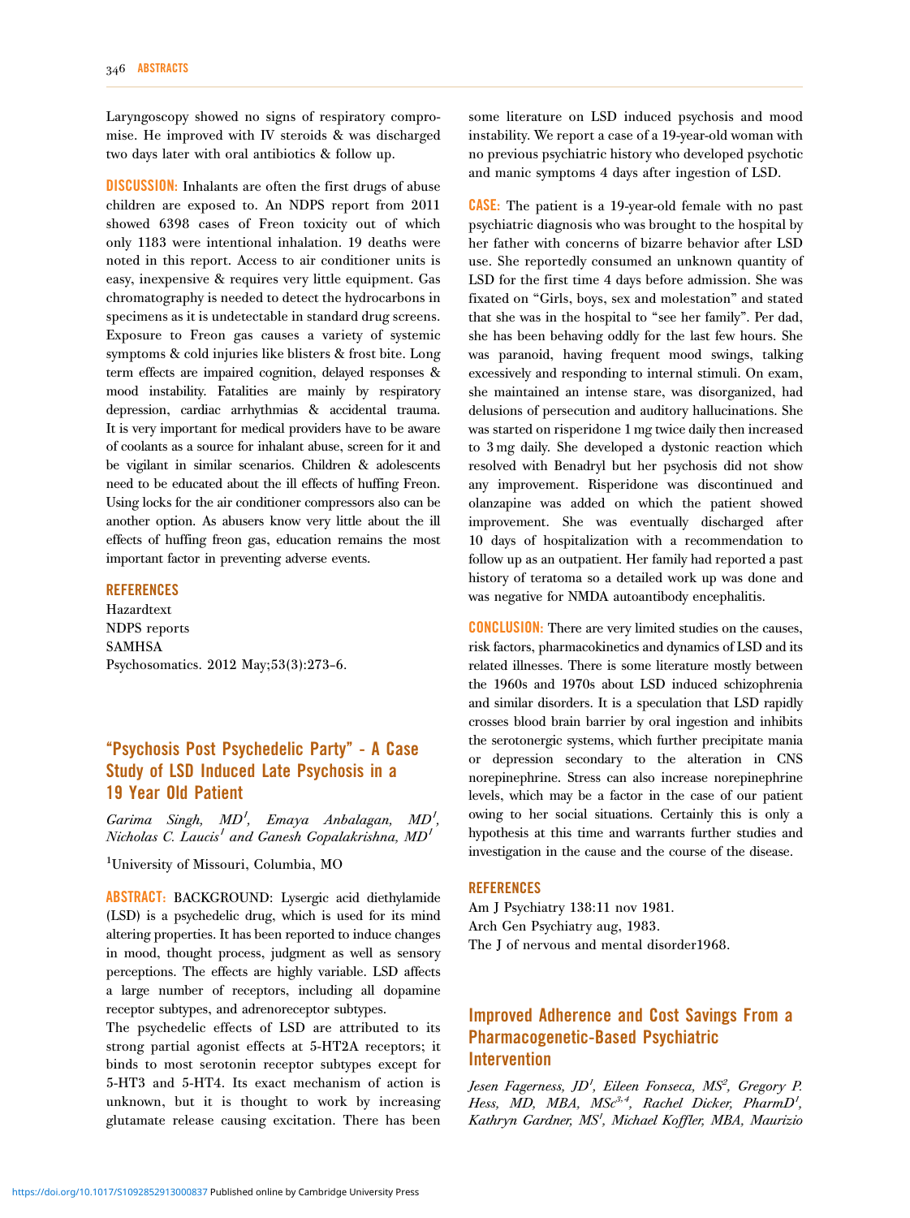Laryngoscopy showed no signs of respiratory compromise. He improved with IV steroids & was discharged two days later with oral antibiotics & follow up.

**DISCUSSION:** Inhalants are often the first drugs of abuse children are exposed to. An NDPS report from 2011 showed 6398 cases of Freon toxicity out of which only 1183 were intentional inhalation. 19 deaths were noted in this report. Access to air conditioner units is easy, inexpensive & requires very little equipment. Gas chromatography is needed to detect the hydrocarbons in specimens as it is undetectable in standard drug screens. Exposure to Freon gas causes a variety of systemic symptoms & cold injuries like blisters & frost bite. Long term effects are impaired cognition, delayed responses & mood instability. Fatalities are mainly by respiratory depression, cardiac arrhythmias & accidental trauma. It is very important for medical providers have to be aware of coolants as a source for inhalant abuse, screen for it and be vigilant in similar scenarios. Children & adolescents need to be educated about the ill effects of huffing Freon. Using locks for the air conditioner compressors also can be another option. As abusers know very little about the ill effects of huffing freon gas, education remains the most important factor in preventing adverse events.

### REFERENCES

Hazardtext
NDPS reports
SAMHSA
Psychosomatics. 2012 May;53(3):273-6.

## "Psychosis Post Psychedelic Party" - A Case Study of LSD Induced Late Psychosis in a 19 Year Old Patient

*Garima Singh, MD[1], Emaya Anbalagan, MD[1], Nicholas C. Laucis[1] and Ganesh Gopalakrishna, MD[1]*

[1]University of Missouri, Columbia, MO

**ABSTRACT:** BACKGROUND: Lysergic acid diethylamide (LSD) is a psychedelic drug, which is used for its mind altering properties. It has been reported to induce changes in mood, thought process, judgment as well as sensory perceptions. The effects are highly variable. LSD affects a large number of receptors, including all dopamine receptor subtypes, and adrenoreceptor subtypes.

The psychedelic effects of LSD are attributed to its strong partial agonist effects at 5-HT2A receptors; it binds to most serotonin receptor subtypes except for 5-HT3 and 5-HT4. Its exact mechanism of action is unknown, but it is thought to work by increasing glutamate release causing excitation. There has been some literature on LSD induced psychosis and mood instability. We report a case of a 19-year-old woman with no previous psychiatric history who developed psychotic and manic symptoms 4 days after ingestion of LSD.

**CASE:** The patient is a 19-year-old female with no past psychiatric diagnosis who was brought to the hospital by her father with concerns of bizarre behavior after LSD use. She reportedly consumed an unknown quantity of LSD for the first time 4 days before admission. She was fixated on "Girls, boys, sex and molestation" and stated that she was in the hospital to "see her family". Per dad, she has been behaving oddly for the last few hours. She was paranoid, having frequent mood swings, talking excessively and responding to internal stimuli. On exam, she maintained an intense stare, was disorganized, had delusions of persecution and auditory hallucinations. She was started on risperidone 1 mg twice daily then increased to 3 mg daily. She developed a dystonic reaction which resolved with Benadryl but her psychosis did not show any improvement. Risperidone was discontinued and olanzapine was added on which the patient showed improvement. She was eventually discharged after 10 days of hospitalization with a recommendation to follow up as an outpatient. Her family had reported a past history of teratoma so a detailed work up was done and was negative for NMDA autoantibody encephalitis.

**CONCLUSION:** There are very limited studies on the causes, risk factors, pharmacokinetics and dynamics of LSD and its related illnesses. There is some literature mostly between the 1960s and 1970s about LSD induced schizophrenia and similar disorders. It is a speculation that LSD rapidly crosses blood brain barrier by oral ingestion and inhibits the serotonergic systems, which further precipitate mania or depression secondary to the alteration in CNS norepinephrine. Stress can also increase norepinephrine levels, which may be a factor in the case of our patient owing to her social situations. Certainly this is only a hypothesis at this time and warrants further studies and investigation in the cause and the course of the disease.

### REFERENCES

Am J Psychiatry 138:11 nov 1981.
Arch Gen Psychiatry aug, 1983.
The J of nervous and mental disorder1968.

## Improved Adherence and Cost Savings From a Pharmacogenetic-Based Psychiatric Intervention

*Jesen Fagerness, JD[1], Eileen Fonseca, MS[2], Gregory P. Hess, MD, MBA, MSc[3,4], Rachel Dicker, PharmD[1], Kathryn Gardner, MS[1], Michael Koffler, MBA, Maurizio*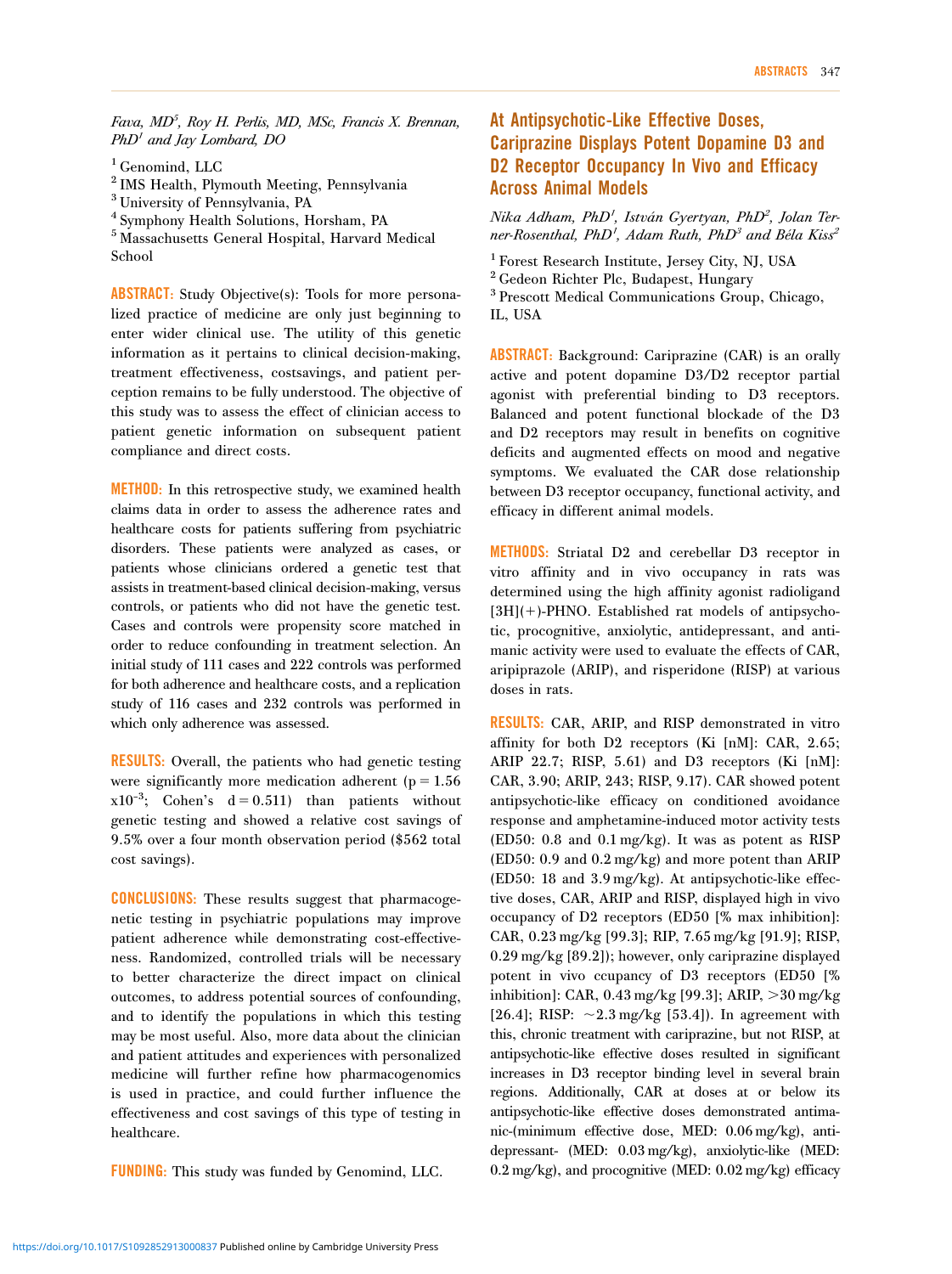Fava, MD[5], Roy H. Perlis, MD, MSc, Francis X. Brennan, PhD[1] and Jay Lombard, DO

[1] Genomind, LLC
[2] IMS Health, Plymouth Meeting, Pennsylvania
[3] University of Pennsylvania, PA
[4] Symphony Health Solutions, Horsham, PA
[5] Massachusetts General Hospital, Harvard Medical School

**ABSTRACT:** Study Objective(s): Tools for more personalized practice of medicine are only just beginning to enter wider clinical use. The utility of this genetic information as it pertains to clinical decision-making, treatment effectiveness, costsavings, and patient perception remains to be fully understood. The objective of this study was to assess the effect of clinician access to patient genetic information on subsequent patient compliance and direct costs.

**METHOD:** In this retrospective study, we examined health claims data in order to assess the adherence rates and healthcare costs for patients suffering from psychiatric disorders. These patients were analyzed as cases, or patients whose clinicians ordered a genetic test that assists in treatment-based clinical decision-making, versus controls, or patients who did not have the genetic test. Cases and controls were propensity score matched in order to reduce confounding in treatment selection. An initial study of 111 cases and 222 controls was performed for both adherence and healthcare costs, and a replication study of 116 cases and 232 controls was performed in which only adherence was assessed.

**RESULTS:** Overall, the patients who had genetic testing were significantly more medication adherent ($p = 1.56 \times 10^{-3}$; Cohen's $d = 0.511$) than patients without genetic testing and showed a relative cost savings of 9.5% over a four month observation period ($562 total cost savings).

**CONCLUSIONS:** These results suggest that pharmacogenetic testing in psychiatric populations may improve patient adherence while demonstrating cost-effectiveness. Randomized, controlled trials will be necessary to better characterize the direct impact on clinical outcomes, to address potential sources of confounding, and to identify the populations in which this testing may be most useful. Also, more data about the clinician and patient attitudes and experiences with personalized medicine will further refine how pharmacogenomics is used in practice, and could further influence the effectiveness and cost savings of this type of testing in healthcare.

**FUNDING:** This study was funded by Genomind, LLC.

## At Antipsychotic-Like Effective Doses, Cariprazine Displays Potent Dopamine D3 and D2 Receptor Occupancy In Vivo and Efficacy Across Animal Models

*Nika Adham, PhD[1], István Gyertyan, PhD[2], Jolan Terner-Rosenthal, PhD[1], Adam Ruth, PhD[3] and Béla Kiss[2]*

[1] Forest Research Institute, Jersey City, NJ, USA
[2] Gedeon Richter Plc, Budapest, Hungary
[3] Prescott Medical Communications Group, Chicago, IL, USA

**ABSTRACT:** Background: Cariprazine (CAR) is an orally active and potent dopamine D3/D2 receptor partial agonist with preferential binding to D3 receptors. Balanced and potent functional blockade of the D3 and D2 receptors may result in benefits on cognitive deficits and augmented effects on mood and negative symptoms. We evaluated the CAR dose relationship between D3 receptor occupancy, functional activity, and efficacy in different animal models.

**METHODS:** Striatal D2 and cerebellar D3 receptor in vitro affinity and in vivo occupancy in rats was determined using the high affinity agonist radioligand [3H](+)-PHNO. Established rat models of antipsychotic, procognitive, anxiolytic, antidepressant, and antimanic activity were used to evaluate the effects of CAR, aripiprazole (ARIP), and risperidone (RISP) at various doses in rats.

**RESULTS:** CAR, ARIP, and RISP demonstrated in vitro affinity for both D2 receptors (Ki [nM]: CAR, 2.65; ARIP 22.7; RISP, 5.61) and D3 receptors (Ki [nM]: CAR, 3.90; ARIP, 243; RISP, 9.17). CAR showed potent antipsychotic-like efficacy on conditioned avoidance response and amphetamine-induced motor activity tests (ED50: 0.8 and 0.1 mg/kg). It was as potent as RISP (ED50: 0.9 and 0.2 mg/kg) and more potent than ARIP (ED50: 18 and 3.9 mg/kg). At antipsychotic-like effective doses, CAR, ARIP and RISP, displayed high in vivo occupancy of D2 receptors (ED50 [% max inhibition]: CAR, 0.23 mg/kg [99.3]; RIP, 7.65 mg/kg [91.9]; RISP, 0.29 mg/kg [89.2]); however, only cariprazine displayed potent in vivo ccupancy of D3 receptors (ED50 [% inhibition]: CAR, 0.43 mg/kg [99.3]; ARIP, >30 mg/kg [26.4]; RISP: ~2.3 mg/kg [53.4]). In agreement with this, chronic treatment with cariprazine, but not RISP, at antipsychotic-like effective doses resulted in significant increases in D3 receptor binding level in several brain regions. Additionally, CAR at doses at or below its antipsychotic-like effective doses demonstrated antimanic-(minimum effective dose, MED: 0.06 mg/kg), antidepressant- (MED: 0.03 mg/kg), anxiolytic-like (MED: 0.2 mg/kg), and procognitive (MED: 0.02 mg/kg) efficacy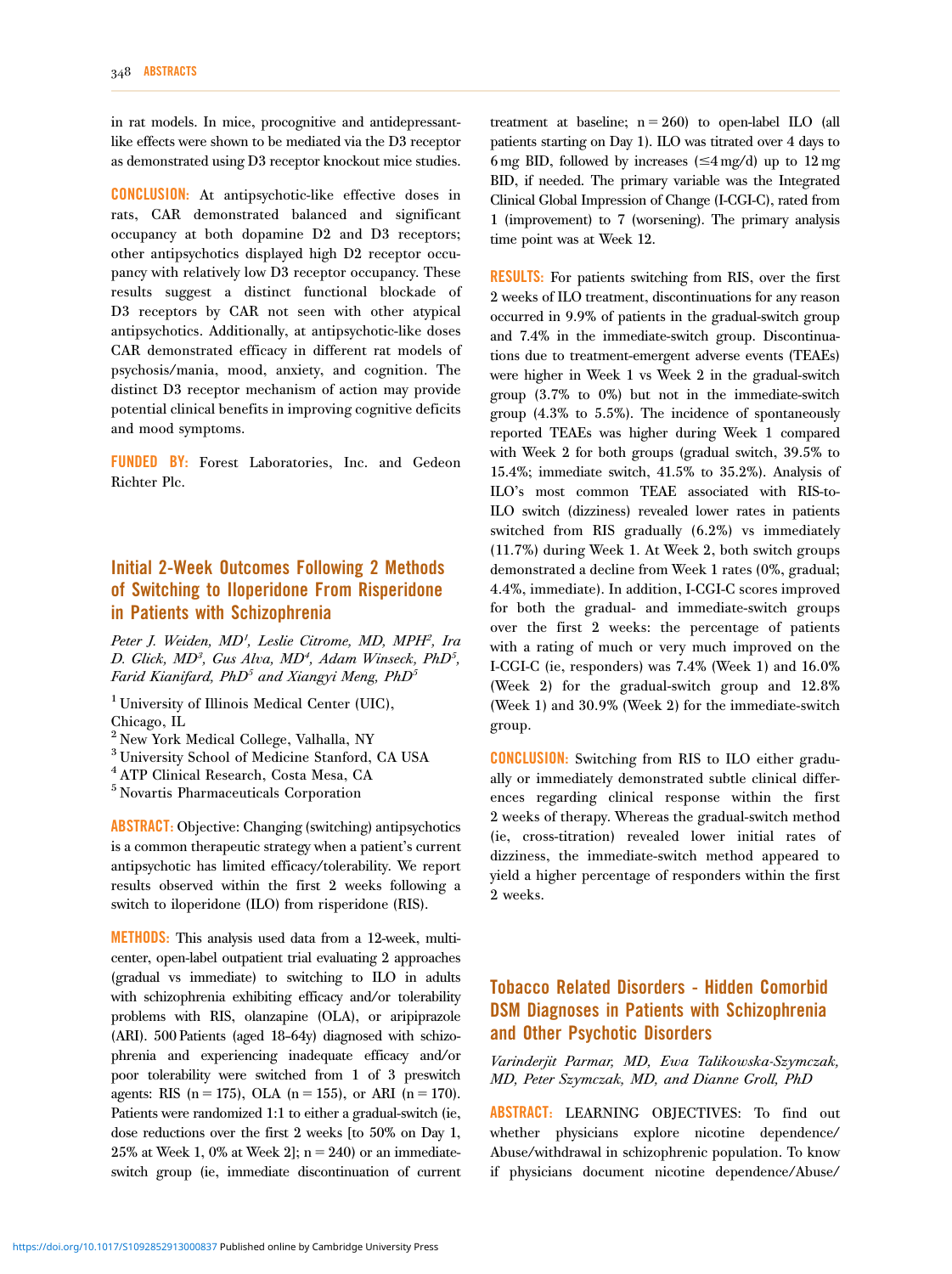in rat models. In mice, procognitive and antidepressant-like effects were shown to be mediated via the D3 receptor as demonstrated using D3 receptor knockout mice studies.

**CONCLUSION:** At antipsychotic-like effective doses in rats, CAR demonstrated balanced and significant occupancy at both dopamine D2 and D3 receptors; other antipsychotics displayed high D2 receptor occupancy with relatively low D3 receptor occupancy. These results suggest a distinct functional blockade of D3 receptors by CAR not seen with other atypical antipsychotics. Additionally, at antipsychotic-like doses CAR demonstrated efficacy in different rat models of psychosis/mania, mood, anxiety, and cognition. The distinct D3 receptor mechanism of action may provide potential clinical benefits in improving cognitive deficits and mood symptoms.

**FUNDED BY:** Forest Laboratories, Inc. and Gedeon Richter Plc.

## Initial 2-Week Outcomes Following 2 Methods of Switching to Iloperidone From Risperidone in Patients with Schizophrenia

*Peter J. Weiden, MD[1], Leslie Citrome, MD, MPH[2], Ira D. Glick, MD[3], Gus Alva, MD[4], Adam Winseck, PhD[5], Farid Kianifard, PhD[5] and Xiangyi Meng, PhD[5]*

[1] University of Illinois Medical Center (UIC), Chicago, IL
[2] New York Medical College, Valhalla, NY
[3] University School of Medicine Stanford, CA USA
[4] ATP Clinical Research, Costa Mesa, CA
[5] Novartis Pharmaceuticals Corporation

**ABSTRACT:** Objective: Changing (switching) antipsychotics is a common therapeutic strategy when a patient's current antipsychotic has limited efficacy/tolerability. We report results observed within the first 2 weeks following a switch to iloperidone (ILO) from risperidone (RIS).

**METHODS:** This analysis used data from a 12-week, multicenter, open-label outpatient trial evaluating 2 approaches (gradual vs immediate) to switching to ILO in adults with schizophrenia exhibiting efficacy and/or tolerability problems with RIS, olanzapine (OLA), or aripiprazole (ARI). 500 Patients (aged 18-64y) diagnosed with schizophrenia and experiencing inadequate efficacy and/or poor tolerability were switched from 1 of 3 preswitch agents: RIS (n = 175), OLA (n = 155), or ARI (n = 170). Patients were randomized 1:1 to either a gradual-switch (ie, dose reductions over the first 2 weeks [to 50% on Day 1, 25% at Week 1, 0% at Week 2]; n = 240) or an immediate-switch group (ie, immediate discontinuation of current treatment at baseline; n = 260) to open-label ILO (all patients starting on Day 1). ILO was titrated over 4 days to 6 mg BID, followed by increases (≤4 mg/d) up to 12 mg BID, if needed. The primary variable was the Integrated Clinical Global Impression of Change (I-CGI-C), rated from 1 (improvement) to 7 (worsening). The primary analysis time point was at Week 12.

**RESULTS:** For patients switching from RIS, over the first 2 weeks of ILO treatment, discontinuations for any reason occurred in 9.9% of patients in the gradual-switch group and 7.4% in the immediate-switch group. Discontinuations due to treatment-emergent adverse events (TEAEs) were higher in Week 1 vs Week 2 in the gradual-switch group (3.7% to 0%) but not in the immediate-switch group (4.3% to 5.5%). The incidence of spontaneously reported TEAEs was higher during Week 1 compared with Week 2 for both groups (gradual switch, 39.5% to 15.4%; immediate switch, 41.5% to 35.2%). Analysis of ILO's most common TEAE associated with RIS-to-ILO switch (dizziness) revealed lower rates in patients switched from RIS gradually (6.2%) vs immediately (11.7%) during Week 1. At Week 2, both switch groups demonstrated a decline from Week 1 rates (0%, gradual; 4.4%, immediate). In addition, I-CGI-C scores improved for both the gradual- and immediate-switch groups over the first 2 weeks: the percentage of patients with a rating of much or very much improved on the I-CGI-C (ie, responders) was 7.4% (Week 1) and 16.0% (Week 2) for the gradual-switch group and 12.8% (Week 1) and 30.9% (Week 2) for the immediate-switch group.

**CONCLUSION:** Switching from RIS to ILO either gradually or immediately demonstrated subtle clinical differences regarding clinical response within the first 2 weeks of therapy. Whereas the gradual-switch method (ie, cross-titration) revealed lower initial rates of dizziness, the immediate-switch method appeared to yield a higher percentage of responders within the first 2 weeks.

## Tobacco Related Disorders - Hidden Comorbid DSM Diagnoses in Patients with Schizophrenia and Other Psychotic Disorders

*Varinderjit Parmar, MD, Ewa Talikowska-Szymczak, MD, Peter Szymczak, MD, and Dianne Groll, PhD*

**ABSTRACT:** LEARNING OBJECTIVES: To find out whether physicians explore nicotine dependence/Abuse/withdrawal in schizophrenic population. To know if physicians document nicotine dependence/Abuse/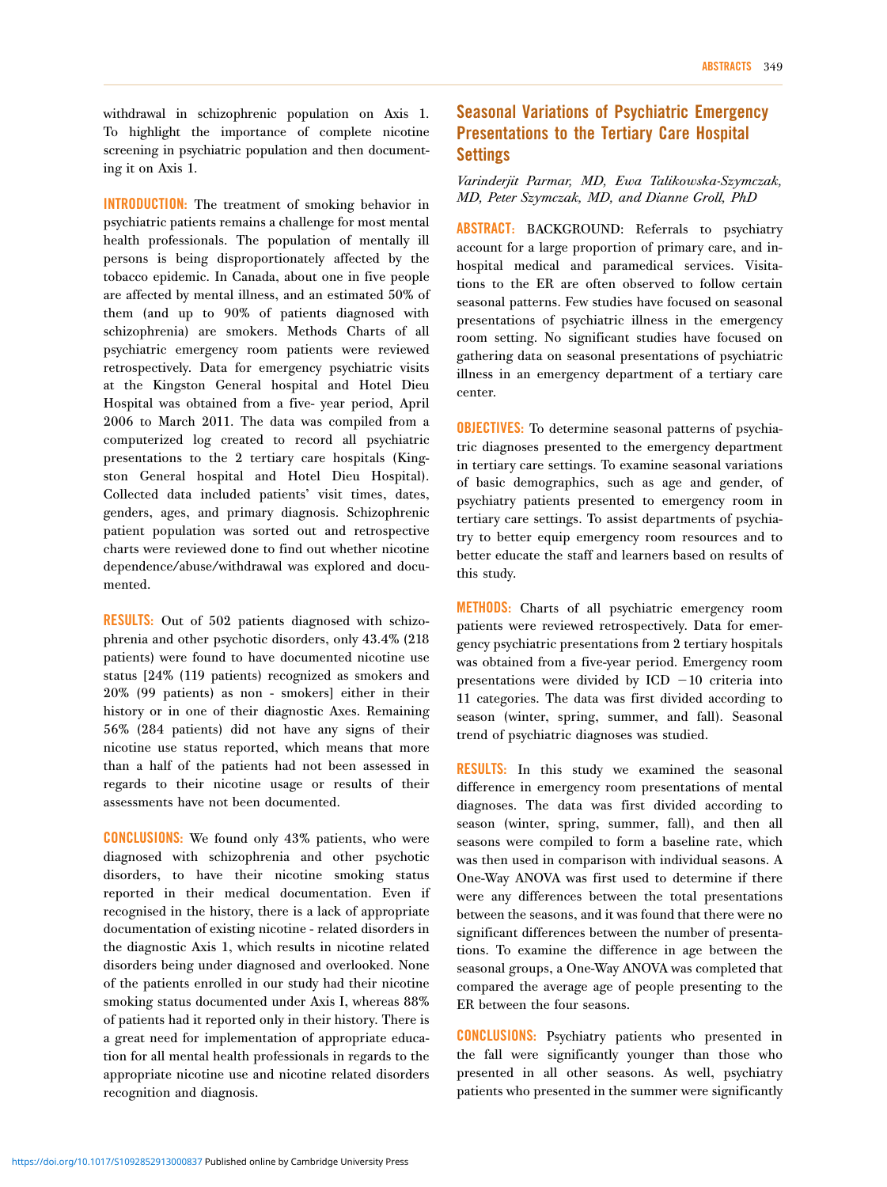withdrawal in schizophrenic population on Axis 1. To highlight the importance of complete nicotine screening in psychiatric population and then documenting it on Axis 1.

**INTRODUCTION:** The treatment of smoking behavior in psychiatric patients remains a challenge for most mental health professionals. The population of mentally ill persons is being disproportionately affected by the tobacco epidemic. In Canada, about one in five people are affected by mental illness, and an estimated 50% of them (and up to 90% of patients diagnosed with schizophrenia) are smokers. Methods Charts of all psychiatric emergency room patients were reviewed retrospectively. Data for emergency psychiatric visits at the Kingston General hospital and Hotel Dieu Hospital was obtained from a five- year period, April 2006 to March 2011. The data was compiled from a computerized log created to record all psychiatric presentations to the 2 tertiary care hospitals (Kingston General hospital and Hotel Dieu Hospital). Collected data included patients' visit times, dates, genders, ages, and primary diagnosis. Schizophrenic patient population was sorted out and retrospective charts were reviewed done to find out whether nicotine dependence/abuse/withdrawal was explored and documented.

**RESULTS:** Out of 502 patients diagnosed with schizophrenia and other psychotic disorders, only 43.4% (218 patients) were found to have documented nicotine use status [24% (119 patients) recognized as smokers and 20% (99 patients) as non - smokers] either in their history or in one of their diagnostic Axes. Remaining 56% (284 patients) did not have any signs of their nicotine use status reported, which means that more than a half of the patients had not been assessed in regards to their nicotine usage or results of their assessments have not been documented.

**CONCLUSIONS:** We found only 43% patients, who were diagnosed with schizophrenia and other psychotic disorders, to have their nicotine smoking status reported in their medical documentation. Even if recognised in the history, there is a lack of appropriate documentation of existing nicotine - related disorders in the diagnostic Axis 1, which results in nicotine related disorders being under diagnosed and overlooked. None of the patients enrolled in our study had their nicotine smoking status documented under Axis I, whereas 88% of patients had it reported only in their history. There is a great need for implementation of appropriate education for all mental health professionals in regards to the appropriate nicotine use and nicotine related disorders recognition and diagnosis.

## Seasonal Variations of Psychiatric Emergency Presentations to the Tertiary Care Hospital Settings

*Varinderjit Parmar, MD, Ewa Talikowska-Szymczak, MD, Peter Szymczak, MD, and Dianne Groll, PhD*

**ABSTRACT:** BACKGROUND: Referrals to psychiatry account for a large proportion of primary care, and in-hospital medical and paramedical services. Visitations to the ER are often observed to follow certain seasonal patterns. Few studies have focused on seasonal presentations of psychiatric illness in the emergency room setting. No significant studies have focused on gathering data on seasonal presentations of psychiatric illness in an emergency department of a tertiary care center.

**OBJECTIVES:** To determine seasonal patterns of psychiatric diagnoses presented to the emergency department in tertiary care settings. To examine seasonal variations of basic demographics, such as age and gender, of psychiatry patients presented to emergency room in tertiary care settings. To assist departments of psychiatry to better equip emergency room resources and to better educate the staff and learners based on results of this study.

**METHODS:** Charts of all psychiatric emergency room patients were reviewed retrospectively. Data for emergency psychiatric presentations from 2 tertiary hospitals was obtained from a five-year period. Emergency room presentations were divided by ICD −10 criteria into 11 categories. The data was first divided according to season (winter, spring, summer, and fall). Seasonal trend of psychiatric diagnoses was studied.

**RESULTS:** In this study we examined the seasonal difference in emergency room presentations of mental diagnoses. The data was first divided according to season (winter, spring, summer, fall), and then all seasons were compiled to form a baseline rate, which was then used in comparison with individual seasons. A One-Way ANOVA was first used to determine if there were any differences between the total presentations between the seasons, and it was found that there were no significant differences between the number of presentations. To examine the difference in age between the seasonal groups, a One-Way ANOVA was completed that compared the average age of people presenting to the ER between the four seasons.

**CONCLUSIONS:** Psychiatry patients who presented in the fall were significantly younger than those who presented in all other seasons. As well, psychiatry patients who presented in the summer were significantly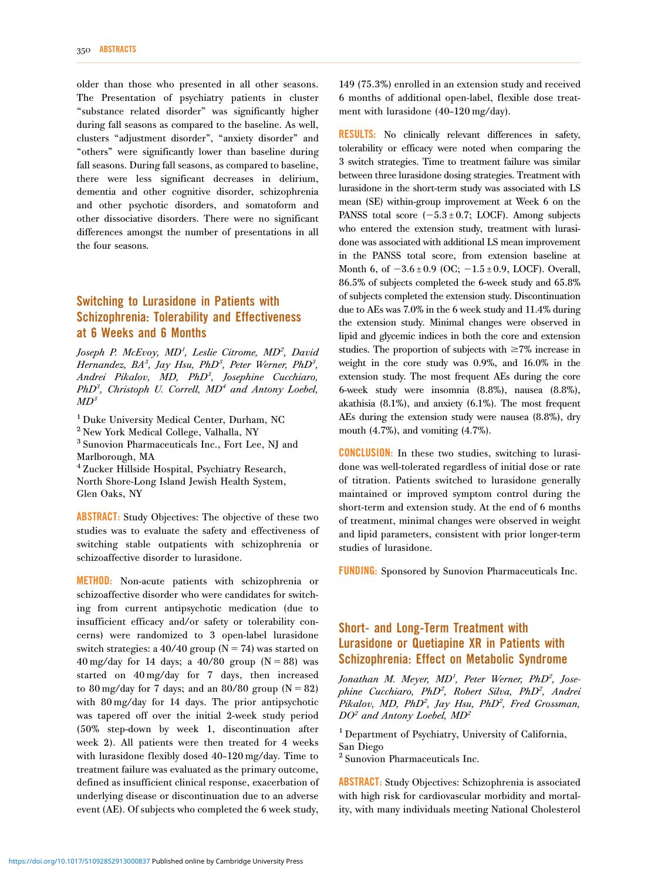older than those who presented in all other seasons. The Presentation of psychiatry patients in cluster "substance related disorder" was significantly higher during fall seasons as compared to the baseline. As well, clusters "adjustment disorder", "anxiety disorder" and "others" were significantly lower than baseline during fall seasons. During fall seasons, as compared to baseline, there were less significant decreases in delirium, dementia and other cognitive disorder, schizophrenia and other psychotic disorders, and somatoform and other dissociative disorders. There were no significant differences amongst the number of presentations in all the four seasons.

## Switching to Lurasidone in Patients with Schizophrenia: Tolerability and Effectiveness at 6 Weeks and 6 Months

*Joseph P. McEvoy, MD[1], Leslie Citrome, MD[2], David Hernandez, BA[3], Jay Hsu, PhD[3], Peter Werner, PhD[3], Andrei Pikalov, MD, PhD[3], Josephine Cucchiaro, PhD[3], Christoph U. Correll, MD[4] and Antony Loebel, MD[3]*

[1] Duke University Medical Center, Durham, NC
[2] New York Medical College, Valhalla, NY
[3] Sunovion Pharmaceuticals Inc., Fort Lee, NJ and Marlborough, MA
[4] Zucker Hillside Hospital, Psychiatry Research, North Shore-Long Island Jewish Health System, Glen Oaks, NY

**ABSTRACT:** Study Objectives: The objective of these two studies was to evaluate the safety and effectiveness of switching stable outpatients with schizophrenia or schizoaffective disorder to lurasidone.

**METHOD:** Non-acute patients with schizophrenia or schizoaffective disorder who were candidates for switching from current antipsychotic medication (due to insufficient efficacy and/or safety or tolerability concerns) were randomized to 3 open-label lurasidone switch strategies: a 40/40 group (N = 74) was started on 40 mg/day for 14 days; a 40/80 group (N = 88) was started on 40 mg/day for 7 days, then increased to 80 mg/day for 7 days; and an 80/80 group (N = 82) with 80 mg/day for 14 days. The prior antipsychotic was tapered off over the initial 2-week study period (50% step-down by week 1, discontinuation after week 2). All patients were then treated for 4 weeks with lurasidone flexibly dosed 40–120 mg/day. Time to treatment failure was evaluated as the primary outcome, defined as insufficient clinical response, exacerbation of underlying disease or discontinuation due to an adverse event (AE). Of subjects who completed the 6 week study, 149 (75.3%) enrolled in an extension study and received 6 months of additional open-label, flexible dose treatment with lurasidone (40–120 mg/day).

**RESULTS:** No clinically relevant differences in safety, tolerability or efficacy were noted when comparing the 3 switch strategies. Time to treatment failure was similar between three lurasidone dosing strategies. Treatment with lurasidone in the short-term study was associated with LS mean (SE) within-group improvement at Week 6 on the PANSS total score ($-5.3 \pm 0.7$; LOCF). Among subjects who entered the extension study, treatment with lurasidone was associated with additional LS mean improvement in the PANSS total score, from extension baseline at Month 6, of $-3.6 \pm 0.9$ (OC; $-1.5 \pm 0.9$, LOCF). Overall, 86.5% of subjects completed the 6-week study and 65.8% of subjects completed the extension study. Discontinuation due to AEs was 7.0% in the 6 week study and 11.4% during the extension study. Minimal changes were observed in lipid and glycemic indices in both the core and extension studies. The proportion of subjects with $\geq$7% increase in weight in the core study was 0.9%, and 16.0% in the extension study. The most frequent AEs during the core 6-week study were insomnia (8.8%), nausea (8.8%), akathisia (8.1%), and anxiety (6.1%). The most frequent AEs during the extension study were nausea (8.8%), dry mouth (4.7%), and vomiting (4.7%).

**CONCLUSION:** In these two studies, switching to lurasidone was well-tolerated regardless of initial dose or rate of titration. Patients switched to lurasidone generally maintained or improved symptom control during the short-term and extension study. At the end of 6 months of treatment, minimal changes were observed in weight and lipid parameters, consistent with prior longer-term studies of lurasidone.

**FUNDING:** Sponsored by Sunovion Pharmaceuticals Inc.

## Short- and Long-Term Treatment with Lurasidone or Quetiapine XR in Patients with Schizophrenia: Effect on Metabolic Syndrome

*Jonathan M. Meyer, MD[1], Peter Werner, PhD[2], Josephine Cucchiaro, PhD[2], Robert Silva, PhD[2], Andrei Pikalov, MD, PhD[2], Jay Hsu, PhD[2], Fred Grossman, DO[2] and Antony Loebel, MD[2]*

[1] Department of Psychiatry, University of California, San Diego
[2] Sunovion Pharmaceuticals Inc.

**ABSTRACT:** Study Objectives: Schizophrenia is associated with high risk for cardiovascular morbidity and mortality, with many individuals meeting National Cholesterol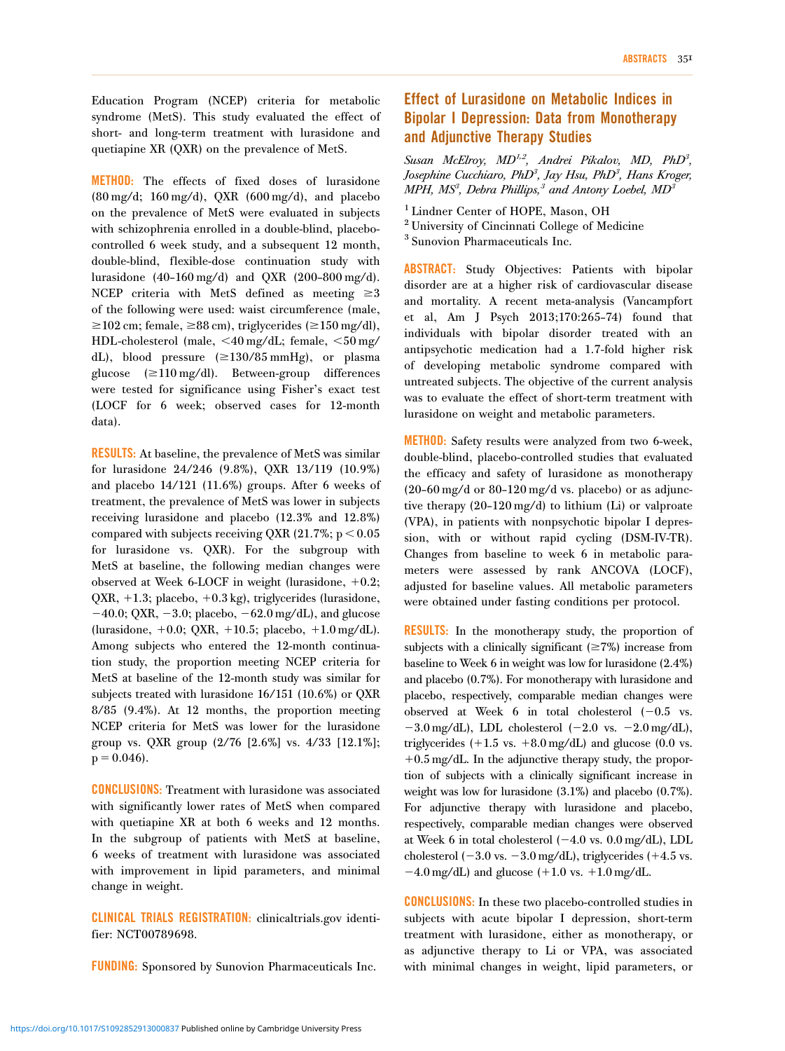Education Program (NCEP) criteria for metabolic syndrome (MetS). This study evaluated the effect of short- and long-term treatment with lurasidone and quetiapine XR (QXR) on the prevalence of MetS.

**METHOD:** The effects of fixed doses of lurasidone (80 mg/d; 160 mg/d), QXR (600 mg/d), and placebo on the prevalence of MetS were evaluated in subjects with schizophrenia enrolled in a double-blind, placebo-controlled 6 week study, and a subsequent 12 month, double-blind, flexible-dose continuation study with lurasidone (40–160 mg/d) and QXR (200–800 mg/d). NCEP criteria with MetS defined as meeting ≥3 of the following were used: waist circumference (male, ≥102 cm; female, ≥88 cm), triglycerides (≥150 mg/dl), HDL-cholesterol (male, <40 mg/dL; female, <50 mg/dL), blood pressure (≥130/85 mmHg), or plasma glucose (≥110 mg/dl). Between-group differences were tested for significance using Fisher's exact test (LOCF for 6 week; observed cases for 12-month data).

**RESULTS:** At baseline, the prevalence of MetS was similar for lurasidone 24/246 (9.8%), QXR 13/119 (10.9%) and placebo 14/121 (11.6%) groups. After 6 weeks of treatment, the prevalence of MetS was lower in subjects receiving lurasidone and placebo (12.3% and 12.8%) compared with subjects receiving QXR (21.7%; $p < 0.05$ for lurasidone vs. QXR). For the subgroup with MetS at baseline, the following median changes were observed at Week 6-LOCF in weight (lurasidone, +0.2; QXR, +1.3; placebo, +0.3 kg), triglycerides (lurasidone, −40.0; QXR, −3.0; placebo, −62.0 mg/dL), and glucose (lurasidone, +0.0; QXR, +10.5; placebo, +1.0 mg/dL). Among subjects who entered the 12-month continuation study, the proportion meeting NCEP criteria for MetS at baseline of the 12-month study was similar for subjects treated with lurasidone 16/151 (10.6%) or QXR 8/85 (9.4%). At 12 months, the proportion meeting NCEP criteria for MetS was lower for the lurasidone group vs. QXR group (2/76 [2.6%] vs. 4/33 [12.1%]; $p = 0.046$).

**CONCLUSIONS:** Treatment with lurasidone was associated with significantly lower rates of MetS when compared with quetiapine XR at both 6 weeks and 12 months. In the subgroup of patients with MetS at baseline, 6 weeks of treatment with lurasidone was associated with improvement in lipid parameters, and minimal change in weight.

**CLINICAL TRIALS REGISTRATION:** clinicaltrials.gov identifier: NCT00789698.

**FUNDING:** Sponsored by Sunovion Pharmaceuticals Inc.

## Effect of Lurasidone on Metabolic Indices in Bipolar I Depression: Data from Monotherapy and Adjunctive Therapy Studies

*Susan McElroy, MD[1,2], Andrei Pikalov, MD, PhD[3], Josephine Cucchiaro, PhD[3], Jay Hsu, PhD[3], Hans Kroger, MPH, MS[3], Debra Phillips,[3] and Antony Loebel, MD[3]*

[1] Lindner Center of HOPE, Mason, OH
[2] University of Cincinnati College of Medicine
[3] Sunovion Pharmaceuticals Inc.

**ABSTRACT:** Study Objectives: Patients with bipolar disorder are at a higher risk of cardiovascular disease and mortality. A recent meta-analysis (Vancampfort et al, Am J Psych 2013;170:265–74) found that individuals with bipolar disorder treated with an antipsychotic medication had a 1.7-fold higher risk of developing metabolic syndrome compared with untreated subjects. The objective of the current analysis was to evaluate the effect of short-term treatment with lurasidone on weight and metabolic parameters.

**METHOD:** Safety results were analyzed from two 6-week, double-blind, placebo-controlled studies that evaluated the efficacy and safety of lurasidone as monotherapy (20–60 mg/d or 80–120 mg/d vs. placebo) or as adjunctive therapy (20–120 mg/d) to lithium (Li) or valproate (VPA), in patients with nonpsychotic bipolar I depression, with or without rapid cycling (DSM-IV-TR). Changes from baseline to week 6 in metabolic parameters were assessed by rank ANCOVA (LOCF), adjusted for baseline values. All metabolic parameters were obtained under fasting conditions per protocol.

**RESULTS:** In the monotherapy study, the proportion of subjects with a clinically significant (≥7%) increase from baseline to Week 6 in weight was low for lurasidone (2.4%) and placebo (0.7%). For monotherapy with lurasidone and placebo, respectively, comparable median changes were observed at Week 6 in total cholesterol (−0.5 vs. −3.0 mg/dL), LDL cholesterol (−2.0 vs. −2.0 mg/dL), triglycerides (+1.5 vs. +8.0 mg/dL) and glucose (0.0 vs. +0.5 mg/dL. In the adjunctive therapy study, the proportion of subjects with a clinically significant increase in weight was low for lurasidone (3.1%) and placebo (0.7%). For adjunctive therapy with lurasidone and placebo, respectively, comparable median changes were observed at Week 6 in total cholesterol (−4.0 vs. 0.0 mg/dL), LDL cholesterol (−3.0 vs. −3.0 mg/dL), triglycerides (+4.5 vs. −4.0 mg/dL) and glucose (+1.0 vs. +1.0 mg/dL.

**CONCLUSIONS:** In these two placebo-controlled studies in subjects with acute bipolar I depression, short-term treatment with lurasidone, either as monotherapy, or as adjunctive therapy to Li or VPA, was associated with minimal changes in weight, lipid parameters, or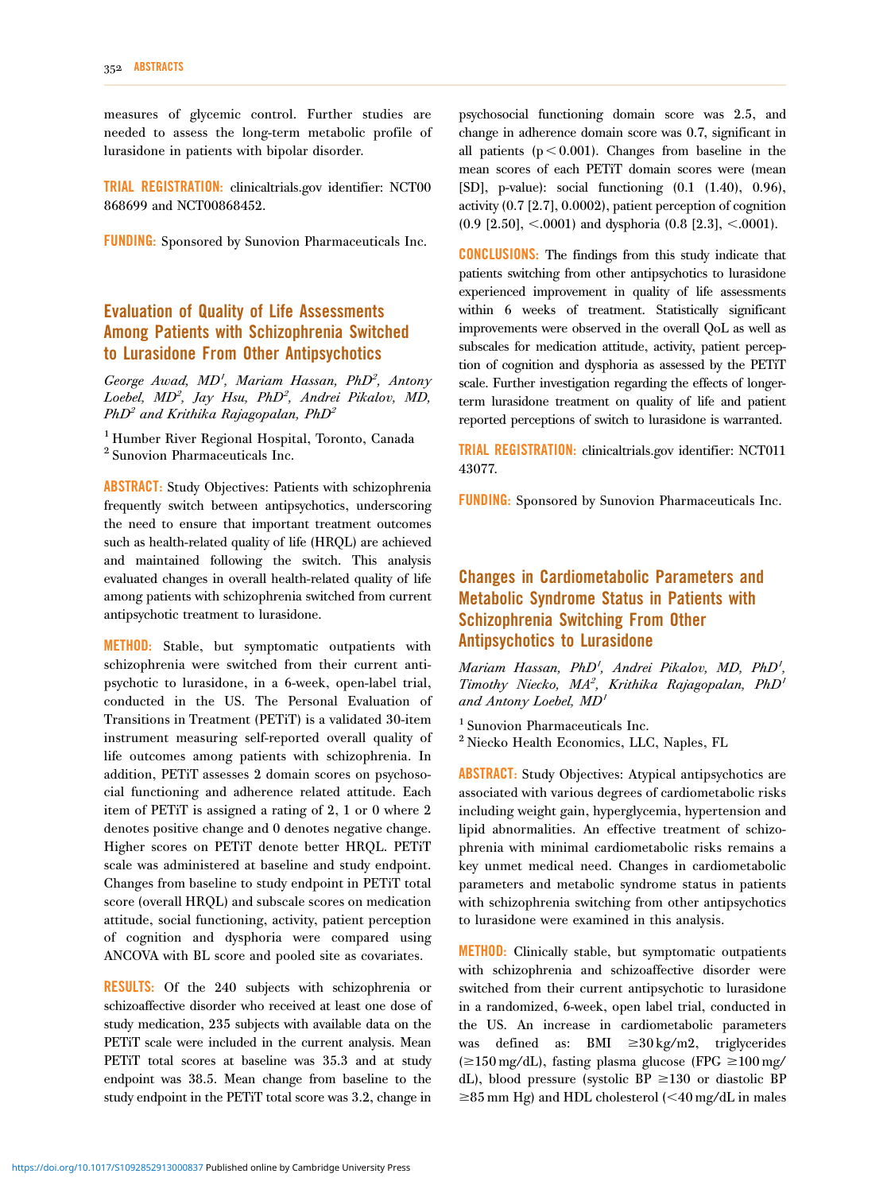measures of glycemic control. Further studies are needed to assess the long-term metabolic profile of lurasidone in patients with bipolar disorder.

**TRIAL REGISTRATION:** clinicaltrials.gov identifier: NCT00868699 and NCT00868452.

**FUNDING:** Sponsored by Sunovion Pharmaceuticals Inc.

## Evaluation of Quality of Life Assessments Among Patients with Schizophrenia Switched to Lurasidone From Other Antipsychotics

*George Awad, MD[1], Mariam Hassan, PhD[2], Antony Loebel, MD[2], Jay Hsu, PhD[2], Andrei Pikalov, MD, PhD[2] and Krithika Rajagopalan, PhD[2]*

[1] Humber River Regional Hospital, Toronto, Canada
[2] Sunovion Pharmaceuticals Inc.

**ABSTRACT:** Study Objectives: Patients with schizophrenia frequently switch between antipsychotics, underscoring the need to ensure that important treatment outcomes such as health-related quality of life (HRQL) are achieved and maintained following the switch. This analysis evaluated changes in overall health-related quality of life among patients with schizophrenia switched from current antipsychotic treatment to lurasidone.

**METHOD:** Stable, but symptomatic outpatients with schizophrenia were switched from their current antipsychotic to lurasidone, in a 6-week, open-label trial, conducted in the US. The Personal Evaluation of Transitions in Treatment (PETiT) is a validated 30-item instrument measuring self-reported overall quality of life outcomes among patients with schizophrenia. In addition, PETiT assesses 2 domain scores on psychosocial functioning and adherence related attitude. Each item of PETiT is assigned a rating of 2, 1 or 0 where 2 denotes positive change and 0 denotes negative change. Higher scores on PETiT denote better HRQL. PETiT scale was administered at baseline and study endpoint. Changes from baseline to study endpoint in PETiT total score (overall HRQL) and subscale scores on medication attitude, social functioning, activity, patient perception of cognition and dysphoria were compared using ANCOVA with BL score and pooled site as covariates.

**RESULTS:** Of the 240 subjects with schizophrenia or schizoaffective disorder who received at least one dose of study medication, 235 subjects with available data on the PETiT scale were included in the current analysis. Mean PETiT total scores at baseline was 35.3 and at study endpoint was 38.5. Mean change from baseline to the study endpoint in the PETiT total score was 3.2, change in psychosocial functioning domain score was 2.5, and change in adherence domain score was 0.7, significant in all patients ($p < 0.001$). Changes from baseline in the mean scores of each PETiT domain scores were (mean [SD], p-value): social functioning (0.1 (1.40), 0.96), activity (0.7 [2.7], 0.0002), patient perception of cognition (0.9 [2.50], <.0001) and dysphoria (0.8 [2.3], <.0001).

**CONCLUSIONS:** The findings from this study indicate that patients switching from other antipsychotics to lurasidone experienced improvement in quality of life assessments within 6 weeks of treatment. Statistically significant improvements were observed in the overall QoL as well as subscales for medication attitude, activity, patient perception of cognition and dysphoria as assessed by the PETiT scale. Further investigation regarding the effects of longer-term lurasidone treatment on quality of life and patient reported perceptions of switch to lurasidone is warranted.

**TRIAL REGISTRATION:** clinicaltrials.gov identifier: NCT01143077.

**FUNDING:** Sponsored by Sunovion Pharmaceuticals Inc.

## Changes in Cardiometabolic Parameters and Metabolic Syndrome Status in Patients with Schizophrenia Switching From Other Antipsychotics to Lurasidone

*Mariam Hassan, PhD[1], Andrei Pikalov, MD, PhD[1], Timothy Niecko, MA[2], Krithika Rajagopalan, PhD[1] and Antony Loebel, MD[1]*

[1] Sunovion Pharmaceuticals Inc.
[2] Niecko Health Economics, LLC, Naples, FL

**ABSTRACT:** Study Objectives: Atypical antipsychotics are associated with various degrees of cardiometabolic risks including weight gain, hyperglycemia, hypertension and lipid abnormalities. An effective treatment of schizophrenia with minimal cardiometabolic risks remains a key unmet medical need. Changes in cardiometabolic parameters and metabolic syndrome status in patients with schizophrenia switching from other antipsychotics to lurasidone were examined in this analysis.

**METHOD:** Clinically stable, but symptomatic outpatients with schizophrenia and schizoaffective disorder were switched from their current antipsychotic to lurasidone in a randomized, 6-week, open label trial, conducted in the US. An increase in cardiometabolic parameters was defined as: BMI $\geq 30\,kg/m2$, triglycerides ($\geq 150$ mg/dL), fasting plasma glucose (FPG $\geq 100$ mg/dL), blood pressure (systolic BP $\geq 130$ or diastolic BP $\geq 85$ mm Hg) and HDL cholesterol ($<40$ mg/dL in males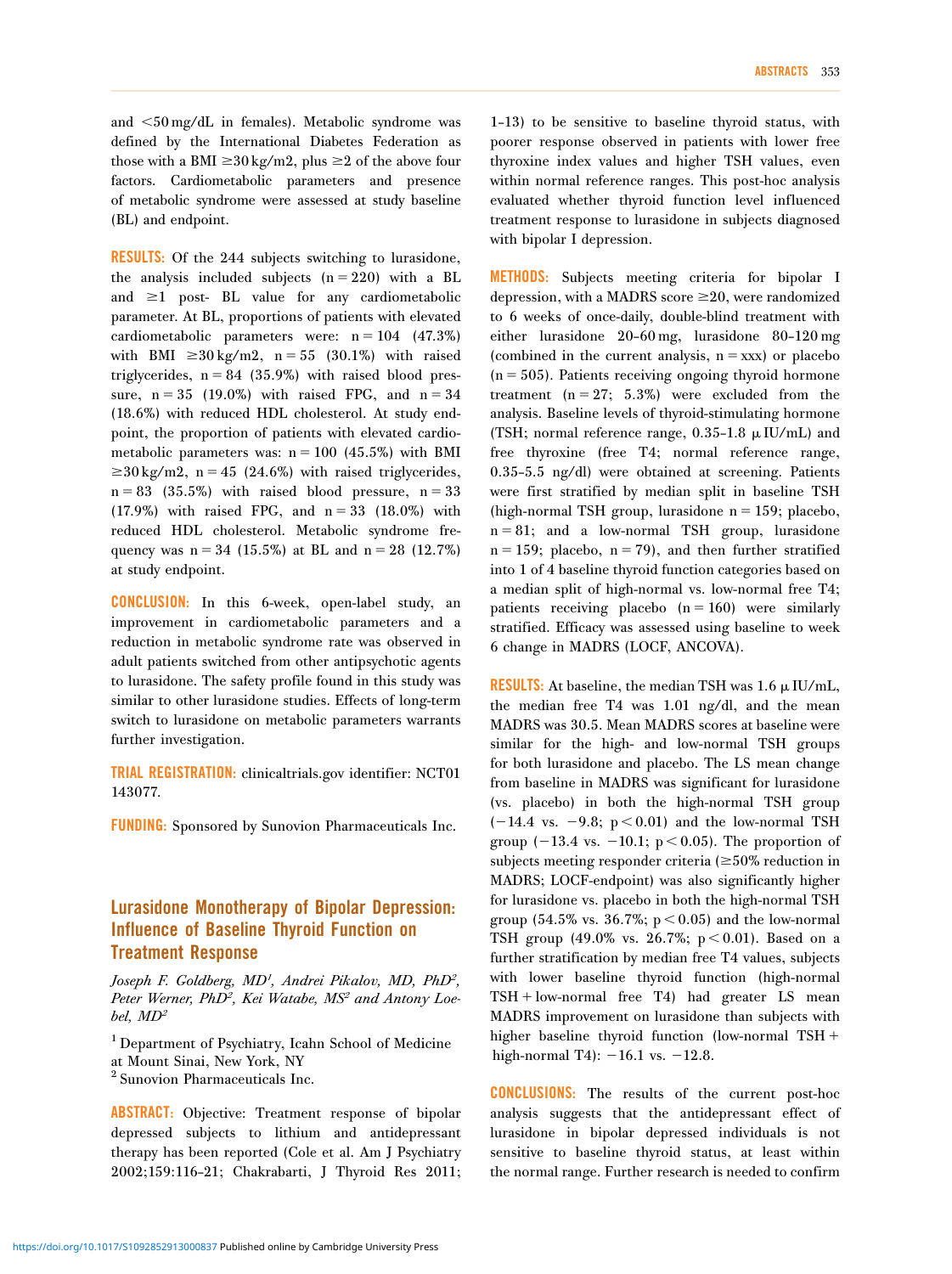and <50 mg/dL in females). Metabolic syndrome was defined by the International Diabetes Federation as those with a BMI ≥30 kg/m2, plus ≥2 of the above four factors. Cardiometabolic parameters and presence of metabolic syndrome were assessed at study baseline (BL) and endpoint.

**RESULTS:** Of the 244 subjects switching to lurasidone, the analysis included subjects (n = 220) with a BL and ≥1 post- BL value for any cardiometabolic parameter. At BL, proportions of patients with elevated cardiometabolic parameters were: n = 104 (47.3%) with BMI ≥30 kg/m2, n = 55 (30.1%) with raised triglycerides, n = 84 (35.9%) with raised blood pressure, n = 35 (19.0%) with raised FPG, and n = 34 (18.6%) with reduced HDL cholesterol. At study endpoint, the proportion of patients with elevated cardiometabolic parameters was: n = 100 (45.5%) with BMI ≥30 kg/m2, n = 45 (24.6%) with raised triglycerides, n = 83 (35.5%) with raised blood pressure, n = 33 (17.9%) with raised FPG, and n = 33 (18.0%) with reduced HDL cholesterol. Metabolic syndrome frequency was n = 34 (15.5%) at BL and n = 28 (12.7%) at study endpoint.

**CONCLUSION:** In this 6-week, open-label study, an improvement in cardiometabolic parameters and a reduction in metabolic syndrome rate was observed in adult patients switched from other antipsychotic agents to lurasidone. The safety profile found in this study was similar to other lurasidone studies. Effects of long-term switch to lurasidone on metabolic parameters warrants further investigation.

**TRIAL REGISTRATION:** clinicaltrials.gov identifier: NCT01 143077.

**FUNDING:** Sponsored by Sunovion Pharmaceuticals Inc.

## Lurasidone Monotherapy of Bipolar Depression: Influence of Baseline Thyroid Function on Treatment Response

*Joseph F. Goldberg, MD[1], Andrei Pikalov, MD, PhD[2], Peter Werner, PhD[2], Kei Watabe, MS[2] and Antony Loebel, MD[2]*

[1] Department of Psychiatry, Icahn School of Medicine at Mount Sinai, New York, NY
[2] Sunovion Pharmaceuticals Inc.

**ABSTRACT:** Objective: Treatment response of bipolar depressed subjects to lithium and antidepressant therapy has been reported (Cole et al. Am J Psychiatry 2002;159:116–21; Chakrabarti, J Thyroid Res 2011; 1-13) to be sensitive to baseline thyroid status, with poorer response observed in patients with lower free thyroxine index values and higher TSH values, even within normal reference ranges. This post-hoc analysis evaluated whether thyroid function level influenced treatment response to lurasidone in subjects diagnosed with bipolar I depression.

**METHODS:** Subjects meeting criteria for bipolar I depression, with a MADRS score ≥20, were randomized to 6 weeks of once-daily, double-blind treatment with either lurasidone 20–60 mg, lurasidone 80–120 mg (combined in the current analysis, n = xxx) or placebo (n = 505). Patients receiving ongoing thyroid hormone treatment (n = 27; 5.3%) were excluded from the analysis. Baseline levels of thyroid-stimulating hormone (TSH; normal reference range, 0.35–1.8 μ IU/mL) and free thyroxine (free T4; normal reference range, 0.35–5.5 ng/dl) were obtained at screening. Patients were first stratified by median split in baseline TSH (high-normal TSH group, lurasidone n = 159; placebo, n = 81; and a low-normal TSH group, lurasidone n = 159; placebo, n = 79), and then further stratified into 1 of 4 baseline thyroid function categories based on a median split of high-normal vs. low-normal free T4; patients receiving placebo (n = 160) were similarly stratified. Efficacy was assessed using baseline to week 6 change in MADRS (LOCF, ANCOVA).

**RESULTS:** At baseline, the median TSH was 1.6 μ IU/mL, the median free T4 was 1.01 ng/dl, and the mean MADRS was 30.5. Mean MADRS scores at baseline were similar for the high- and low-normal TSH groups for both lurasidone and placebo. The LS mean change from baseline in MADRS was significant for lurasidone (vs. placebo) in both the high-normal TSH group (−14.4 vs. −9.8; $p < 0.01$) and the low-normal TSH group (−13.4 vs. −10.1; $p < 0.05$). The proportion of subjects meeting responder criteria (≥50% reduction in MADRS; LOCF-endpoint) was also significantly higher for lurasidone vs. placebo in both the high-normal TSH group (54.5% vs. 36.7%; $p < 0.05$) and the low-normal TSH group (49.0% vs. 26.7%; $p < 0.01$). Based on a further stratification by median free T4 values, subjects with lower baseline thyroid function (high-normal TSH + low-normal free T4) had greater LS mean MADRS improvement on lurasidone than subjects with higher baseline thyroid function (low-normal TSH + high-normal T4): −16.1 vs. −12.8.

**CONCLUSIONS:** The results of the current post-hoc analysis suggests that the antidepressant effect of lurasidone in bipolar depressed individuals is not sensitive to baseline thyroid status, at least within the normal range. Further research is needed to confirm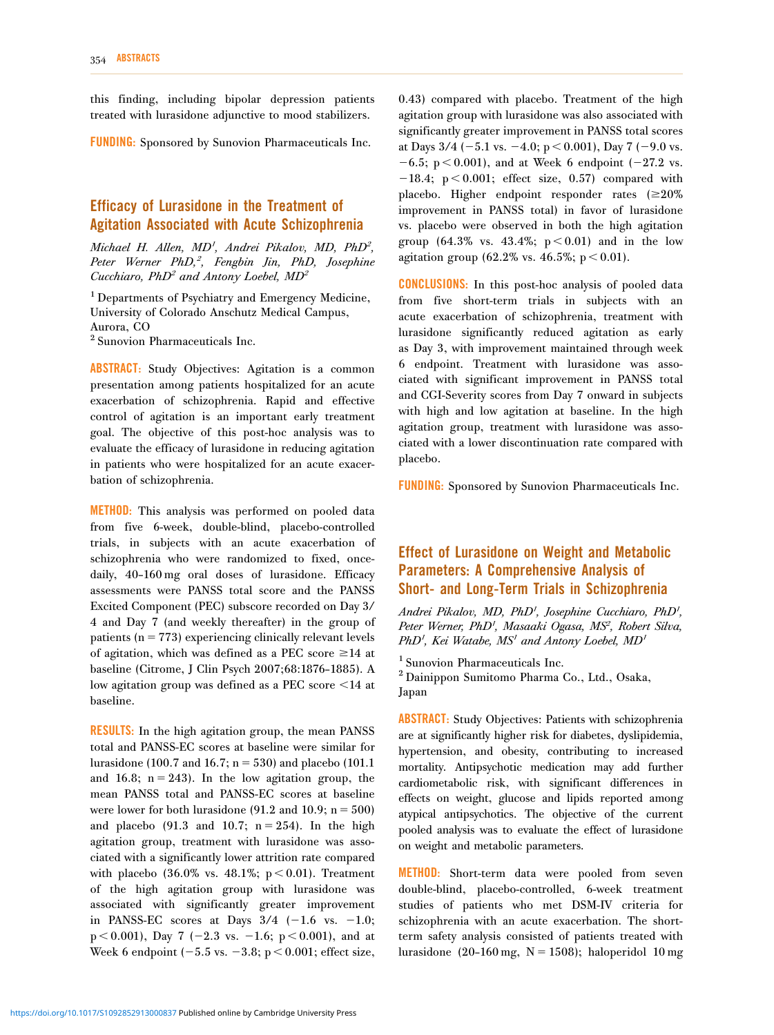this finding, including bipolar depression patients treated with lurasidone adjunctive to mood stabilizers.

**FUNDING:** Sponsored by Sunovion Pharmaceuticals Inc.

## Efficacy of Lurasidone in the Treatment of Agitation Associated with Acute Schizophrenia

*Michael H. Allen, MD[1], Andrei Pikalov, MD, PhD[2], Peter Werner PhD,[2], Fengbin Jin, PhD, Josephine Cucchiaro, PhD[2] and Antony Loebel, MD[2]*

[1] Departments of Psychiatry and Emergency Medicine, University of Colorado Anschutz Medical Campus, Aurora, CO
[2] Sunovion Pharmaceuticals Inc.

**ABSTRACT:** Study Objectives: Agitation is a common presentation among patients hospitalized for an acute exacerbation of schizophrenia. Rapid and effective control of agitation is an important early treatment goal. The objective of this post-hoc analysis was to evaluate the efficacy of lurasidone in reducing agitation in patients who were hospitalized for an acute exacerbation of schizophrenia.

**METHOD:** This analysis was performed on pooled data from five 6-week, double-blind, placebo-controlled trials, in subjects with an acute exacerbation of schizophrenia who were randomized to fixed, once-daily, 40–160 mg oral doses of lurasidone. Efficacy assessments were PANSS total score and the PANSS Excited Component (PEC) subscore recorded on Day 3/4 and Day 7 (and weekly thereafter) in the group of patients ($n = 773$) experiencing clinically relevant levels of agitation, which was defined as a PEC score $\geq 14$ at baseline (Citrome, J Clin Psych 2007;68:1876–1885). A low agitation group was defined as a PEC score $<14$ at baseline.

**RESULTS:** In the high agitation group, the mean PANSS total and PANSS-EC scores at baseline were similar for lurasidone (100.7 and 16.7; $n = 530$) and placebo (101.1 and 16.8; $n = 243$). In the low agitation group, the mean PANSS total and PANSS-EC scores at baseline were lower for both lurasidone (91.2 and 10.9; $n = 500$) and placebo (91.3 and 10.7; $n = 254$). In the high agitation group, treatment with lurasidone was associated with a significantly lower attrition rate compared with placebo (36.0% vs. 48.1%; $p < 0.01$). Treatment of the high agitation group with lurasidone was associated with significantly greater improvement in PANSS-EC scores at Days 3/4 (−1.6 vs. −1.0; $p < 0.001$), Day 7 (−2.3 vs. −1.6; $p < 0.001$), and at Week 6 endpoint (−5.5 vs. −3.8; $p < 0.001$; effect size, 0.43) compared with placebo. Treatment of the high agitation group with lurasidone was also associated with significantly greater improvement in PANSS total scores at Days 3/4 (−5.1 vs. −4.0; $p < 0.001$), Day 7 (−9.0 vs. −6.5; $p < 0.001$), and at Week 6 endpoint (−27.2 vs. −18.4; $p < 0.001$; effect size, 0.57) compared with placebo. Higher endpoint responder rates ($\geq 20\%$ improvement in PANSS total) in favor of lurasidone vs. placebo were observed in both the high agitation group (64.3% vs. 43.4%; $p < 0.01$) and in the low agitation group (62.2% vs. 46.5%; $p < 0.01$).

**CONCLUSIONS:** In this post-hoc analysis of pooled data from five short-term trials in subjects with an acute exacerbation of schizophrenia, treatment with lurasidone significantly reduced agitation as early as Day 3, with improvement maintained through week 6 endpoint. Treatment with lurasidone was associated with significant improvement in PANSS total and CGI-Severity scores from Day 7 onward in subjects with high and low agitation at baseline. In the high agitation group, treatment with lurasidone was associated with a lower discontinuation rate compared with placebo.

**FUNDING:** Sponsored by Sunovion Pharmaceuticals Inc.

## Effect of Lurasidone on Weight and Metabolic Parameters: A Comprehensive Analysis of Short- and Long-Term Trials in Schizophrenia

*Andrei Pikalov, MD, PhD[1], Josephine Cucchiaro, PhD[1], Peter Werner, PhD[1], Masaaki Ogasa, MS[2], Robert Silva, PhD[1], Kei Watabe, MS[1] and Antony Loebel, MD[1]*

[1] Sunovion Pharmaceuticals Inc.
[2] Dainippon Sumitomo Pharma Co., Ltd., Osaka, Japan

**ABSTRACT:** Study Objectives: Patients with schizophrenia are at significantly higher risk for diabetes, dyslipidemia, hypertension, and obesity, contributing to increased mortality. Antipsychotic medication may add further cardiometabolic risk, with significant differences in effects on weight, glucose and lipids reported among atypical antipsychotics. The objective of the current pooled analysis was to evaluate the effect of lurasidone on weight and metabolic parameters.

**METHOD:** Short-term data were pooled from seven double-blind, placebo-controlled, 6-week treatment studies of patients who met DSM-IV criteria for schizophrenia with an acute exacerbation. The short-term safety analysis consisted of patients treated with lurasidone (20–160 mg, $N = 1508$); haloperidol 10 mg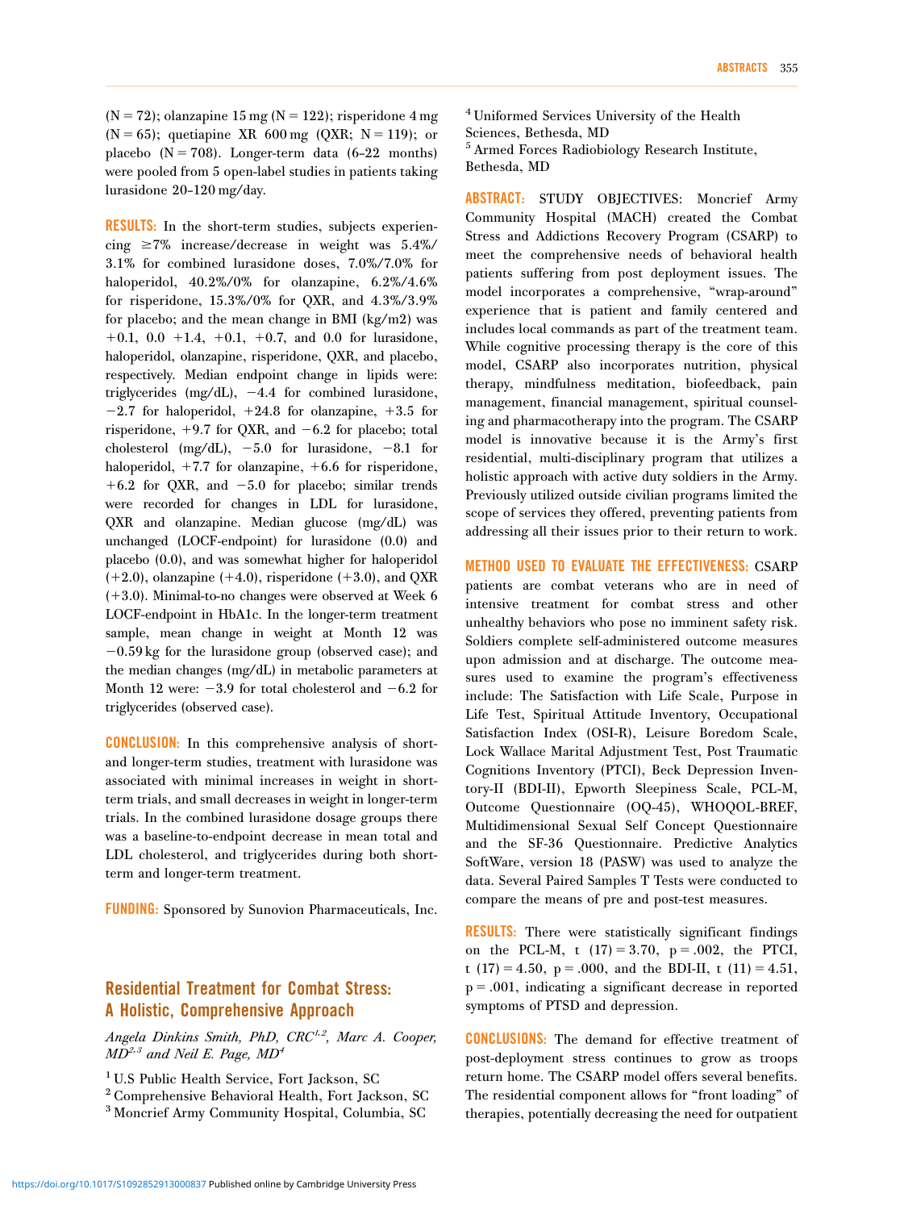(N = 72); olanzapine 15 mg (N = 122); risperidone 4 mg (N = 65); quetiapine XR 600 mg (QXR; N = 119); or placebo (N = 708). Longer-term data (6–22 months) were pooled from 5 open-label studies in patients taking lurasidone 20–120 mg/day.

**RESULTS:** In the short-term studies, subjects experiencing ≥7% increase/decrease in weight was 5.4%/3.1% for combined lurasidone doses, 7.0%/7.0% for haloperidol, 40.2%/0% for olanzapine, 6.2%/4.6% for risperidone, 15.3%/0% for QXR, and 4.3%/3.9% for placebo; and the mean change in BMI (kg/m2) was +0.1, 0.0 +1.4, +0.1, +0.7, and 0.0 for lurasidone, haloperidol, olanzapine, risperidone, QXR, and placebo, respectively. Median endpoint change in lipids were: triglycerides (mg/dL), −4.4 for combined lurasidone, −2.7 for haloperidol, +24.8 for olanzapine, +3.5 for risperidone, +9.7 for QXR, and −6.2 for placebo; total cholesterol (mg/dL), −5.0 for lurasidone, −8.1 for haloperidol, +7.7 for olanzapine, +6.6 for risperidone, +6.2 for QXR, and −5.0 for placebo; similar trends were recorded for changes in LDL for lurasidone, QXR and olanzapine. Median glucose (mg/dL) was unchanged (LOCF-endpoint) for lurasidone (0.0) and placebo (0.0), and was somewhat higher for haloperidol (+2.0), olanzapine (+4.0), risperidone (+3.0), and QXR (+3.0). Minimal-to-no changes were observed at Week 6 LOCF-endpoint in HbA1c. In the longer-term treatment sample, mean change in weight at Month 12 was −0.59 kg for the lurasidone group (observed case); and the median changes (mg/dL) in metabolic parameters at Month 12 were: −3.9 for total cholesterol and −6.2 for triglycerides (observed case).

**CONCLUSION:** In this comprehensive analysis of short- and longer-term studies, treatment with lurasidone was associated with minimal increases in weight in short-term trials, and small decreases in weight in longer-term trials. In the combined lurasidone dosage groups there was a baseline-to-endpoint decrease in mean total and LDL cholesterol, and triglycerides during both short-term and longer-term treatment.

**FUNDING:** Sponsored by Sunovion Pharmaceuticals, Inc.

## Residential Treatment for Combat Stress: A Holistic, Comprehensive Approach

*Angela Dinkins Smith, PhD, CRC[1,2], Marc A. Cooper, MD[2,3] and Neil E. Page, MD[4]*

[1] U.S Public Health Service, Fort Jackson, SC
[2] Comprehensive Behavioral Health, Fort Jackson, SC
[3] Moncrief Army Community Hospital, Columbia, SC
[4] Uniformed Services University of the Health Sciences, Bethesda, MD
[5] Armed Forces Radiobiology Research Institute, Bethesda, MD

**ABSTRACT:** STUDY OBJECTIVES: Moncrief Army Community Hospital (MACH) created the Combat Stress and Addictions Recovery Program (CSARP) to meet the comprehensive needs of behavioral health patients suffering from post deployment issues. The model incorporates a comprehensive, "wrap-around" experience that is patient and family centered and includes local commands as part of the treatment team. While cognitive processing therapy is the core of this model, CSARP also incorporates nutrition, physical therapy, mindfulness meditation, biofeedback, pain management, financial management, spiritual counseling and pharmacotherapy into the program. The CSARP model is innovative because it is the Army's first residential, multi-disciplinary program that utilizes a holistic approach with active duty soldiers in the Army. Previously utilized outside civilian programs limited the scope of services they offered, preventing patients from addressing all their issues prior to their return to work.

**METHOD USED TO EVALUATE THE EFFECTIVENESS:** CSARP patients are combat veterans who are in need of intensive treatment for combat stress and other unhealthy behaviors who pose no imminent safety risk. Soldiers complete self-administered outcome measures upon admission and at discharge. The outcome measures used to examine the program's effectiveness include: The Satisfaction with Life Scale, Purpose in Life Test, Spiritual Attitude Inventory, Occupational Satisfaction Index (OSI-R), Leisure Boredom Scale, Lock Wallace Marital Adjustment Test, Post Traumatic Cognitions Inventory (PTCI), Beck Depression Inventory-II (BDI-II), Epworth Sleepiness Scale, PCL-M, Outcome Questionnaire (OQ-45), WHOQOL-BREF, Multidimensional Sexual Self Concept Questionnaire and the SF-36 Questionnaire. Predictive Analytics SoftWare, version 18 (PASW) was used to analyze the data. Several Paired Samples T Tests were conducted to compare the means of pre and post-test measures.

**RESULTS:** There were statistically significant findings on the PCL-M, $t\ (17) = 3.70$, $p = .002$, the PTCI, $t\ (17) = 4.50$, $p = .000$, and the BDI-II, $t\ (11) = 4.51$, $p = .001$, indicating a significant decrease in reported symptoms of PTSD and depression.

**CONCLUSIONS:** The demand for effective treatment of post-deployment stress continues to grow as troops return home. The CSARP model offers several benefits. The residential component allows for "front loading" of therapies, potentially decreasing the need for outpatient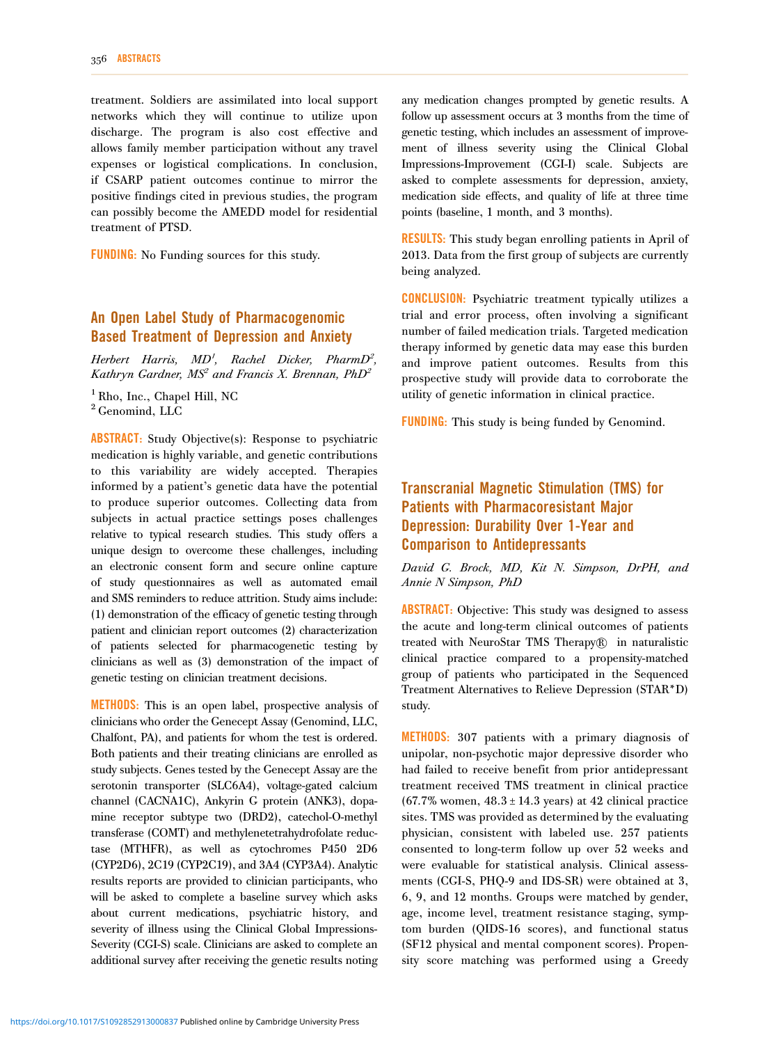treatment. Soldiers are assimilated into local support networks which they will continue to utilize upon discharge. The program is also cost effective and allows family member participation without any travel expenses or logistical complications. In conclusion, if CSARP patient outcomes continue to mirror the positive findings cited in previous studies, the program can possibly become the AMEDD model for residential treatment of PTSD.

**FUNDING:** No Funding sources for this study.

## An Open Label Study of Pharmacogenomic Based Treatment of Depression and Anxiety

*Herbert Harris, MD[1], Rachel Dicker, PharmD[2], Kathryn Gardner, MS[2] and Francis X. Brennan, PhD[2]*

[1] Rho, Inc., Chapel Hill, NC
[2] Genomind, LLC

**ABSTRACT:** Study Objective(s): Response to psychiatric medication is highly variable, and genetic contributions to this variability are widely accepted. Therapies informed by a patient's genetic data have the potential to produce superior outcomes. Collecting data from subjects in actual practice settings poses challenges relative to typical research studies. This study offers a unique design to overcome these challenges, including an electronic consent form and secure online capture of study questionnaires as well as automated email and SMS reminders to reduce attrition. Study aims include: (1) demonstration of the efficacy of genetic testing through patient and clinician report outcomes (2) characterization of patients selected for pharmacogenetic testing by clinicians as well as (3) demonstration of the impact of genetic testing on clinician treatment decisions.

**METHODS:** This is an open label, prospective analysis of clinicians who order the Genecept Assay (Genomind, LLC, Chalfont, PA), and patients for whom the test is ordered. Both patients and their treating clinicians are enrolled as study subjects. Genes tested by the Genecept Assay are the serotonin transporter (SLC6A4), voltage-gated calcium channel (CACNA1C), Ankyrin G protein (ANK3), dopamine receptor subtype two (DRD2), catechol-O-methyl transferase (COMT) and methylenetetrahydrofolate reductase (MTHFR), as well as cytochromes P450 2D6 (CYP2D6), 2C19 (CYP2C19), and 3A4 (CYP3A4). Analytic results reports are provided to clinician participants, who will be asked to complete a baseline survey which asks about current medications, psychiatric history, and severity of illness using the Clinical Global Impressions-Severity (CGI-S) scale. Clinicians are asked to complete an additional survey after receiving the genetic results noting any medication changes prompted by genetic results. A follow up assessment occurs at 3 months from the time of genetic testing, which includes an assessment of improvement of illness severity using the Clinical Global Impressions-Improvement (CGI-I) scale. Subjects are asked to complete assessments for depression, anxiety, medication side effects, and quality of life at three time points (baseline, 1 month, and 3 months).

**RESULTS:** This study began enrolling patients in April of 2013. Data from the first group of subjects are currently being analyzed.

**CONCLUSION:** Psychiatric treatment typically utilizes a trial and error process, often involving a significant number of failed medication trials. Targeted medication therapy informed by genetic data may ease this burden and improve patient outcomes. Results from this prospective study will provide data to corroborate the utility of genetic information in clinical practice.

**FUNDING:** This study is being funded by Genomind.

## Transcranial Magnetic Stimulation (TMS) for Patients with Pharmacoresistant Major Depression: Durability Over 1-Year and Comparison to Antidepressants

*David G. Brock, MD, Kit N. Simpson, DrPH, and Annie N Simpson, PhD*

**ABSTRACT:** Objective: This study was designed to assess the acute and long-term clinical outcomes of patients treated with NeuroStar TMS Therapy® in naturalistic clinical practice compared to a propensity-matched group of patients who participated in the Sequenced Treatment Alternatives to Relieve Depression (STAR*D) study.

**METHODS:** 307 patients with a primary diagnosis of unipolar, non-psychotic major depressive disorder who had failed to receive benefit from prior antidepressant treatment received TMS treatment in clinical practice (67.7% women, $48.3 \pm 14.3$ years) at 42 clinical practice sites. TMS was provided as determined by the evaluating physician, consistent with labeled use. 257 patients consented to long-term follow up over 52 weeks and were evaluable for statistical analysis. Clinical assessments (CGI-S, PHQ-9 and IDS-SR) were obtained at 3, 6, 9, and 12 months. Groups were matched by gender, age, income level, treatment resistance staging, symptom burden (QIDS-16 scores), and functional status (SF12 physical and mental component scores). Propensity score matching was performed using a Greedy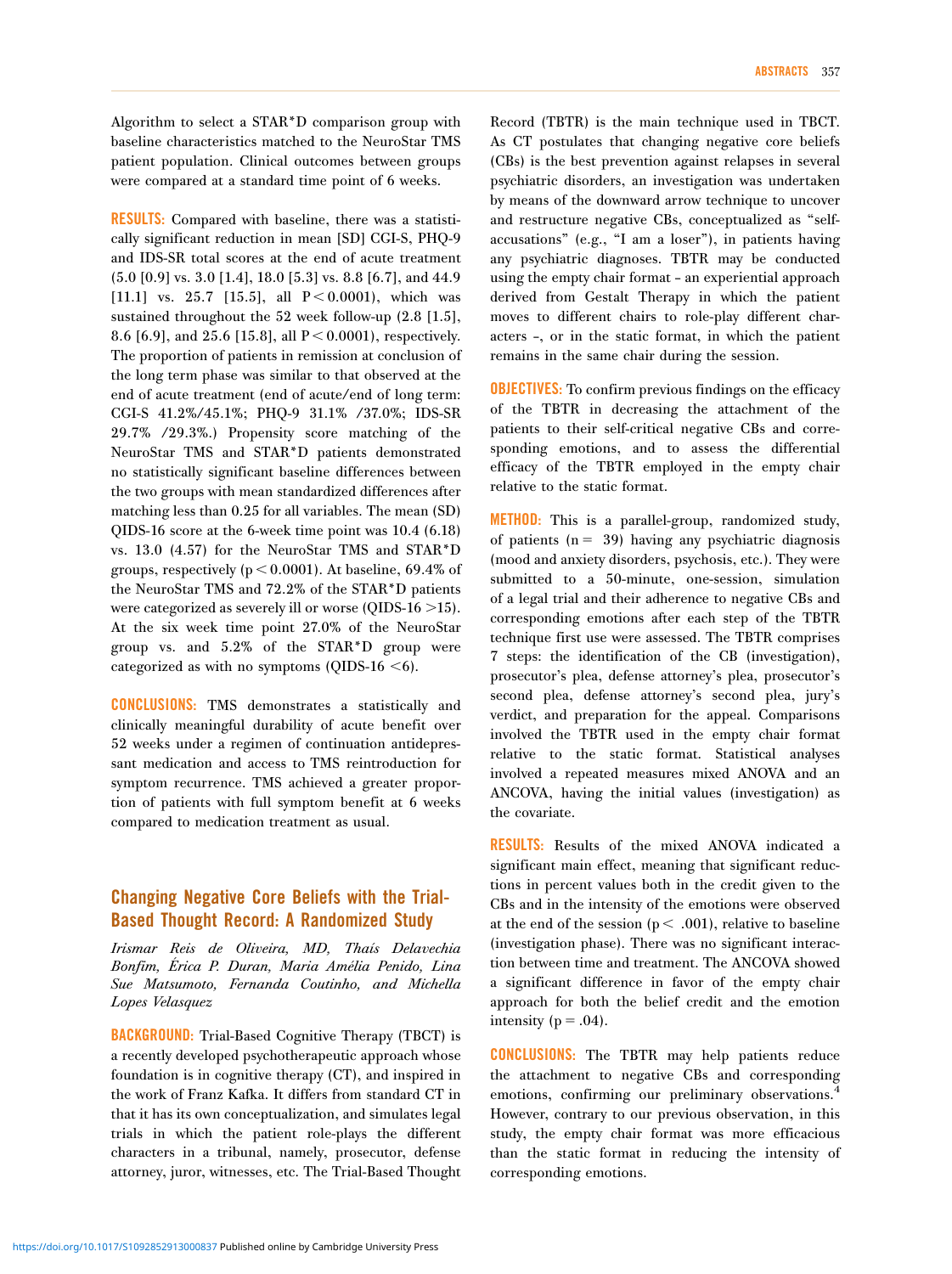Algorithm to select a STAR*D comparison group with baseline characteristics matched to the NeuroStar TMS patient population. Clinical outcomes between groups were compared at a standard time point of 6 weeks.

**RESULTS:** Compared with baseline, there was a statistically significant reduction in mean [SD] CGI-S, PHQ-9 and IDS-SR total scores at the end of acute treatment (5.0 [0.9] vs. 3.0 [1.4], 18.0 [5.3] vs. 8.8 [6.7], and 44.9 [11.1] vs. 25.7 [15.5], all $P < 0.0001$), which was sustained throughout the 52 week follow-up (2.8 [1.5], 8.6 [6.9], and 25.6 [15.8], all $P < 0.0001$), respectively. The proportion of patients in remission at conclusion of the long term phase was similar to that observed at the end of acute treatment (end of acute/end of long term: CGI-S 41.2%/45.1%; PHQ-9 31.1% /37.0%; IDS-SR 29.7% /29.3%.) Propensity score matching of the NeuroStar TMS and STAR*D patients demonstrated no statistically significant baseline differences between the two groups with mean standardized differences after matching less than 0.25 for all variables. The mean (SD) QIDS-16 score at the 6-week time point was 10.4 (6.18) vs. 13.0 (4.57) for the NeuroStar TMS and STAR*D groups, respectively ($p < 0.0001$). At baseline, 69.4% of the NeuroStar TMS and 72.2% of the STAR*D patients were categorized as severely ill or worse (QIDS-16 >15). At the six week time point 27.0% of the NeuroStar group vs. and 5.2% of the STAR*D group were categorized as with no symptoms (QIDS-16 <6).

**CONCLUSIONS:** TMS demonstrates a statistically and clinically meaningful durability of acute benefit over 52 weeks under a regimen of continuation antidepressant medication and access to TMS reintroduction for symptom recurrence. TMS achieved a greater proportion of patients with full symptom benefit at 6 weeks compared to medication treatment as usual.

## Changing Negative Core Beliefs with the Trial-Based Thought Record: A Randomized Study

*Irismar Reis de Oliveira, MD, Thaís Delavechia Bonfim, Érica P. Duran, Maria Amélia Penido, Lina Sue Matsumoto, Fernanda Coutinho, and Michella Lopes Velasquez*

**BACKGROUND:** Trial-Based Cognitive Therapy (TBCT) is a recently developed psychotherapeutic approach whose foundation is in cognitive therapy (CT), and inspired in the work of Franz Kafka. It differs from standard CT in that it has its own conceptualization, and simulates legal trials in which the patient role-plays the different characters in a tribunal, namely, prosecutor, defense attorney, juror, witnesses, etc. The Trial-Based Thought Record (TBTR) is the main technique used in TBCT. As CT postulates that changing negative core beliefs (CBs) is the best prevention against relapses in several psychiatric disorders, an investigation was undertaken by means of the downward arrow technique to uncover and restructure negative CBs, conceptualized as "self-accusations" (e.g., "I am a loser"), in patients having any psychiatric diagnoses. TBTR may be conducted using the empty chair format - an experiential approach derived from Gestalt Therapy in which the patient moves to different chairs to role-play different characters -, or in the static format, in which the patient remains in the same chair during the session.

**OBJECTIVES:** To confirm previous findings on the efficacy of the TBTR in decreasing the attachment of the patients to their self-critical negative CBs and corresponding emotions, and to assess the differential efficacy of the TBTR employed in the empty chair relative to the static format.

**METHOD:** This is a parallel-group, randomized study, of patients ($n = 39$) having any psychiatric diagnosis (mood and anxiety disorders, psychosis, etc.). They were submitted to a 50-minute, one-session, simulation of a legal trial and their adherence to negative CBs and corresponding emotions after each step of the TBTR technique first use were assessed. The TBTR comprises 7 steps: the identification of the CB (investigation), prosecutor's plea, defense attorney's plea, prosecutor's second plea, defense attorney's second plea, jury's verdict, and preparation for the appeal. Comparisons involved the TBTR used in the empty chair format relative to the static format. Statistical analyses involved a repeated measures mixed ANOVA and an ANCOVA, having the initial values (investigation) as the covariate.

**RESULTS:** Results of the mixed ANOVA indicated a significant main effect, meaning that significant reductions in percent values both in the credit given to the CBs and in the intensity of the emotions were observed at the end of the session ($p < .001$), relative to baseline (investigation phase). There was no significant interaction between time and treatment. The ANCOVA showed a significant difference in favor of the empty chair approach for both the belief credit and the emotion intensity ($p = .04$).

**CONCLUSIONS:** The TBTR may help patients reduce the attachment to negative CBs and corresponding emotions, confirming our preliminary observations.[4] However, contrary to our previous observation, in this study, the empty chair format was more efficacious than the static format in reducing the intensity of corresponding emotions.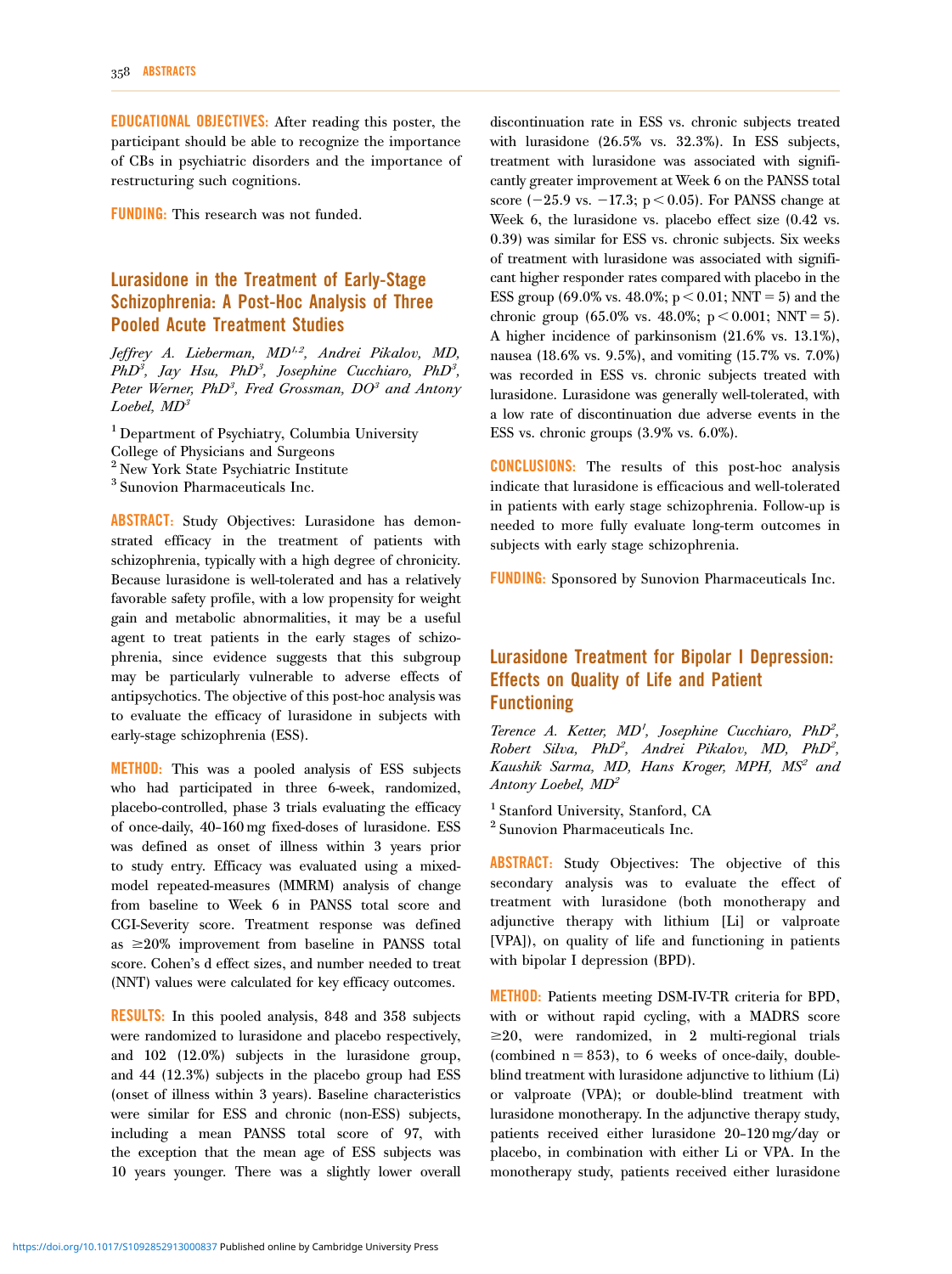**EDUCATIONAL OBJECTIVES:** After reading this poster, the participant should be able to recognize the importance of CBs in psychiatric disorders and the importance of restructuring such cognitions.

**FUNDING:** This research was not funded.

## Lurasidone in the Treatment of Early-Stage Schizophrenia: A Post-Hoc Analysis of Three Pooled Acute Treatment Studies

*Jeffrey A. Lieberman, MD[1,2], Andrei Pikalov, MD, PhD[3], Jay Hsu, PhD[3], Josephine Cucchiaro, PhD[3], Peter Werner, PhD[3], Fred Grossman, DO[3] and Antony Loebel, MD[3]*

[1] Department of Psychiatry, Columbia University College of Physicians and Surgeons
[2] New York State Psychiatric Institute
[3] Sunovion Pharmaceuticals Inc.

**ABSTRACT:** Study Objectives: Lurasidone has demonstrated efficacy in the treatment of patients with schizophrenia, typically with a high degree of chronicity. Because lurasidone is well-tolerated and has a relatively favorable safety profile, with a low propensity for weight gain and metabolic abnormalities, it may be a useful agent to treat patients in the early stages of schizophrenia, since evidence suggests that this subgroup may be particularly vulnerable to adverse effects of antipsychotics. The objective of this post-hoc analysis was to evaluate the efficacy of lurasidone in subjects with early-stage schizophrenia (ESS).

**METHOD:** This was a pooled analysis of ESS subjects who had participated in three 6-week, randomized, placebo-controlled, phase 3 trials evaluating the efficacy of once-daily, 40–160 mg fixed-doses of lurasidone. ESS was defined as onset of illness within 3 years prior to study entry. Efficacy was evaluated using a mixed-model repeated-measures (MMRM) analysis of change from baseline to Week 6 in PANSS total score and CGI-Severity score. Treatment response was defined as ≥20% improvement from baseline in PANSS total score. Cohen's d effect sizes, and number needed to treat (NNT) values were calculated for key efficacy outcomes.

**RESULTS:** In this pooled analysis, 848 and 358 subjects were randomized to lurasidone and placebo respectively, and 102 (12.0%) subjects in the lurasidone group, and 44 (12.3%) subjects in the placebo group had ESS (onset of illness within 3 years). Baseline characteristics were similar for ESS and chronic (non-ESS) subjects, including a mean PANSS total score of 97, with the exception that the mean age of ESS subjects was 10 years younger. There was a slightly lower overall discontinuation rate in ESS vs. chronic subjects treated with lurasidone (26.5% vs. 32.3%). In ESS subjects, treatment with lurasidone was associated with significantly greater improvement at Week 6 on the PANSS total score (−25.9 vs. −17.3; $p < 0.05$). For PANSS change at Week 6, the lurasidone vs. placebo effect size (0.42 vs. 0.39) was similar for ESS vs. chronic subjects. Six weeks of treatment with lurasidone was associated with significant higher responder rates compared with placebo in the ESS group (69.0% vs. 48.0%; $p < 0.01$; NNT = 5) and the chronic group (65.0% vs. 48.0%; $p < 0.001$; NNT = 5). A higher incidence of parkinsonism (21.6% vs. 13.1%), nausea (18.6% vs. 9.5%), and vomiting (15.7% vs. 7.0%) was recorded in ESS vs. chronic subjects treated with lurasidone. Lurasidone was generally well-tolerated, with a low rate of discontinuation due adverse events in the ESS vs. chronic groups (3.9% vs. 6.0%).

**CONCLUSIONS:** The results of this post-hoc analysis indicate that lurasidone is efficacious and well-tolerated in patients with early stage schizophrenia. Follow-up is needed to more fully evaluate long-term outcomes in subjects with early stage schizophrenia.

**FUNDING:** Sponsored by Sunovion Pharmaceuticals Inc.

## Lurasidone Treatment for Bipolar I Depression: Effects on Quality of Life and Patient Functioning

*Terence A. Ketter, MD[1], Josephine Cucchiaro, PhD[2], Robert Silva, PhD[2], Andrei Pikalov, MD, PhD[2], Kaushik Sarma, MD, Hans Kroger, MPH, MS[2] and Antony Loebel, MD[2]*

[1] Stanford University, Stanford, CA
[2] Sunovion Pharmaceuticals Inc.

**ABSTRACT:** Study Objectives: The objective of this secondary analysis was to evaluate the effect of treatment with lurasidone (both monotherapy and adjunctive therapy with lithium [Li] or valproate [VPA]), on quality of life and functioning in patients with bipolar I depression (BPD).

**METHOD:** Patients meeting DSM-IV-TR criteria for BPD, with or without rapid cycling, with a MADRS score ≥20, were randomized, in 2 multi-regional trials (combined n = 853), to 6 weeks of once-daily, double-blind treatment with lurasidone adjunctive to lithium (Li) or valproate (VPA); or double-blind treatment with lurasidone monotherapy. In the adjunctive therapy study, patients received either lurasidone 20–120 mg/day or placebo, in combination with either Li or VPA. In the monotherapy study, patients received either lurasidone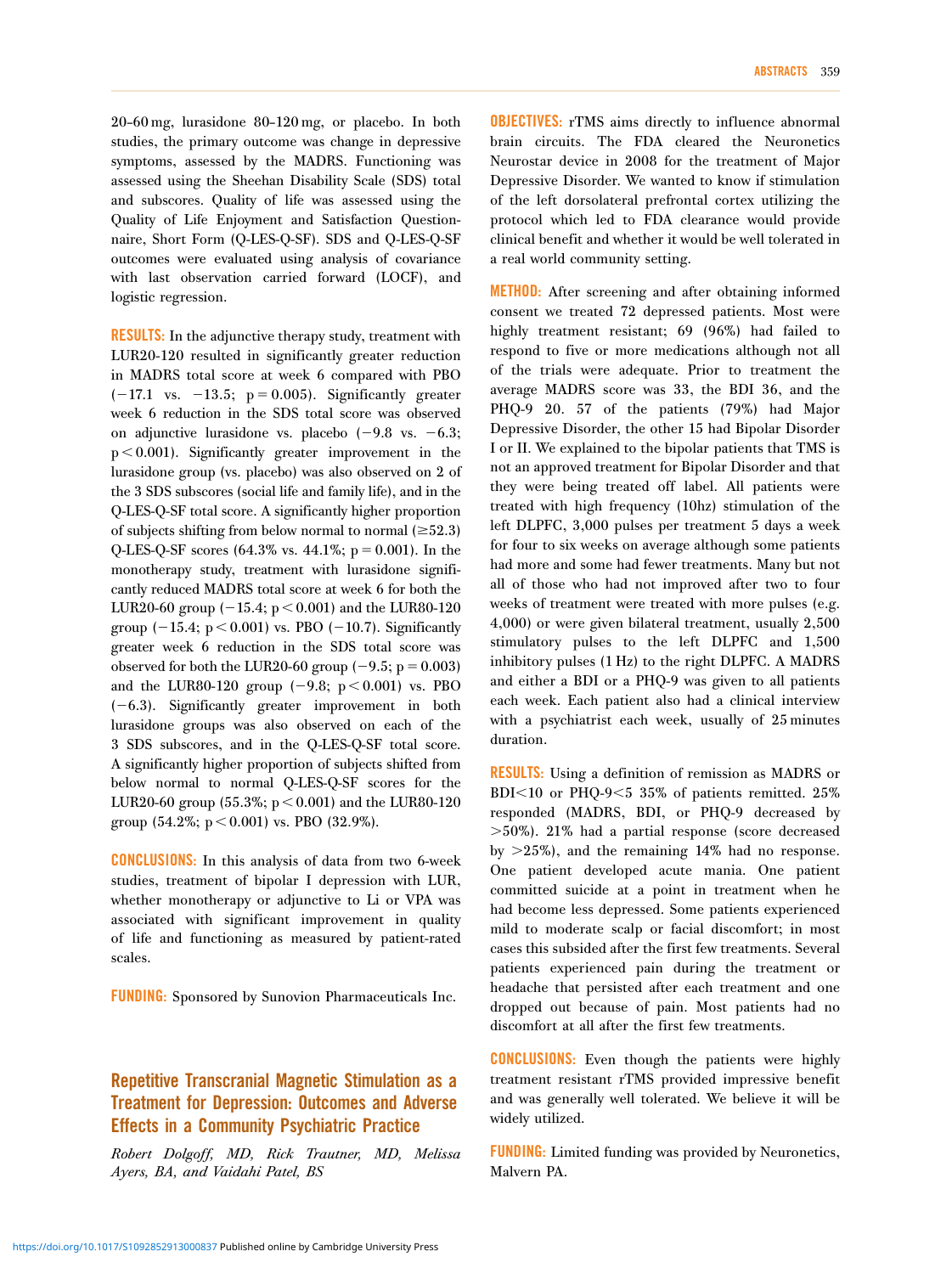20–60 mg, lurasidone 80–120 mg, or placebo. In both studies, the primary outcome was change in depressive symptoms, assessed by the MADRS. Functioning was assessed using the Sheehan Disability Scale (SDS) total and subscores. Quality of life was assessed using the Quality of Life Enjoyment and Satisfaction Questionnaire, Short Form (Q-LES-Q-SF). SDS and Q-LES-Q-SF outcomes were evaluated using analysis of covariance with last observation carried forward (LOCF), and logistic regression.

**RESULTS:** In the adjunctive therapy study, treatment with LUR20-120 resulted in significantly greater reduction in MADRS total score at week 6 compared with PBO ($-17.1$ vs. $-13.5$; $p = 0.005$). Significantly greater week 6 reduction in the SDS total score was observed on adjunctive lurasidone vs. placebo ($-9.8$ vs. $-6.3$; $p < 0.001$). Significantly greater improvement in the lurasidone group (vs. placebo) was also observed on 2 of the 3 SDS subscores (social life and family life), and in the Q-LES-Q-SF total score. A significantly higher proportion of subjects shifting from below normal to normal ($\geq 52.3$) Q-LES-Q-SF scores (64.3% vs. 44.1%; $p = 0.001$). In the monotherapy study, treatment with lurasidone significantly reduced MADRS total score at week 6 for both the LUR20-60 group ($-15.4$; $p < 0.001$) and the LUR80-120 group ($-15.4$; $p < 0.001$) vs. PBO ($-10.7$). Significantly greater week 6 reduction in the SDS total score was observed for both the LUR20-60 group ($-9.5$; $p = 0.003$) and the LUR80-120 group ($-9.8$; $p < 0.001$) vs. PBO ($-6.3$). Significantly greater improvement in both lurasidone groups was also observed on each of the 3 SDS subscores, and in the Q-LES-Q-SF total score. A significantly higher proportion of subjects shifted from below normal to normal Q-LES-Q-SF scores for the LUR20-60 group (55.3%; $p < 0.001$) and the LUR80-120 group (54.2%; $p < 0.001$) vs. PBO (32.9%).

**CONCLUSIONS:** In this analysis of data from two 6-week studies, treatment of bipolar I depression with LUR, whether monotherapy or adjunctive to Li or VPA was associated with significant improvement in quality of life and functioning as measured by patient-rated scales.

**FUNDING:** Sponsored by Sunovion Pharmaceuticals Inc.

## Repetitive Transcranial Magnetic Stimulation as a Treatment for Depression: Outcomes and Adverse Effects in a Community Psychiatric Practice

*Robert Dolgoff, MD, Rick Trautner, MD, Melissa Ayers, BA, and Vaidahi Patel, BS*

**OBJECTIVES:** rTMS aims directly to influence abnormal brain circuits. The FDA cleared the Neuronetics Neurostar device in 2008 for the treatment of Major Depressive Disorder. We wanted to know if stimulation of the left dorsolateral prefrontal cortex utilizing the protocol which led to FDA clearance would provide clinical benefit and whether it would be well tolerated in a real world community setting.

**METHOD:** After screening and after obtaining informed consent we treated 72 depressed patients. Most were highly treatment resistant; 69 (96%) had failed to respond to five or more medications although not all of the trials were adequate. Prior to treatment the average MADRS score was 33, the BDI 36, and the PHQ-9 20. 57 of the patients (79%) had Major Depressive Disorder, the other 15 had Bipolar Disorder I or II. We explained to the bipolar patients that TMS is not an approved treatment for Bipolar Disorder and that they were being treated off label. All patients were treated with high frequency (10hz) stimulation of the left DLPFC, 3,000 pulses per treatment 5 days a week for four to six weeks on average although some patients had more and some had fewer treatments. Many but not all of those who had not improved after two to four weeks of treatment were treated with more pulses (e.g. 4,000) or were given bilateral treatment, usually 2,500 stimulatory pulses to the left DLPFC and 1,500 inhibitory pulses (1 Hz) to the right DLPFC. A MADRS and either a BDI or a PHQ-9 was given to all patients each week. Each patient also had a clinical interview with a psychiatrist each week, usually of 25 minutes duration.

**RESULTS:** Using a definition of remission as MADRS or BDI<10 or PHQ-9<5 35% of patients remitted. 25% responded (MADRS, BDI, or PHQ-9 decreased by >50%). 21% had a partial response (score decreased by >25%), and the remaining 14% had no response. One patient developed acute mania. One patient committed suicide at a point in treatment when he had become less depressed. Some patients experienced mild to moderate scalp or facial discomfort; in most cases this subsided after the first few treatments. Several patients experienced pain during the treatment or headache that persisted after each treatment and one dropped out because of pain. Most patients had no discomfort at all after the first few treatments.

**CONCLUSIONS:** Even though the patients were highly treatment resistant rTMS provided impressive benefit and was generally well tolerated. We believe it will be widely utilized.

**FUNDING:** Limited funding was provided by Neuronetics, Malvern PA.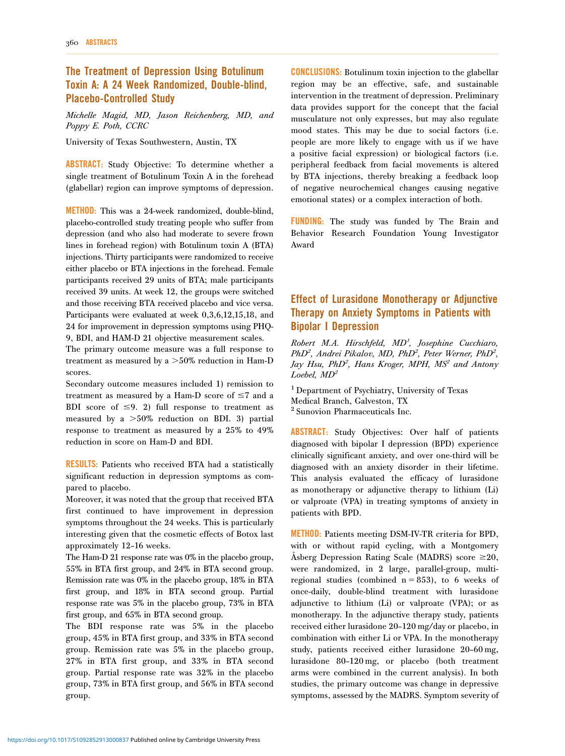## The Treatment of Depression Using Botulinum Toxin A: A 24 Week Randomized, Double-blind, Placebo-Controlled Study

*Michelle Magid, MD, Jason Reichenberg, MD, and Poppy E. Poth, CCRC*

University of Texas Southwestern, Austin, TX

**ABSTRACT:** Study Objective: To determine whether a single treatment of Botulinum Toxin A in the forehead (glabellar) region can improve symptoms of depression.

**METHOD:** This was a 24-week randomized, double-blind, placebo-controlled study treating people who suffer from depression (and who also had moderate to severe frown lines in forehead region) with Botulinum toxin A (BTA) injections. Thirty participants were randomized to receive either placebo or BTA injections in the forehead. Female participants received 29 units of BTA; male participants received 39 units. At week 12, the groups were switched and those receiving BTA received placebo and vice versa. Participants were evaluated at week 0,3,6,12,15,18, and 24 for improvement in depression symptoms using PHQ-9, BDI, and HAM-D 21 objective measurement scales.

The primary outcome measure was a full response to treatment as measured by a >50% reduction in Ham-D scores.

Secondary outcome measures included 1) remission to treatment as measured by a Ham-D score of ≤7 and a BDI score of ≤9. 2) full response to treatment as measured by a >50% reduction on BDI. 3) partial response to treatment as measured by a 25% to 49% reduction in score on Ham-D and BDI.

**RESULTS:** Patients who received BTA had a statistically significant reduction in depression symptoms as compared to placebo.

Moreover, it was noted that the group that received BTA first continued to have improvement in depression symptoms throughout the 24 weeks. This is particularly interesting given that the cosmetic effects of Botox last approximately 12-16 weeks.

The Ham-D 21 response rate was 0% in the placebo group, 55% in BTA first group, and 24% in BTA second group. Remission rate was 0% in the placebo group, 18% in BTA first group, and 18% in BTA second group. Partial response rate was 5% in the placebo group, 73% in BTA first group, and 65% in BTA second group.

The BDI response rate was 5% in the placebo group, 45% in BTA first group, and 33% in BTA second group. Remission rate was 5% in the placebo group, 27% in BTA first group, and 33% in BTA second group. Partial response rate was 32% in the placebo group, 73% in BTA first group, and 56% in BTA second group.

**CONCLUSIONS:** Botulinum toxin injection to the glabellar region may be an effective, safe, and sustainable intervention in the treatment of depression. Preliminary data provides support for the concept that the facial musculature not only expresses, but may also regulate mood states. This may be due to social factors (i.e. people are more likely to engage with us if we have a positive facial expression) or biological factors (i.e. peripheral feedback from facial movements is altered by BTA injections, thereby breaking a feedback loop of negative neurochemical changes causing negative emotional states) or a complex interaction of both.

**FUNDING:** The study was funded by The Brain and Behavior Research Foundation Young Investigator Award

## Effect of Lurasidone Monotherapy or Adjunctive Therapy on Anxiety Symptoms in Patients with Bipolar I Depression

*Robert M.A. Hirschfeld, MD[1], Josephine Cucchiaro, PhD[2], Andrei Pikalov, MD, PhD[2], Peter Werner, PhD[2], Jay Hsu, PhD[2], Hans Kroger, MPH, MS[2] and Antony Loebel, MD[2]*

[1] Department of Psychiatry, University of Texas Medical Branch, Galveston, TX
[2] Sunovion Pharmaceuticals Inc.

**ABSTRACT:** Study Objectives: Over half of patients diagnosed with bipolar I depression (BPD) experience clinically significant anxiety, and over one-third will be diagnosed with an anxiety disorder in their lifetime. This analysis evaluated the efficacy of lurasidone as monotherapy or adjunctive therapy to lithium (Li) or valproate (VPA) in treating symptoms of anxiety in patients with BPD.

**METHOD:** Patients meeting DSM-IV-TR criteria for BPD, with or without rapid cycling, with a Montgomery Åsberg Depression Rating Scale (MADRS) score ≥20, were randomized, in 2 large, parallel-group, multi-regional studies (combined n = 853), to 6 weeks of once-daily, double-blind treatment with lurasidone adjunctive to lithium (Li) or valproate (VPA); or as monotherapy. In the adjunctive therapy study, patients received either lurasidone 20–120 mg/day or placebo, in combination with either Li or VPA. In the monotherapy study, patients received either lurasidone 20–60 mg, lurasidone 80–120 mg, or placebo (both treatment arms were combined in the current analysis). In both studies, the primary outcome was change in depressive symptoms, assessed by the MADRS. Symptom severity of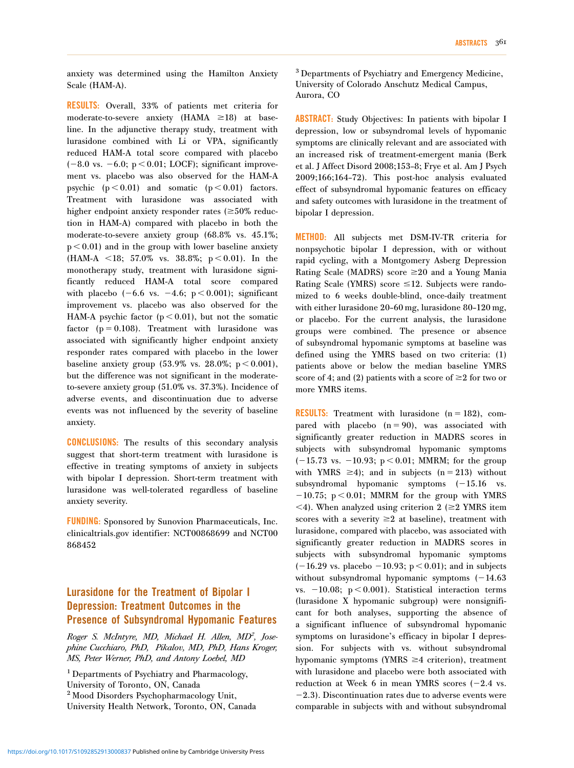anxiety was determined using the Hamilton Anxiety Scale (HAM-A).

**RESULTS:** Overall, 33% of patients met criteria for moderate-to-severe anxiety (HAMA $\geq$18) at baseline. In the adjunctive therapy study, treatment with lurasidone combined with Li or VPA, significantly reduced HAM-A total score compared with placebo ($-8.0$ vs. $-6.0$; $p < 0.01$; LOCF); significant improvement vs. placebo was also observed for the HAM-A psychic ($p < 0.01$) and somatic ($p < 0.01$) factors. Treatment with lurasidone was associated with higher endpoint anxiety responder rates ($\geq$50% reduction in HAM-A) compared with placebo in both the moderate-to-severe anxiety group (68.8% vs. 45.1%; $p < 0.01$) and in the group with lower baseline anxiety (HAM-A $<$18; 57.0% vs. 38.8%; $p < 0.01$). In the monotherapy study, treatment with lurasidone significantly reduced HAM-A total score compared with placebo ($-6.6$ vs. $-4.6$; $p < 0.001$); significant improvement vs. placebo was also observed for the HAM-A psychic factor ($p < 0.01$), but not the somatic factor ($p = 0.108$). Treatment with lurasidone was associated with significantly higher endpoint anxiety responder rates compared with placebo in the lower baseline anxiety group (53.9% vs. 28.0%; $p < 0.001$), but the difference was not significant in the moderate-to-severe anxiety group (51.0% vs. 37.3%). Incidence of adverse events, and discontinuation due to adverse events was not influenced by the severity of baseline anxiety.

**CONCLUSIONS:** The results of this secondary analysis suggest that short-term treatment with lurasidone is effective in treating symptoms of anxiety in subjects with bipolar I depression. Short-term treatment with lurasidone was well-tolerated regardless of baseline anxiety severity.

**FUNDING:** Sponsored by Sunovion Pharmaceuticals, Inc. clinicaltrials.gov identifier: NCT00868699 and NCT00868452

## Lurasidone for the Treatment of Bipolar I Depression: Treatment Outcomes in the Presence of Subsyndromal Hypomanic Features

*Roger S. McIntyre, MD, Michael H. Allen, MD[2], Josephine Cucchiaro, PhD, Pikalov, MD, PhD, Hans Kroger, MS, Peter Werner, PhD, and Antony Loebel, MD*

[1] Departments of Psychiatry and Pharmacology, University of Toronto, ON, Canada
[2] Mood Disorders Psychopharmacology Unit, University Health Network, Toronto, ON, Canada
[3] Departments of Psychiatry and Emergency Medicine, University of Colorado Anschutz Medical Campus, Aurora, CO

**ABSTRACT:** Study Objectives: In patients with bipolar I depression, low or subsyndromal levels of hypomanic symptoms are clinically relevant and are associated with an increased risk of treatment-emergent mania (Berk et al. J Affect Disord 2008;153–8; Frye et al. Am J Psych 2009;166;164–72). This post-hoc analysis evaluated effect of subsyndromal hypomanic features on efficacy and safety outcomes with lurasidone in the treatment of bipolar I depression.

**METHOD:** All subjects met DSM-IV-TR criteria for nonpsychotic bipolar I depression, with or without rapid cycling, with a Montgomery Asberg Depression Rating Scale (MADRS) score $\geq$20 and a Young Mania Rating Scale (YMRS) score $\leq$12. Subjects were randomized to 6 weeks double-blind, once-daily treatment with either lurasidone 20–60 mg, lurasidone 80–120 mg, or placebo. For the current analysis, the lurasidone groups were combined. The presence or absence of subsyndromal hypomanic symptoms at baseline was defined using the YMRS based on two criteria: (1) patients above or below the median baseline YMRS score of 4; and (2) patients with a score of $\geq$2 for two or more YMRS items.

**RESULTS:** Treatment with lurasidone ($n = 182$), compared with placebo ($n = 90$), was associated with significantly greater reduction in MADRS scores in subjects with subsyndromal hypomanic symptoms ($-15.73$ vs. $-10.93$; $p < 0.01$; MMRM; for the group with YMRS $\geq$4); and in subjects ($n = 213$) without subsyndromal hypomanic symptoms ($-15.16$ vs. $-10.75$; $p < 0.01$; MMRM for the group with YMRS $<$4). When analyzed using criterion 2 ($\geq$2 YMRS item scores with a severity $\geq$2 at baseline), treatment with lurasidone, compared with placebo, was associated with significantly greater reduction in MADRS scores in subjects with subsyndromal hypomanic symptoms ($-16.29$ vs. placebo $-10.93$; $p < 0.01$); and in subjects without subsyndromal hypomanic symptoms ($-14.63$ vs. $-10.08$; $p < 0.001$). Statistical interaction terms (lurasidone X hypomanic subgroup) were nonsignificant for both analyses, supporting the absence of a significant influence of subsyndromal hypomanic symptoms on lurasidone's efficacy in bipolar I depression. For subjects with vs. without subsyndromal hypomanic symptoms (YMRS $\geq$4 criterion), treatment with lurasidone and placebo were both associated with reduction at Week 6 in mean YMRS scores ($-2.4$ vs. $-2.3$). Discontinuation rates due to adverse events were comparable in subjects with and without subsyndromal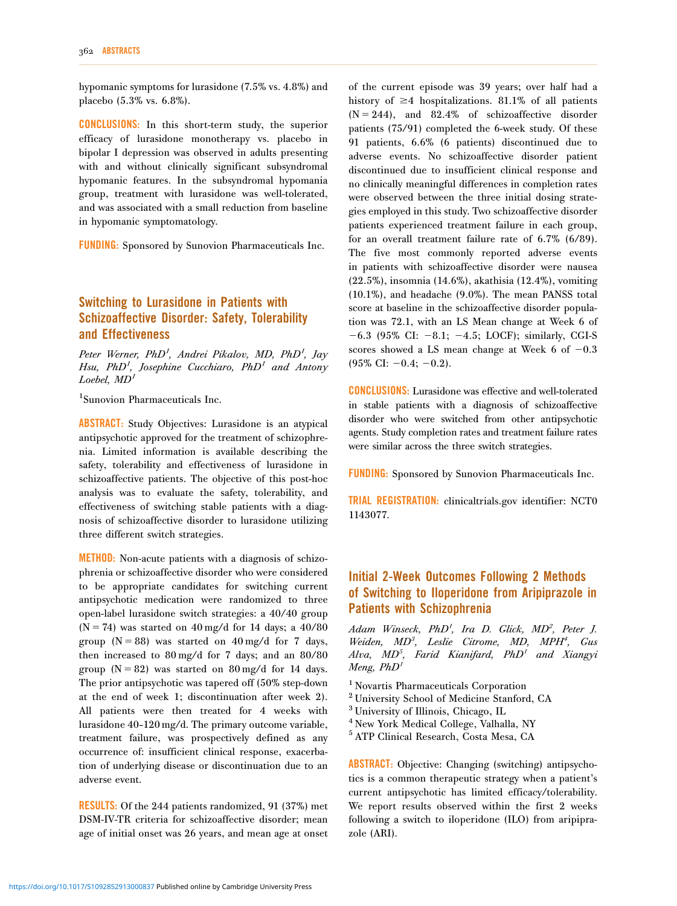hypomanic symptoms for lurasidone (7.5% vs. 4.8%) and placebo (5.3% vs. 6.8%).

**CONCLUSIONS:** In this short-term study, the superior efficacy of lurasidone monotherapy vs. placebo in bipolar I depression was observed in adults presenting with and without clinically significant subsyndromal hypomanic features. In the subsyndromal hypomania group, treatment with lurasidone was well-tolerated, and was associated with a small reduction from baseline in hypomanic symptomatology.

**FUNDING:** Sponsored by Sunovion Pharmaceuticals Inc.

## Switching to Lurasidone in Patients with Schizoaffective Disorder: Safety, Tolerability and Effectiveness

*Peter Werner, PhD[1], Andrei Pikalov, MD, PhD[1], Jay Hsu, PhD[1], Josephine Cucchiaro, PhD[1] and Antony Loebel, MD[1]*

[1]Sunovion Pharmaceuticals Inc.

**ABSTRACT:** Study Objectives: Lurasidone is an atypical antipsychotic approved for the treatment of schizophrenia. Limited information is available describing the safety, tolerability and effectiveness of lurasidone in schizoaffective patients. The objective of this post-hoc analysis was to evaluate the safety, tolerability, and effectiveness of switching stable patients with a diagnosis of schizoaffective disorder to lurasidone utilizing three different switch strategies.

**METHOD:** Non-acute patients with a diagnosis of schizophrenia or schizoaffective disorder who were considered to be appropriate candidates for switching current antipsychotic medication were randomized to three open-label lurasidone switch strategies: a 40/40 group (N = 74) was started on 40 mg/d for 14 days; a 40/80 group (N = 88) was started on 40 mg/d for 7 days, then increased to 80 mg/d for 7 days; and an 80/80 group (N = 82) was started on 80 mg/d for 14 days. The prior antipsychotic was tapered off (50% step-down at the end of week 1; discontinuation after week 2). All patients were then treated for 4 weeks with lurasidone 40–120 mg/d. The primary outcome variable, treatment failure, was prospectively defined as any occurrence of: insufficient clinical response, exacerbation of underlying disease or discontinuation due to an adverse event.

**RESULTS:** Of the 244 patients randomized, 91 (37%) met DSM-IV-TR criteria for schizoaffective disorder; mean age of initial onset was 26 years, and mean age at onset of the current episode was 39 years; over half had a history of ≥4 hospitalizations. 81.1% of all patients (N = 244), and 82.4% of schizoaffective disorder patients (75/91) completed the 6-week study. Of these 91 patients, 6.6% (6 patients) discontinued due to adverse events. No schizoaffective disorder patient discontinued due to insufficient clinical response and no clinically meaningful differences in completion rates were observed between the three initial dosing strategies employed in this study. Two schizoaffective disorder patients experienced treatment failure in each group, for an overall treatment failure rate of 6.7% (6/89). The five most commonly reported adverse events in patients with schizoaffective disorder were nausea (22.5%), insomnia (14.6%), akathisia (12.4%), vomiting (10.1%), and headache (9.0%). The mean PANSS total score at baseline in the schizoaffective disorder population was 72.1, with an LS Mean change at Week 6 of −6.3 (95% CI: −8.1; −4.5; LOCF); similarly, CGI-S scores showed a LS mean change at Week 6 of −0.3 (95% CI: −0.4; −0.2).

**CONCLUSIONS:** Lurasidone was effective and well-tolerated in stable patients with a diagnosis of schizoaffective disorder who were switched from other antipsychotic agents. Study completion rates and treatment failure rates were similar across the three switch strategies.

**FUNDING:** Sponsored by Sunovion Pharmaceuticals Inc.

**TRIAL REGISTRATION:** clinicaltrials.gov identifier: NCT01143077.

## Initial 2-Week Outcomes Following 2 Methods of Switching to Iloperidone from Aripiprazole in Patients with Schizophrenia

*Adam Winseck, PhD[1], Ira D. Glick, MD[2], Peter J. Weiden, MD[3], Leslie Citrome, MD, MPH[4], Gus Alva, MD[5], Farid Kianifard, PhD[1] and Xiangyi Meng, PhD[1]*

[1] Novartis Pharmaceuticals Corporation
[2] University School of Medicine Stanford, CA
[3] University of Illinois, Chicago, IL
[4] New York Medical College, Valhalla, NY
[5] ATP Clinical Research, Costa Mesa, CA

**ABSTRACT:** Objective: Changing (switching) antipsychotics is a common therapeutic strategy when a patient's current antipsychotic has limited efficacy/tolerability. We report results observed within the first 2 weeks following a switch to iloperidone (ILO) from aripiprazole (ARI).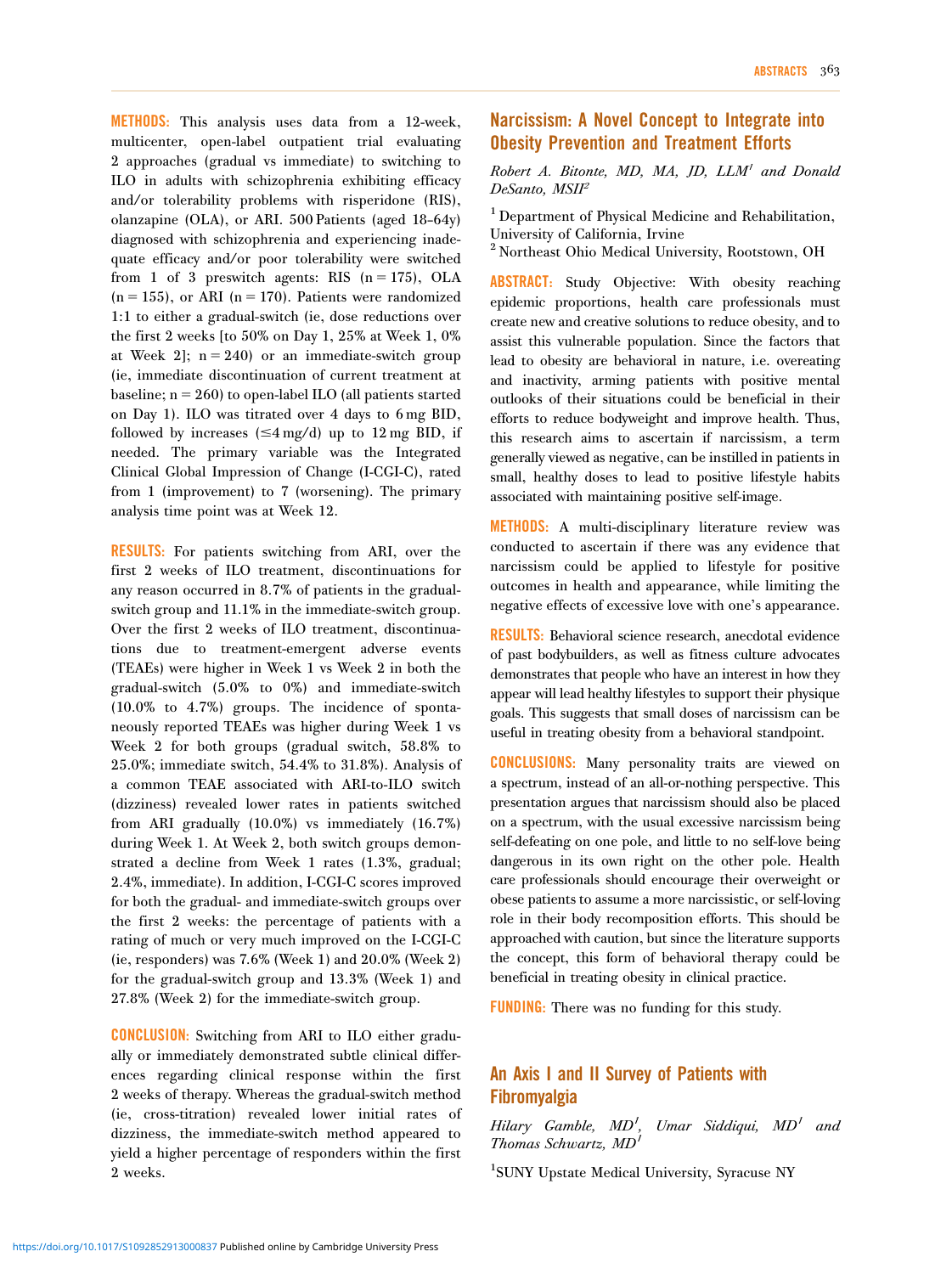**METHODS:** This analysis uses data from a 12-week, multicenter, open-label outpatient trial evaluating 2 approaches (gradual vs immediate) to switching to ILO in adults with schizophrenia exhibiting efficacy and/or tolerability problems with risperidone (RIS), olanzapine (OLA), or ARI. 500 Patients (aged 18–64y) diagnosed with schizophrenia and experiencing inadequate efficacy and/or poor tolerability were switched from 1 of 3 preswitch agents: RIS (n = 175), OLA (n = 155), or ARI (n = 170). Patients were randomized 1:1 to either a gradual-switch (ie, dose reductions over the first 2 weeks [to 50% on Day 1, 25% at Week 1, 0% at Week 2]; n = 240) or an immediate-switch group (ie, immediate discontinuation of current treatment at baseline; n = 260) to open-label ILO (all patients started on Day 1). ILO was titrated over 4 days to 6 mg BID, followed by increases (≤4 mg/d) up to 12 mg BID, if needed. The primary variable was the Integrated Clinical Global Impression of Change (I-CGI-C), rated from 1 (improvement) to 7 (worsening). The primary analysis time point was at Week 12.

**RESULTS:** For patients switching from ARI, over the first 2 weeks of ILO treatment, discontinuations for any reason occurred in 8.7% of patients in the gradual-switch group and 11.1% in the immediate-switch group. Over the first 2 weeks of ILO treatment, discontinuations due to treatment-emergent adverse events (TEAEs) were higher in Week 1 vs Week 2 in both the gradual-switch (5.0% to 0%) and immediate-switch (10.0% to 4.7%) groups. The incidence of spontaneously reported TEAEs was higher during Week 1 vs Week 2 for both groups (gradual switch, 58.8% to 25.0%; immediate switch, 54.4% to 31.8%). Analysis of a common TEAE associated with ARI-to-ILO switch (dizziness) revealed lower rates in patients switched from ARI gradually (10.0%) vs immediately (16.7%) during Week 1. At Week 2, both switch groups demonstrated a decline from Week 1 rates (1.3%, gradual; 2.4%, immediate). In addition, I-CGI-C scores improved for both the gradual- and immediate-switch groups over the first 2 weeks: the percentage of patients with a rating of much or very much improved on the I-CGI-C (ie, responders) was 7.6% (Week 1) and 20.0% (Week 2) for the gradual-switch group and 13.3% (Week 1) and 27.8% (Week 2) for the immediate-switch group.

**CONCLUSION:** Switching from ARI to ILO either gradually or immediately demonstrated subtle clinical differences regarding clinical response within the first 2 weeks of therapy. Whereas the gradual-switch method (ie, cross-titration) revealed lower initial rates of dizziness, the immediate-switch method appeared to yield a higher percentage of responders within the first 2 weeks.

## Narcissism: A Novel Concept to Integrate into Obesity Prevention and Treatment Efforts

*Robert A. Bitonte, MD, MA, JD, LLM*[1] *and Donald DeSanto, MSII*[2]

[1] Department of Physical Medicine and Rehabilitation, University of California, Irvine
[2] Northeast Ohio Medical University, Rootstown, OH

**ABSTRACT:** Study Objective: With obesity reaching epidemic proportions, health care professionals must create new and creative solutions to reduce obesity, and to assist this vulnerable population. Since the factors that lead to obesity are behavioral in nature, i.e. overeating and inactivity, arming patients with positive mental outlooks of their situations could be beneficial in their efforts to reduce bodyweight and improve health. Thus, this research aims to ascertain if narcissism, a term generally viewed as negative, can be instilled in patients in small, healthy doses to lead to positive lifestyle habits associated with maintaining positive self-image.

**METHODS:** A multi-disciplinary literature review was conducted to ascertain if there was any evidence that narcissism could be applied to lifestyle for positive outcomes in health and appearance, while limiting the negative effects of excessive love with one's appearance.

**RESULTS:** Behavioral science research, anecdotal evidence of past bodybuilders, as well as fitness culture advocates demonstrates that people who have an interest in how they appear will lead healthy lifestyles to support their physique goals. This suggests that small doses of narcissism can be useful in treating obesity from a behavioral standpoint.

**CONCLUSIONS:** Many personality traits are viewed on a spectrum, instead of an all-or-nothing perspective. This presentation argues that narcissism should also be placed on a spectrum, with the usual excessive narcissism being self-defeating on one pole, and little to no self-love being dangerous in its own right on the other pole. Health care professionals should encourage their overweight or obese patients to assume a more narcissistic, or self-loving role in their body recomposition efforts. This should be approached with caution, but since the literature supports the concept, this form of behavioral therapy could be beneficial in treating obesity in clinical practice.

**FUNDING:** There was no funding for this study.

## An Axis I and II Survey of Patients with Fibromyalgia

*Hilary Gamble, MD*[1], *Umar Siddiqui, MD*[1] *and Thomas Schwartz, MD*[1]

[1]SUNY Upstate Medical University, Syracuse NY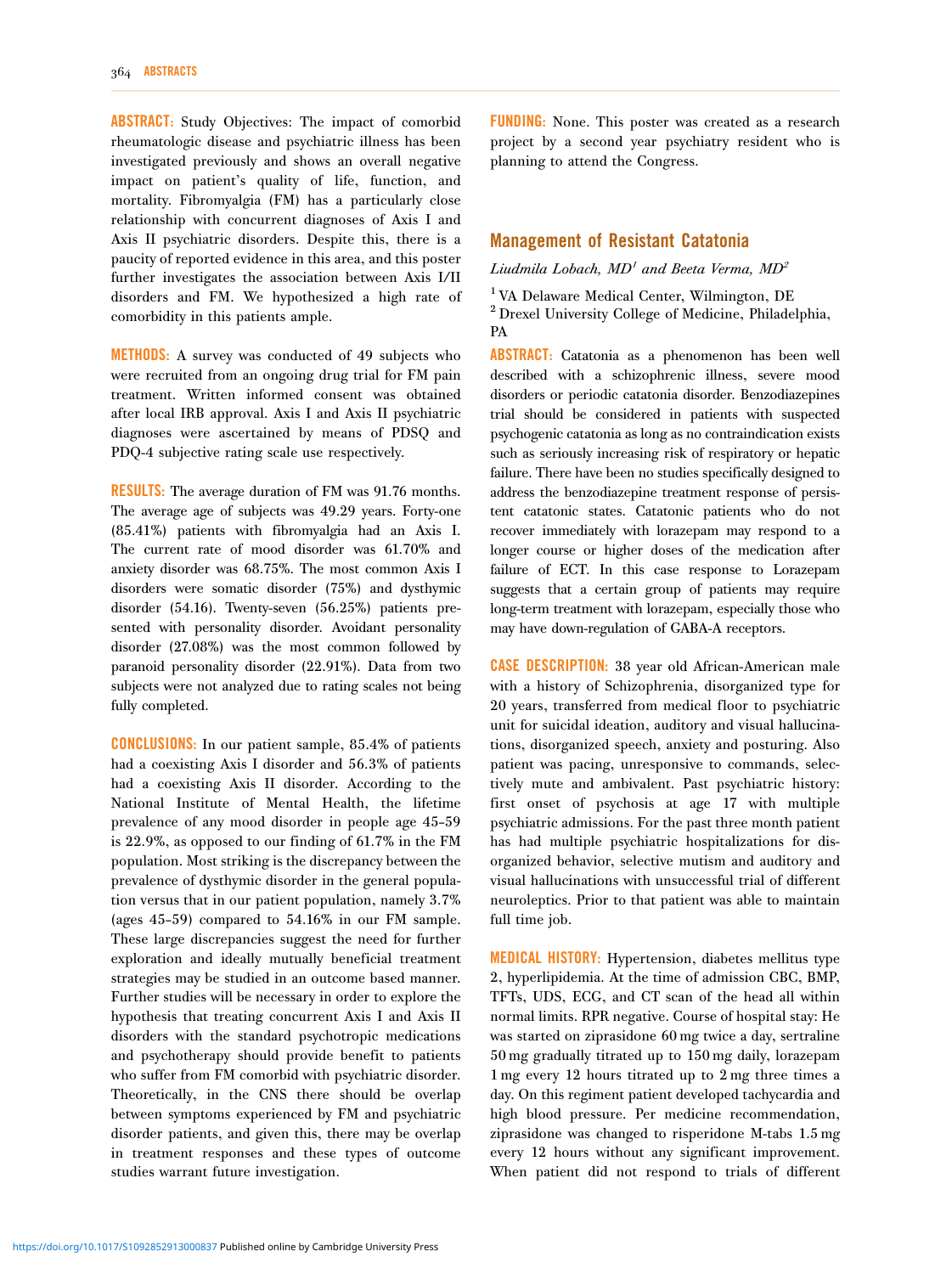**ABSTRACT:** Study Objectives: The impact of comorbid rheumatologic disease and psychiatric illness has been investigated previously and shows an overall negative impact on patient's quality of life, function, and mortality. Fibromyalgia (FM) has a particularly close relationship with concurrent diagnoses of Axis I and Axis II psychiatric disorders. Despite this, there is a paucity of reported evidence in this area, and this poster further investigates the association between Axis I/II disorders and FM. We hypothesized a high rate of comorbidity in this patients ample.

**METHODS:** A survey was conducted of 49 subjects who were recruited from an ongoing drug trial for FM pain treatment. Written informed consent was obtained after local IRB approval. Axis I and Axis II psychiatric diagnoses were ascertained by means of PDSQ and PDQ-4 subjective rating scale use respectively.

**RESULTS:** The average duration of FM was 91.76 months. The average age of subjects was 49.29 years. Forty-one (85.41%) patients with fibromyalgia had an Axis I. The current rate of mood disorder was 61.70% and anxiety disorder was 68.75%. The most common Axis I disorders were somatic disorder (75%) and dysthymic disorder (54.16). Twenty-seven (56.25%) patients presented with personality disorder. Avoidant personality disorder (27.08%) was the most common followed by paranoid personality disorder (22.91%). Data from two subjects were not analyzed due to rating scales not being fully completed.

**CONCLUSIONS:** In our patient sample, 85.4% of patients had a coexisting Axis I disorder and 56.3% of patients had a coexisting Axis II disorder. According to the National Institute of Mental Health, the lifetime prevalence of any mood disorder in people age 45-59 is 22.9%, as opposed to our finding of 61.7% in the FM population. Most striking is the discrepancy between the prevalence of dysthymic disorder in the general population versus that in our patient population, namely 3.7% (ages 45-59) compared to 54.16% in our FM sample. These large discrepancies suggest the need for further exploration and ideally mutually beneficial treatment strategies may be studied in an outcome based manner. Further studies will be necessary in order to explore the hypothesis that treating concurrent Axis I and Axis II disorders with the standard psychotropic medications and psychotherapy should provide benefit to patients who suffer from FM comorbid with psychiatric disorder. Theoretically, in the CNS there should be overlap between symptoms experienced by FM and psychiatric disorder patients, and given this, there may be overlap in treatment responses and these types of outcome studies warrant future investigation.

**FUNDING:** None. This poster was created as a research project by a second year psychiatry resident who is planning to attend the Congress.

## Management of Resistant Catatonia

*Liudmila Lobach, MD[1] and Beeta Verma, MD[2]*

[1] VA Delaware Medical Center, Wilmington, DE
[2] Drexel University College of Medicine, Philadelphia, PA

**ABSTRACT:** Catatonia as a phenomenon has been well described with a schizophrenic illness, severe mood disorders or periodic catatonia disorder. Benzodiazepines trial should be considered in patients with suspected psychogenic catatonia as long as no contraindication exists such as seriously increasing risk of respiratory or hepatic failure. There have been no studies specifically designed to address the benzodiazepine treatment response of persistent catatonic states. Catatonic patients who do not recover immediately with lorazepam may respond to a longer course or higher doses of the medication after failure of ECT. In this case response to Lorazepam suggests that a certain group of patients may require long-term treatment with lorazepam, especially those who may have down-regulation of GABA-A receptors.

**CASE DESCRIPTION:** 38 year old African-American male with a history of Schizophrenia, disorganized type for 20 years, transferred from medical floor to psychiatric unit for suicidal ideation, auditory and visual hallucinations, disorganized speech, anxiety and posturing. Also patient was pacing, unresponsive to commands, selectively mute and ambivalent. Past psychiatric history: first onset of psychosis at age 17 with multiple psychiatric admissions. For the past three month patient has had multiple psychiatric hospitalizations for disorganized behavior, selective mutism and auditory and visual hallucinations with unsuccessful trial of different neuroleptics. Prior to that patient was able to maintain full time job.

**MEDICAL HISTORY:** Hypertension, diabetes mellitus type 2, hyperlipidemia. At the time of admission CBC, BMP, TFTs, UDS, ECG, and CT scan of the head all within normal limits. RPR negative. Course of hospital stay: He was started on ziprasidone 60 mg twice a day, sertraline 50 mg gradually titrated up to 150 mg daily, lorazepam 1 mg every 12 hours titrated up to 2 mg three times a day. On this regiment patient developed tachycardia and high blood pressure. Per medicine recommendation, ziprasidone was changed to risperidone M-tabs 1.5 mg every 12 hours without any significant improvement. When patient did not respond to trials of different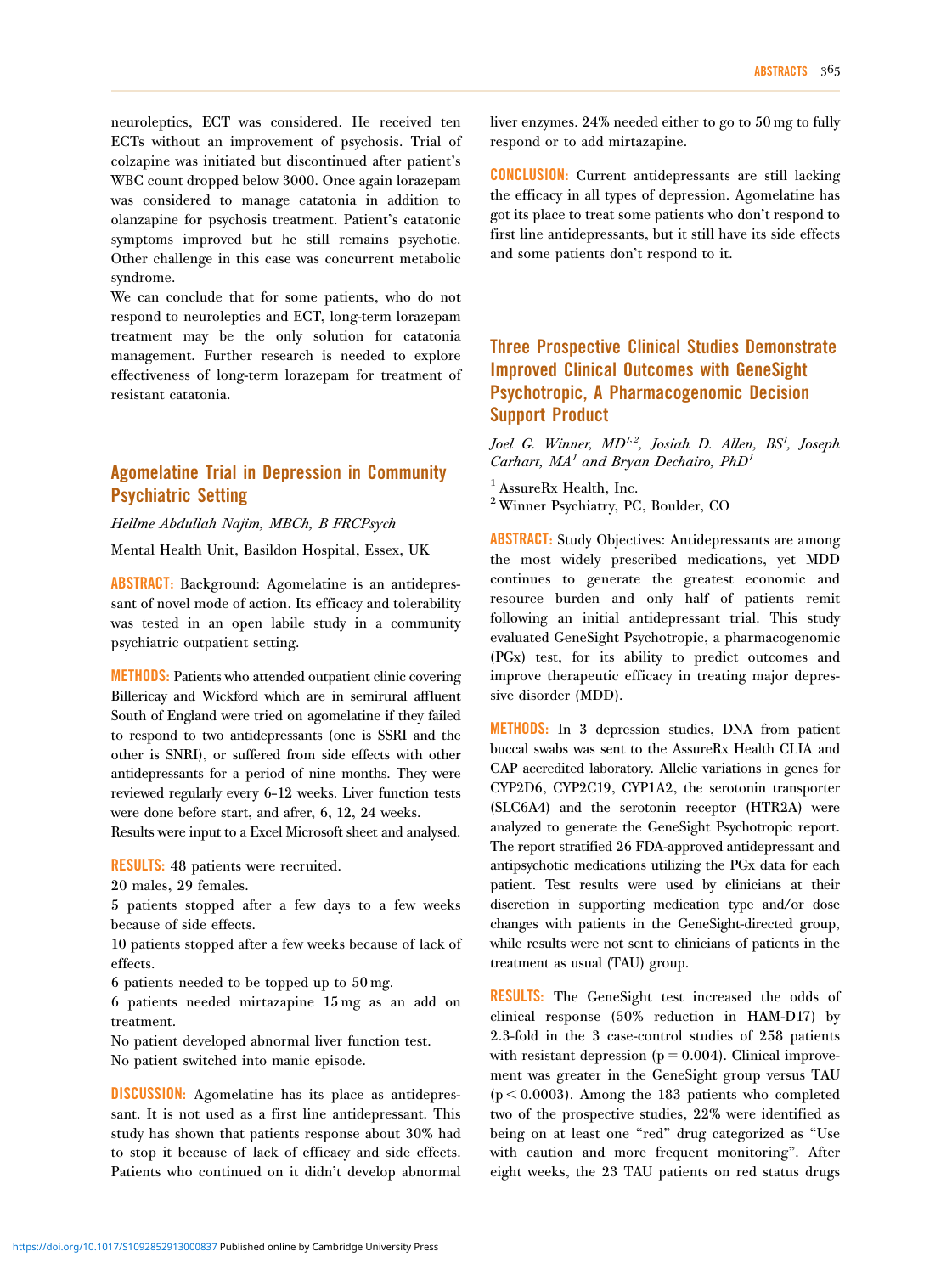neuroleptics, ECT was considered. He received ten ECTs without an improvement of psychosis. Trial of colzapine was initiated but discontinued after patient's WBC count dropped below 3000. Once again lorazepam was considered to manage catatonia in addition to olanzapine for psychosis treatment. Patient's catatonic symptoms improved but he still remains psychotic. Other challenge in this case was concurrent metabolic syndrome.

We can conclude that for some patients, who do not respond to neuroleptics and ECT, long-term lorazepam treatment may be the only solution for catatonia management. Further research is needed to explore effectiveness of long-term lorazepam for treatment of resistant catatonia.

## Agomelatine Trial in Depression in Community Psychiatric Setting

*Hellme Abdullah Najim, MBCh, B FRCPsych*

Mental Health Unit, Basildon Hospital, Essex, UK

**ABSTRACT:** Background: Agomelatine is an antidepressant of novel mode of action. Its efficacy and tolerability was tested in an open labile study in a community psychiatric outpatient setting.

**METHODS:** Patients who attended outpatient clinic covering Billericay and Wickford which are in semirural affluent South of England were tried on agomelatine if they failed to respond to two antidepressants (one is SSRI and the other is SNRI), or suffered from side effects with other antidepressants for a period of nine months. They were reviewed regularly every 6-12 weeks. Liver function tests were done before start, and afrer, 6, 12, 24 weeks.

Results were input to a Excel Microsoft sheet and analysed.

**RESULTS:** 48 patients were recruited.

20 males, 29 females.

5 patients stopped after a few days to a few weeks because of side effects.

10 patients stopped after a few weeks because of lack of effects.

6 patients needed to be topped up to 50 mg.

6 patients needed mirtazapine 15 mg as an add on treatment.

No patient developed abnormal liver function test.

No patient switched into manic episode.

**DISCUSSION:** Agomelatine has its place as antidepressant. It is not used as a first line antidepressant. This study has shown that patients response about 30% had to stop it because of lack of efficacy and side effects. Patients who continued on it didn't develop abnormal liver enzymes. 24% needed either to go to 50 mg to fully respond or to add mirtazapine.

**CONCLUSION:** Current antidepressants are still lacking the efficacy in all types of depression. Agomelatine has got its place to treat some patients who don't respond to first line antidepressants, but it still have its side effects and some patients don't respond to it.

## Three Prospective Clinical Studies Demonstrate Improved Clinical Outcomes with GeneSight Psychotropic, A Pharmacogenomic Decision Support Product

*Joel G. Winner, MD[1,2], Josiah D. Allen, BS[1], Joseph Carhart, MA[1] and Bryan Dechairo, PhD[1]*

[1] AssureRx Health, Inc.

[2] Winner Psychiatry, PC, Boulder, CO

**ABSTRACT:** Study Objectives: Antidepressants are among the most widely prescribed medications, yet MDD continues to generate the greatest economic and resource burden and only half of patients remit following an initial antidepressant trial. This study evaluated GeneSight Psychotropic, a pharmacogenomic (PGx) test, for its ability to predict outcomes and improve therapeutic efficacy in treating major depressive disorder (MDD).

**METHODS:** In 3 depression studies, DNA from patient buccal swabs was sent to the AssureRx Health CLIA and CAP accredited laboratory. Allelic variations in genes for CYP2D6, CYP2C19, CYP1A2, the serotonin transporter (SLC6A4) and the serotonin receptor (HTR2A) were analyzed to generate the GeneSight Psychotropic report. The report stratified 26 FDA-approved antidepressant and antipsychotic medications utilizing the PGx data for each patient. Test results were used by clinicians at their discretion in supporting medication type and/or dose changes with patients in the GeneSight-directed group, while results were not sent to clinicians of patients in the treatment as usual (TAU) group.

**RESULTS:** The GeneSight test increased the odds of clinical response (50% reduction in HAM-D17) by 2.3-fold in the 3 case-control studies of 258 patients with resistant depression ($p = 0.004$). Clinical improvement was greater in the GeneSight group versus TAU ($p < 0.0003$). Among the 183 patients who completed two of the prospective studies, 22% were identified as being on at least one "red" drug categorized as "Use with caution and more frequent monitoring". After eight weeks, the 23 TAU patients on red status drugs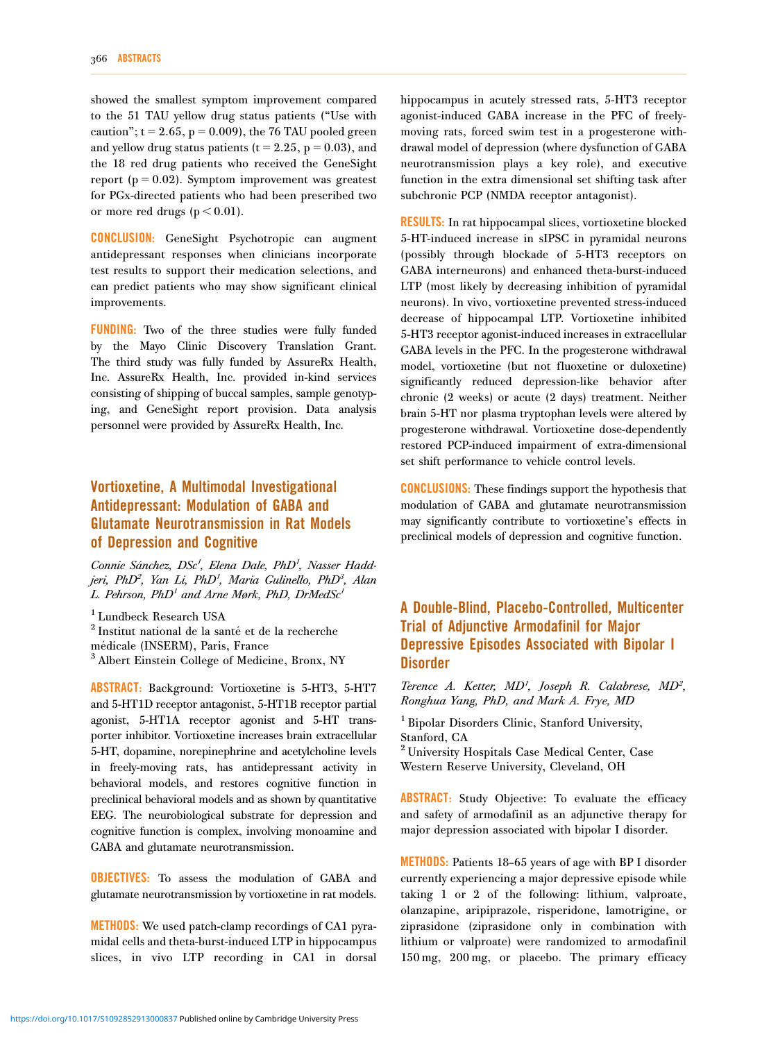showed the smallest symptom improvement compared to the 51 TAU yellow drug status patients ("Use with caution"; $t = 2.65$, $p = 0.009$), the 76 TAU pooled green and yellow drug status patients ($t = 2.25$, $p = 0.03$), and the 18 red drug patients who received the GeneSight report ($p = 0.02$). Symptom improvement was greatest for PGx-directed patients who had been prescribed two or more red drugs ($p < 0.01$).

**CONCLUSION:** GeneSight Psychotropic can augment antidepressant responses when clinicians incorporate test results to support their medication selections, and can predict patients who may show significant clinical improvements.

**FUNDING:** Two of the three studies were fully funded by the Mayo Clinic Discovery Translation Grant. The third study was fully funded by AssureRx Health, Inc. AssureRx Health, Inc. provided in-kind services consisting of shipping of buccal samples, sample genotyping, and GeneSight report provision. Data analysis personnel were provided by AssureRx Health, Inc.

## Vortioxetine, A Multimodal Investigational Antidepressant: Modulation of GABA and Glutamate Neurotransmission in Rat Models of Depression and Cognitive

*Connie Sánchez, DSc[1], Elena Dale, PhD[1], Nasser Haddjeri, PhD[2], Yan Li, PhD[1], Maria Gulinello, PhD[3], Alan L. Pehrson, PhD[1] and Arne Mørk, PhD, DrMedSc[1]*

[1] Lundbeck Research USA
[2] Institut national de la santé et de la recherche médicale (INSERM), Paris, France
[3] Albert Einstein College of Medicine, Bronx, NY

**ABSTRACT:** Background: Vortioxetine is 5-HT3, 5-HT7 and 5-HT1D receptor antagonist, 5-HT1B receptor partial agonist, 5-HT1A receptor agonist and 5-HT transporter inhibitor. Vortioxetine increases brain extracellular 5-HT, dopamine, norepinephrine and acetylcholine levels in freely-moving rats, has antidepressant activity in behavioral models, and restores cognitive function in preclinical behavioral models and as shown by quantitative EEG. The neurobiological substrate for depression and cognitive function is complex, involving monoamine and GABA and glutamate neurotransmission.

**OBJECTIVES:** To assess the modulation of GABA and glutamate neurotransmission by vortioxetine in rat models.

**METHODS:** We used patch-clamp recordings of CA1 pyramidal cells and theta-burst-induced LTP in hippocampus slices, in vivo LTP recording in CA1 in dorsal hippocampus in acutely stressed rats, 5-HT3 receptor agonist-induced GABA increase in the PFC of freely-moving rats, forced swim test in a progesterone withdrawal model of depression (where dysfunction of GABA neurotransmission plays a key role), and executive function in the extra dimensional set shifting task after subchronic PCP (NMDA receptor antagonist).

**RESULTS:** In rat hippocampal slices, vortioxetine blocked 5-HT-induced increase in sIPSC in pyramidal neurons (possibly through blockade of 5-HT3 receptors on GABA interneurons) and enhanced theta-burst-induced LTP (most likely by decreasing inhibition of pyramidal neurons). In vivo, vortioxetine prevented stress-induced decrease of hippocampal LTP. Vortioxetine inhibited 5-HT3 receptor agonist-induced increases in extracellular GABA levels in the PFC. In the progesterone withdrawal model, vortioxetine (but not fluoxetine or duloxetine) significantly reduced depression-like behavior after chronic (2 weeks) or acute (2 days) treatment. Neither brain 5-HT nor plasma tryptophan levels were altered by progesterone withdrawal. Vortioxetine dose-dependently restored PCP-induced impairment of extra-dimensional set shift performance to vehicle control levels.

**CONCLUSIONS:** These findings support the hypothesis that modulation of GABA and glutamate neurotransmission may significantly contribute to vortioxetine's effects in preclinical models of depression and cognitive function.

## A Double-Blind, Placebo-Controlled, Multicenter Trial of Adjunctive Armodafinil for Major Depressive Episodes Associated with Bipolar I Disorder

*Terence A. Ketter, MD[1], Joseph R. Calabrese, MD[2], Ronghua Yang, PhD, and Mark A. Frye, MD*

[1] Bipolar Disorders Clinic, Stanford University, Stanford, CA
[2] University Hospitals Case Medical Center, Case Western Reserve University, Cleveland, OH

**ABSTRACT:** Study Objective: To evaluate the efficacy and safety of armodafinil as an adjunctive therapy for major depression associated with bipolar I disorder.

**METHODS:** Patients 18–65 years of age with BP I disorder currently experiencing a major depressive episode while taking 1 or 2 of the following: lithium, valproate, olanzapine, aripiprazole, risperidone, lamotrigine, or ziprasidone (ziprasidone only in combination with lithium or valproate) were randomized to armodafinil 150 mg, 200 mg, or placebo. The primary efficacy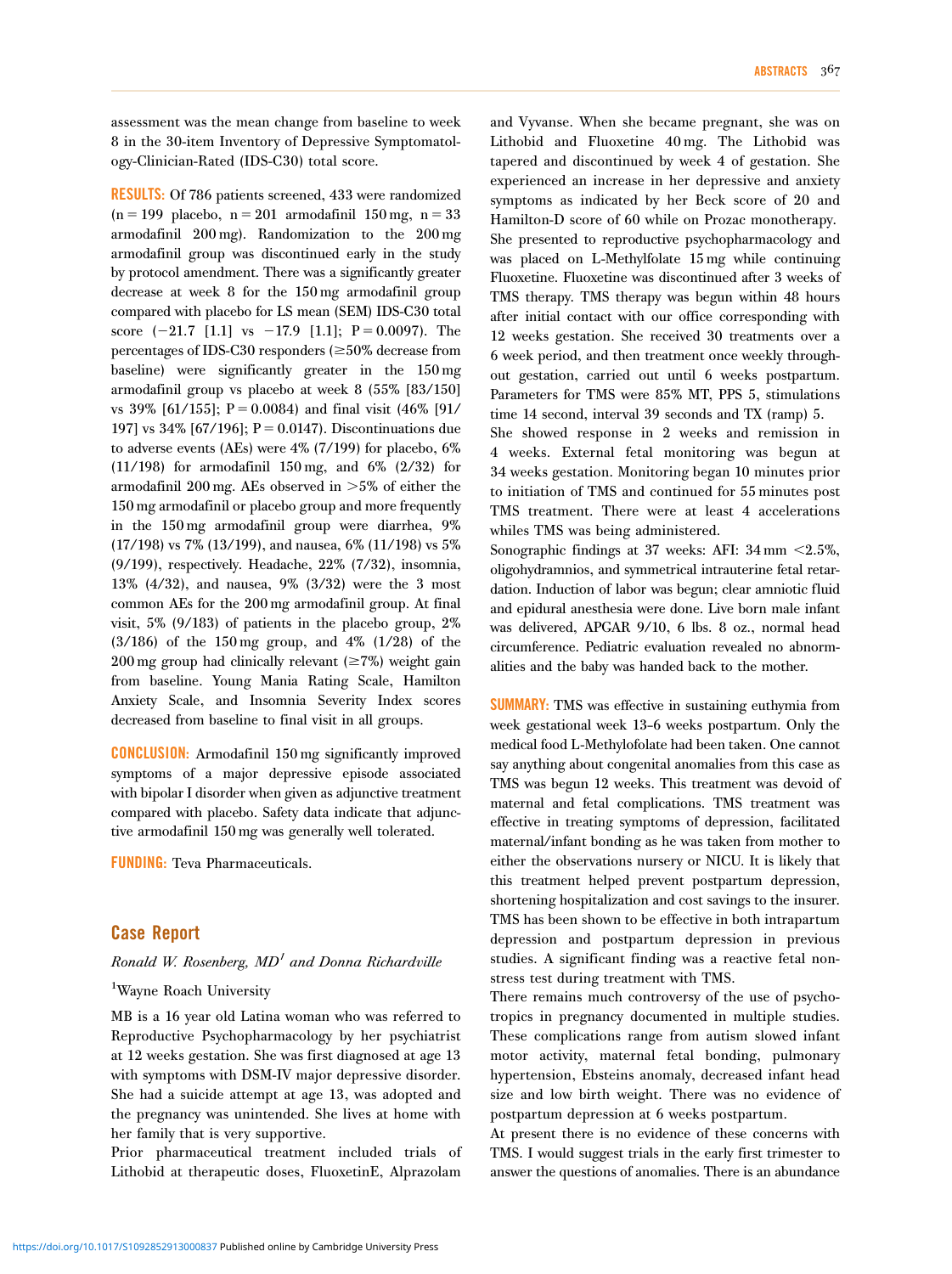assessment was the mean change from baseline to week 8 in the 30-item Inventory of Depressive Symptomatology-Clinician-Rated (IDS-C30) total score.

**RESULTS:** Of 786 patients screened, 433 were randomized (n = 199 placebo, n = 201 armodafinil 150 mg, n = 33 armodafinil 200 mg). Randomization to the 200 mg armodafinil group was discontinued early in the study by protocol amendment. There was a significantly greater decrease at week 8 for the 150 mg armodafinil group compared with placebo for LS mean (SEM) IDS-C30 total score (−21.7 [1.1] vs −17.9 [1.1]; P = 0.0097). The percentages of IDS-C30 responders (≥50% decrease from baseline) were significantly greater in the 150 mg armodafinil group vs placebo at week 8 (55% [83/150] vs 39% [61/155]; P = 0.0084) and final visit (46% [91/197] vs 34% [67/196]; P = 0.0147). Discontinuations due to adverse events (AEs) were 4% (7/199) for placebo, 6% (11/198) for armodafinil 150 mg, and 6% (2/32) for armodafinil 200 mg. AEs observed in >5% of either the 150 mg armodafinil or placebo group and more frequently in the 150 mg armodafinil group were diarrhea, 9% (17/198) vs 7% (13/199), and nausea, 6% (11/198) vs 5% (9/199), respectively. Headache, 22% (7/32), insomnia, 13% (4/32), and nausea, 9% (3/32) were the 3 most common AEs for the 200 mg armodafinil group. At final visit, 5% (9/183) of patients in the placebo group, 2% (3/186) of the 150 mg group, and 4% (1/28) of the 200 mg group had clinically relevant (≥7%) weight gain from baseline. Young Mania Rating Scale, Hamilton Anxiety Scale, and Insomnia Severity Index scores decreased from baseline to final visit in all groups.

**CONCLUSION:** Armodafinil 150 mg significantly improved symptoms of a major depressive episode associated with bipolar I disorder when given as adjunctive treatment compared with placebo. Safety data indicate that adjunctive armodafinil 150 mg was generally well tolerated.

**FUNDING:** Teva Pharmaceuticals.

## Case Report

*Ronald W. Rosenberg, MD*[1] *and Donna Richardville*

[1]Wayne Roach University

MB is a 16 year old Latina woman who was referred to Reproductive Psychopharmacology by her psychiatrist at 12 weeks gestation. She was first diagnosed at age 13 with symptoms with DSM-IV major depressive disorder. She had a suicide attempt at age 13, was adopted and the pregnancy was unintended. She lives at home with her family that is very supportive.

Prior pharmaceutical treatment included trials of Lithobid at therapeutic doses, FluoxetinE, Alprazolam and Vyvanse. When she became pregnant, she was on Lithobid and Fluoxetine 40 mg. The Lithobid was tapered and discontinued by week 4 of gestation. She experienced an increase in her depressive and anxiety symptoms as indicated by her Beck score of 20 and Hamilton-D score of 60 while on Prozac monotherapy.

She presented to reproductive psychopharmacology and was placed on L-Methylfolate 15 mg while continuing Fluoxetine. Fluoxetine was discontinued after 3 weeks of TMS therapy. TMS therapy was begun within 48 hours after initial contact with our office corresponding with 12 weeks gestation. She received 30 treatments over a 6 week period, and then treatment once weekly throughout gestation, carried out until 6 weeks postpartum. Parameters for TMS were 85% MT, PPS 5, stimulations time 14 second, interval 39 seconds and TX (ramp) 5.

She showed response in 2 weeks and remission in 4 weeks. External fetal monitoring was begun at 34 weeks gestation. Monitoring began 10 minutes prior to initiation of TMS and continued for 55 minutes post TMS treatment. There were at least 4 accelerations whiles TMS was being administered.

Sonographic findings at 37 weeks: AFI: 34 mm <2.5%, oligohydramnios, and symmetrical intrauterine fetal retardation. Induction of labor was begun; clear amniotic fluid and epidural anesthesia were done. Live born male infant was delivered, APGAR 9/10, 6 lbs. 8 oz., normal head circumference. Pediatric evaluation revealed no abnormalities and the baby was handed back to the mother.

**SUMMARY:** TMS was effective in sustaining euthymia from week gestational week 13–6 weeks postpartum. Only the medical food L-Methylofolate had been taken. One cannot say anything about congenital anomalies from this case as TMS was begun 12 weeks. This treatment was devoid of maternal and fetal complications. TMS treatment was effective in treating symptoms of depression, facilitated maternal/infant bonding as he was taken from mother to either the observations nursery or NICU. It is likely that this treatment helped prevent postpartum depression, shortening hospitalization and cost savings to the insurer. TMS has been shown to be effective in both intrapartum depression and postpartum depression in previous studies. A significant finding was a reactive fetal nonstress test during treatment with TMS.

There remains much controversy of the use of psychotropics in pregnancy documented in multiple studies. These complications range from autism slowed infant motor activity, maternal fetal bonding, pulmonary hypertension, Ebsteins anomaly, decreased infant head size and low birth weight. There was no evidence of postpartum depression at 6 weeks postpartum.

At present there is no evidence of these concerns with TMS. I would suggest trials in the early first trimester to answer the questions of anomalies. There is an abundance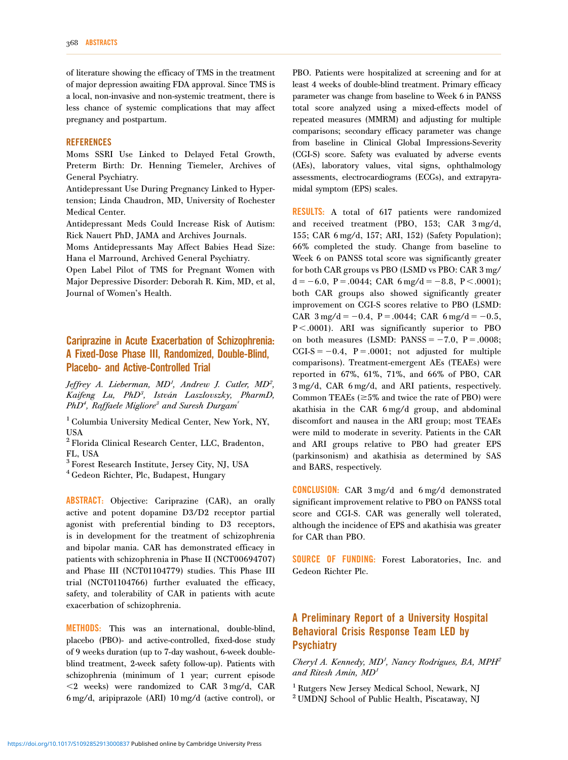of literature showing the efficacy of TMS in the treatment of major depression awaiting FDA approval. Since TMS is a local, non-invasive and non-systemic treatment, there is less chance of systemic complications that may affect pregnancy and postpartum.

### REFERENCES

Moms SSRI Use Linked to Delayed Fetal Growth, Preterm Birth: Dr. Henning Tiemeler, Archives of General Psychiatry.

Antidepressant Use During Pregnancy Linked to Hypertension; Linda Chaudron, MD, University of Rochester Medical Center.

Antidepressant Meds Could Increase Risk of Autism: Rick Nauert PhD, JAMA and Archives Journals.

Moms Antidepressants May Affect Babies Head Size: Hana el Marround, Archived General Psychiatry.

Open Label Pilot of TMS for Pregnant Women with Major Depressive Disorder: Deborah R. Kim, MD, et al, Journal of Women's Health.

## Cariprazine in Acute Exacerbation of Schizophrenia: A Fixed-Dose Phase III, Randomized, Double-Blind, Placebo- and Active-Controlled Trial

*Jeffrey A. Lieberman, MD[1], Andrew J. Cutler, MD[2], Kaifeng Lu, PhD[3], István Laszlovszky, PharmD, PhD[4], Raffaele Migliore[3] and Suresh Durgam[3]*

[1] Columbia University Medical Center, New York, NY, USA
[2] Florida Clinical Research Center, LLC, Bradenton, FL, USA
[3] Forest Research Institute, Jersey City, NJ, USA
[4] Gedeon Richter, Plc, Budapest, Hungary

**ABSTRACT:** Objective: Cariprazine (CAR), an orally active and potent dopamine D3/D2 receptor partial agonist with preferential binding to D3 receptors, is in development for the treatment of schizophrenia and bipolar mania. CAR has demonstrated efficacy in patients with schizophrenia in Phase II (NCT00694707) and Phase III (NCT01104779) studies. This Phase III trial (NCT01104766) further evaluated the efficacy, safety, and tolerability of CAR in patients with acute exacerbation of schizophrenia.

**METHODS:** This was an international, double-blind, placebo (PBO)- and active-controlled, fixed-dose study of 9 weeks duration (up to 7-day washout, 6-week double-blind treatment, 2-week safety follow-up). Patients with schizophrenia (minimum of 1 year; current episode <2 weeks) were randomized to CAR 3 mg/d, CAR 6 mg/d, aripiprazole (ARI) 10 mg/d (active control), or PBO. Patients were hospitalized at screening and for at least 4 weeks of double-blind treatment. Primary efficacy parameter was change from baseline to Week 6 in PANSS total score analyzed using a mixed-effects model of repeated measures (MMRM) and adjusting for multiple comparisons; secondary efficacy parameter was change from baseline in Clinical Global Impressions-Severity (CGI-S) score. Safety was evaluated by adverse events (AEs), laboratory values, vital signs, ophthalmology assessments, electrocardiograms (ECGs), and extrapyramidal symptom (EPS) scales.

**RESULTS:** A total of 617 patients were randomized and received treatment (PBO, 153; CAR 3 mg/d, 155; CAR 6 mg/d, 157; ARI, 152) (Safety Population); 66% completed the study. Change from baseline to Week 6 on PANSS total score was significantly greater for both CAR groups vs PBO (LSMD vs PBO: CAR 3 mg/d = −6.0, P = .0044; CAR 6 mg/d = −8.8, P < .0001); both CAR groups also showed significantly greater improvement on CGI-S scores relative to PBO (LSMD: CAR 3 mg/d = −0.4, P = .0044; CAR 6 mg/d = −0.5, P < .0001). ARI was significantly superior to PBO on both measures (LSMD: PANSS = −7.0, P = .0008; CGI-S = −0.4, P = .0001; not adjusted for multiple comparisons). Treatment-emergent AEs (TEAEs) were reported in 67%, 61%, 71%, and 66% of PBO, CAR 3 mg/d, CAR 6 mg/d, and ARI patients, respectively. Common TEAEs (≥5% and twice the rate of PBO) were akathisia in the CAR 6 mg/d group, and abdominal discomfort and nausea in the ARI group; most TEAEs were mild to moderate in severity. Patients in the CAR and ARI groups relative to PBO had greater EPS (parkinsonism) and akathisia as determined by SAS and BARS, respectively.

**CONCLUSION:** CAR 3 mg/d and 6 mg/d demonstrated significant improvement relative to PBO on PANSS total score and CGI-S. CAR was generally well tolerated, although the incidence of EPS and akathisia was greater for CAR than PBO.

**SOURCE OF FUNDING:** Forest Laboratories, Inc. and Gedeon Richter Plc.

## A Preliminary Report of a University Hospital Behavioral Crisis Response Team LED by Psychiatry

*Cheryl A. Kennedy, MD[1], Nancy Rodrigues, BA, MPH[2] and Ritesh Amin, MD[1]*

[1] Rutgers New Jersey Medical School, Newark, NJ
[2] UMDNJ School of Public Health, Piscataway, NJ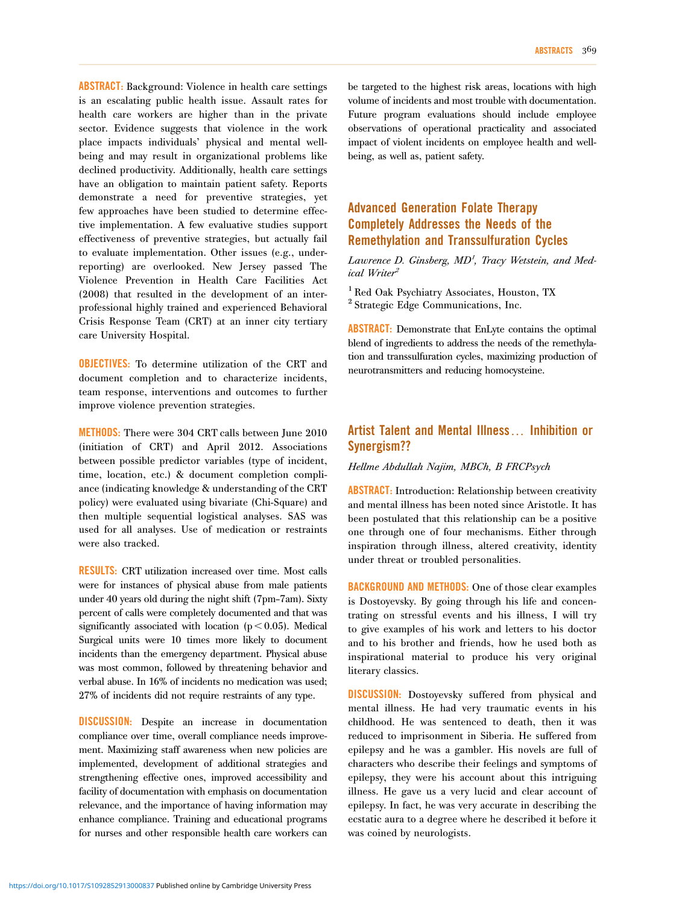**ABSTRACT:** Background: Violence in health care settings is an escalating public health issue. Assault rates for health care workers are higher than in the private sector. Evidence suggests that violence in the work place impacts individuals' physical and mental well-being and may result in organizational problems like declined productivity. Additionally, health care settings have an obligation to maintain patient safety. Reports demonstrate a need for preventive strategies, yet few approaches have been studied to determine effective implementation. A few evaluative studies support effectiveness of preventive strategies, but actually fail to evaluate implementation. Other issues (e.g., under-reporting) are overlooked. New Jersey passed The Violence Prevention in Health Care Facilities Act (2008) that resulted in the development of an inter-professional highly trained and experienced Behavioral Crisis Response Team (CRT) at an inner city tertiary care University Hospital.

**OBJECTIVES:** To determine utilization of the CRT and document completion and to characterize incidents, team response, interventions and outcomes to further improve violence prevention strategies.

**METHODS:** There were 304 CRT calls between June 2010 (initiation of CRT) and April 2012. Associations between possible predictor variables (type of incident, time, location, etc.) & document completion compliance (indicating knowledge & understanding of the CRT policy) were evaluated using bivariate (Chi-Square) and then multiple sequential logistical analyses. SAS was used for all analyses. Use of medication or restraints were also tracked.

**RESULTS:** CRT utilization increased over time. Most calls were for instances of physical abuse from male patients under 40 years old during the night shift (7pm–7am). Sixty percent of calls were completely documented and that was significantly associated with location ($p < 0.05$). Medical Surgical units were 10 times more likely to document incidents than the emergency department. Physical abuse was most common, followed by threatening behavior and verbal abuse. In 16% of incidents no medication was used; 27% of incidents did not require restraints of any type.

**DISCUSSION:** Despite an increase in documentation compliance over time, overall compliance needs improvement. Maximizing staff awareness when new policies are implemented, development of additional strategies and strengthening effective ones, improved accessibility and facility of documentation with emphasis on documentation relevance, and the importance of having information may enhance compliance. Training and educational programs for nurses and other responsible health care workers can be targeted to the highest risk areas, locations with high volume of incidents and most trouble with documentation. Future program evaluations should include employee observations of operational practicality and associated impact of violent incidents on employee health and well-being, as well as, patient safety.

## Advanced Generation Folate Therapy Completely Addresses the Needs of the Remethylation and Transsulfuration Cycles

*Lawrence D. Ginsberg, MD[1], Tracy Wetstein, and Medical Writer[2]*

[1] Red Oak Psychiatry Associates, Houston, TX
[2] Strategic Edge Communications, Inc.

**ABSTRACT:** Demonstrate that EnLyte contains the optimal blend of ingredients to address the needs of the remethylation and transsulfuration cycles, maximizing production of neurotransmitters and reducing homocysteine.

## Artist Talent and Mental Illness… Inhibition or Synergism??

*Hellme Abdullah Najim, MBCh, B FRCPsych*

**ABSTRACT:** Introduction: Relationship between creativity and mental illness has been noted since Aristotle. It has been postulated that this relationship can be a positive one through one of four mechanisms. Either through inspiration through illness, altered creativity, identity under threat or troubled personalities.

**BACKGROUND AND METHODS:** One of those clear examples is Dostoyevsky. By going through his life and concentrating on stressful events and his illness, I will try to give examples of his work and letters to his doctor and to his brother and friends, how he used both as inspirational material to produce his very original literary classics.

**DISCUSSION:** Dostoyevsky suffered from physical and mental illness. He had very traumatic events in his childhood. He was sentenced to death, then it was reduced to imprisonment in Siberia. He suffered from epilepsy and he was a gambler. His novels are full of characters who describe their feelings and symptoms of epilepsy, they were his account about this intriguing illness. He gave us a very lucid and clear account of epilepsy. In fact, he was very accurate in describing the ecstatic aura to a degree where he described it before it was coined by neurologists.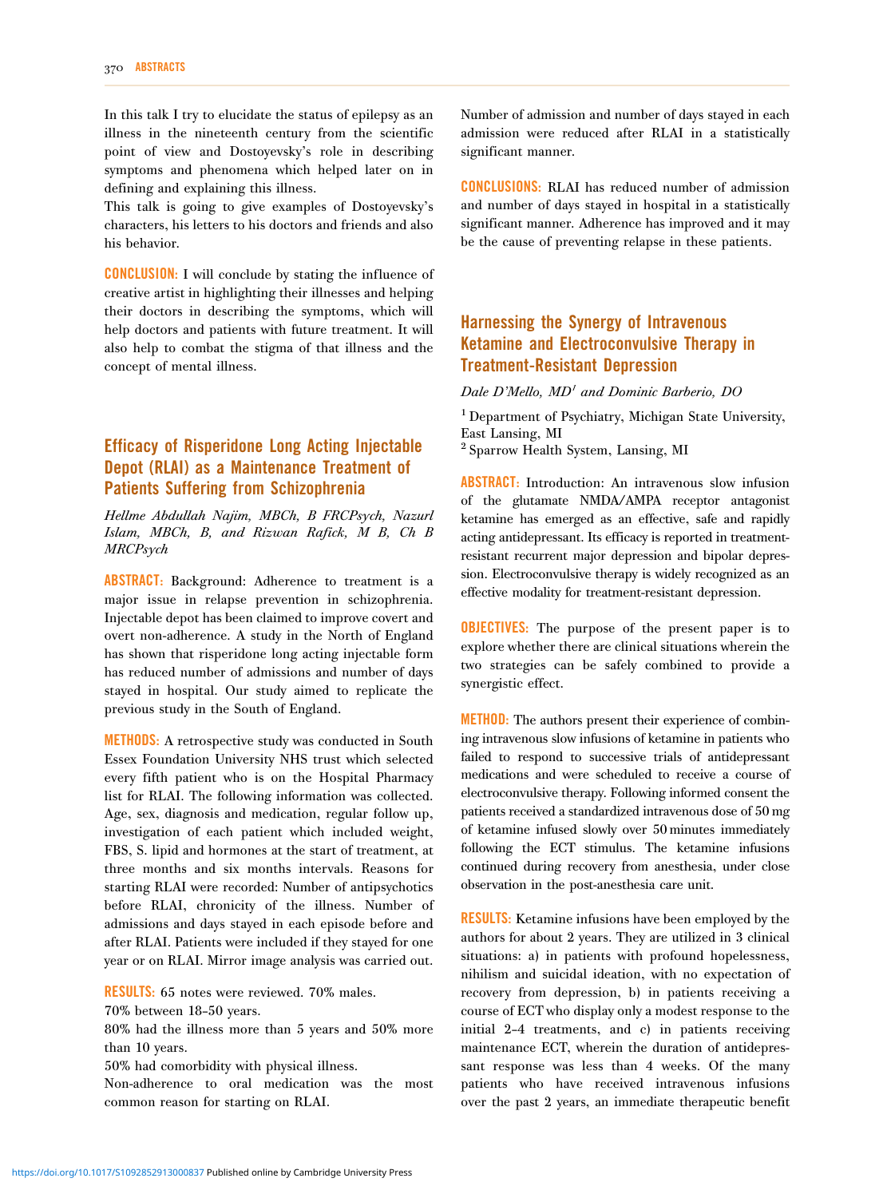In this talk I try to elucidate the status of epilepsy as an illness in the nineteenth century from the scientific point of view and Dostoyevsky's role in describing symptoms and phenomena which helped later on in defining and explaining this illness.

This talk is going to give examples of Dostoyevsky's characters, his letters to his doctors and friends and also his behavior.

**CONCLUSION:** I will conclude by stating the influence of creative artist in highlighting their illnesses and helping their doctors in describing the symptoms, which will help doctors and patients with future treatment. It will also help to combat the stigma of that illness and the concept of mental illness.

## Efficacy of Risperidone Long Acting Injectable Depot (RLAI) as a Maintenance Treatment of Patients Suffering from Schizophrenia

*Hellme Abdullah Najim, MBCh, B FRCPsych, Nazurl Islam, MBCh, B, and Rizwan Rafick, M B, Ch B MRCPsych*

**ABSTRACT:** Background: Adherence to treatment is a major issue in relapse prevention in schizophrenia. Injectable depot has been claimed to improve covert and overt non-adherence. A study in the North of England has shown that risperidone long acting injectable form has reduced number of admissions and number of days stayed in hospital. Our study aimed to replicate the previous study in the South of England.

**METHODS:** A retrospective study was conducted in South Essex Foundation University NHS trust which selected every fifth patient who is on the Hospital Pharmacy list for RLAI. The following information was collected. Age, sex, diagnosis and medication, regular follow up, investigation of each patient which included weight, FBS, S. lipid and hormones at the start of treatment, at three months and six months intervals. Reasons for starting RLAI were recorded: Number of antipsychotics before RLAI, chronicity of the illness. Number of admissions and days stayed in each episode before and after RLAI. Patients were included if they stayed for one year or on RLAI. Mirror image analysis was carried out.

**RESULTS:** 65 notes were reviewed. 70% males.

70% between 18–50 years.

80% had the illness more than 5 years and 50% more than 10 years.

50% had comorbidity with physical illness.

Non-adherence to oral medication was the most common reason for starting on RLAI.

Number of admission and number of days stayed in each admission were reduced after RLAI in a statistically significant manner.

**CONCLUSIONS:** RLAI has reduced number of admission and number of days stayed in hospital in a statistically significant manner. Adherence has improved and it may be the cause of preventing relapse in these patients.

## Harnessing the Synergy of Intravenous Ketamine and Electroconvulsive Therapy in Treatment-Resistant Depression

*Dale D'Mello, MD[1] and Dominic Barberio, DO*

[1] Department of Psychiatry, Michigan State University, East Lansing, MI

[2] Sparrow Health System, Lansing, MI

**ABSTRACT:** Introduction: An intravenous slow infusion of the glutamate NMDA/AMPA receptor antagonist ketamine has emerged as an effective, safe and rapidly acting antidepressant. Its efficacy is reported in treatment-resistant recurrent major depression and bipolar depression. Electroconvulsive therapy is widely recognized as an effective modality for treatment-resistant depression.

**OBJECTIVES:** The purpose of the present paper is to explore whether there are clinical situations wherein the two strategies can be safely combined to provide a synergistic effect.

**METHOD:** The authors present their experience of combining intravenous slow infusions of ketamine in patients who failed to respond to successive trials of antidepressant medications and were scheduled to receive a course of electroconvulsive therapy. Following informed consent the patients received a standardized intravenous dose of 50 mg of ketamine infused slowly over 50 minutes immediately following the ECT stimulus. The ketamine infusions continued during recovery from anesthesia, under close observation in the post-anesthesia care unit.

**RESULTS:** Ketamine infusions have been employed by the authors for about 2 years. They are utilized in 3 clinical situations: a) in patients with profound hopelessness, nihilism and suicidal ideation, with no expectation of recovery from depression, b) in patients receiving a course of ECT who display only a modest response to the initial 2–4 treatments, and c) in patients receiving maintenance ECT, wherein the duration of antidepressant response was less than 4 weeks. Of the many patients who have received intravenous infusions over the past 2 years, an immediate therapeutic benefit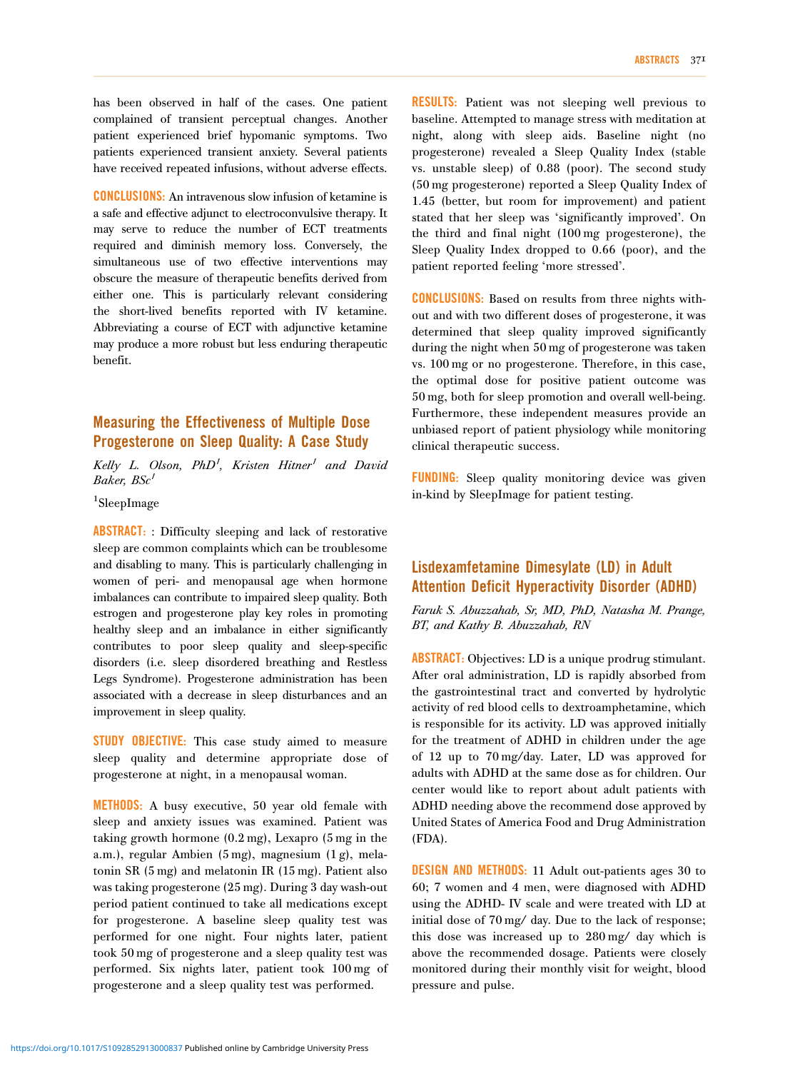has been observed in half of the cases. One patient complained of transient perceptual changes. Another patient experienced brief hypomanic symptoms. Two patients experienced transient anxiety. Several patients have received repeated infusions, without adverse effects.

**CONCLUSIONS:** An intravenous slow infusion of ketamine is a safe and effective adjunct to electroconvulsive therapy. It may serve to reduce the number of ECT treatments required and diminish memory loss. Conversely, the simultaneous use of two effective interventions may obscure the measure of therapeutic benefits derived from either one. This is particularly relevant considering the short-lived benefits reported with IV ketamine. Abbreviating a course of ECT with adjunctive ketamine may produce a more robust but less enduring therapeutic benefit.

## Measuring the Effectiveness of Multiple Dose Progesterone on Sleep Quality: A Case Study

*Kelly L. Olson, PhD[1], Kristen Hitner[1] and David Baker, BSc[1]*

[1]SleepImage

**ABSTRACT:** : Difficulty sleeping and lack of restorative sleep are common complaints which can be troublesome and disabling to many. This is particularly challenging in women of peri- and menopausal age when hormone imbalances can contribute to impaired sleep quality. Both estrogen and progesterone play key roles in promoting healthy sleep and an imbalance in either significantly contributes to poor sleep quality and sleep-specific disorders (i.e. sleep disordered breathing and Restless Legs Syndrome). Progesterone administration has been associated with a decrease in sleep disturbances and an improvement in sleep quality.

**STUDY OBJECTIVE:** This case study aimed to measure sleep quality and determine appropriate dose of progesterone at night, in a menopausal woman.

**METHODS:** A busy executive, 50 year old female with sleep and anxiety issues was examined. Patient was taking growth hormone (0.2 mg), Lexapro (5 mg in the a.m.), regular Ambien (5 mg), magnesium (1 g), melatonin SR (5 mg) and melatonin IR (15 mg). Patient also was taking progesterone (25 mg). During 3 day wash-out period patient continued to take all medications except for progesterone. A baseline sleep quality test was performed for one night. Four nights later, patient took 50 mg of progesterone and a sleep quality test was performed. Six nights later, patient took 100 mg of progesterone and a sleep quality test was performed.

**RESULTS:** Patient was not sleeping well previous to baseline. Attempted to manage stress with meditation at night, along with sleep aids. Baseline night (no progesterone) revealed a Sleep Quality Index (stable vs. unstable sleep) of 0.88 (poor). The second study (50 mg progesterone) reported a Sleep Quality Index of 1.45 (better, but room for improvement) and patient stated that her sleep was 'significantly improved'. On the third and final night (100 mg progesterone), the Sleep Quality Index dropped to 0.66 (poor), and the patient reported feeling 'more stressed'.

**CONCLUSIONS:** Based on results from three nights without and with two different doses of progesterone, it was determined that sleep quality improved significantly during the night when 50 mg of progesterone was taken vs. 100 mg or no progesterone. Therefore, in this case, the optimal dose for positive patient outcome was 50 mg, both for sleep promotion and overall well-being. Furthermore, these independent measures provide an unbiased report of patient physiology while monitoring clinical therapeutic success.

**FUNDING:** Sleep quality monitoring device was given in-kind by SleepImage for patient testing.

## Lisdexamfetamine Dimesylate (LD) in Adult Attention Deficit Hyperactivity Disorder (ADHD)

*Faruk S. Abuzzahab, Sr, MD, PhD, Natasha M. Prange, BT, and Kathy B. Abuzzahab, RN*

**ABSTRACT:** Objectives: LD is a unique prodrug stimulant. After oral administration, LD is rapidly absorbed from the gastrointestinal tract and converted by hydrolytic activity of red blood cells to dextroamphetamine, which is responsible for its activity. LD was approved initially for the treatment of ADHD in children under the age of 12 up to 70 mg/day. Later, LD was approved for adults with ADHD at the same dose as for children. Our center would like to report about adult patients with ADHD needing above the recommend dose approved by United States of America Food and Drug Administration (FDA).

**DESIGN AND METHODS:** 11 Adult out-patients ages 30 to 60; 7 women and 4 men, were diagnosed with ADHD using the ADHD- IV scale and were treated with LD at initial dose of 70 mg/ day. Due to the lack of response; this dose was increased up to 280 mg/ day which is above the recommended dosage. Patients were closely monitored during their monthly visit for weight, blood pressure and pulse.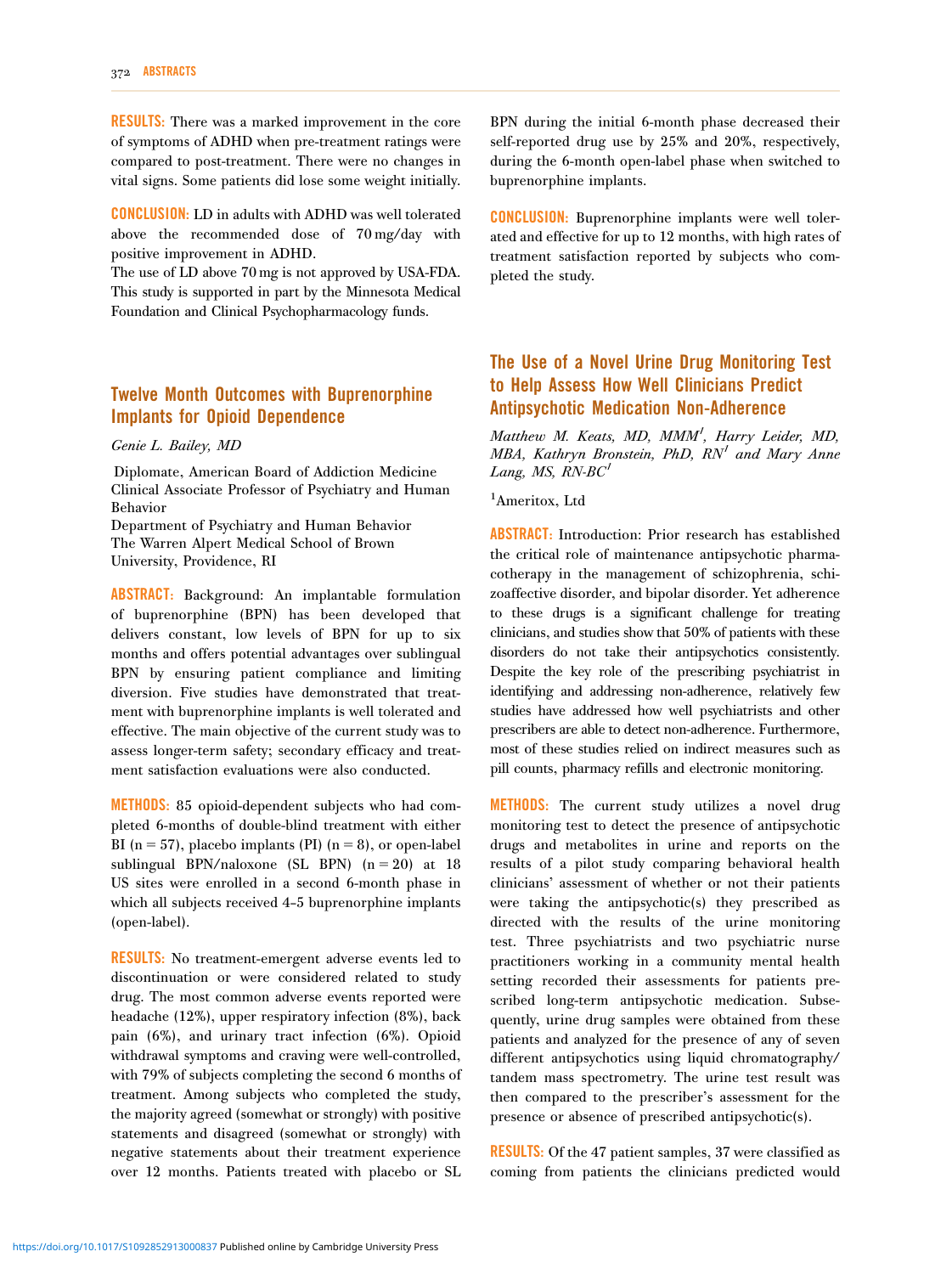**RESULTS:** There was a marked improvement in the core of symptoms of ADHD when pre-treatment ratings were compared to post-treatment. There were no changes in vital signs. Some patients did lose some weight initially.

**CONCLUSION:** LD in adults with ADHD was well tolerated above the recommended dose of 70 mg/day with positive improvement in ADHD.
The use of LD above 70 mg is not approved by USA-FDA. This study is supported in part by the Minnesota Medical Foundation and Clinical Psychopharmacology funds.

## Twelve Month Outcomes with Buprenorphine Implants for Opioid Dependence

*Genie L. Bailey, MD*

Diplomate, American Board of Addiction Medicine
Clinical Associate Professor of Psychiatry and Human Behavior
Department of Psychiatry and Human Behavior
The Warren Alpert Medical School of Brown University, Providence, RI

**ABSTRACT:** Background: An implantable formulation of buprenorphine (BPN) has been developed that delivers constant, low levels of BPN for up to six months and offers potential advantages over sublingual BPN by ensuring patient compliance and limiting diversion. Five studies have demonstrated that treatment with buprenorphine implants is well tolerated and effective. The main objective of the current study was to assess longer-term safety; secondary efficacy and treatment satisfaction evaluations were also conducted.

**METHODS:** 85 opioid-dependent subjects who had completed 6-months of double-blind treatment with either BI (n = 57), placebo implants (PI) (n = 8), or open-label sublingual BPN/naloxone (SL BPN) (n = 20) at 18 US sites were enrolled in a second 6-month phase in which all subjects received 4-5 buprenorphine implants (open-label).

**RESULTS:** No treatment-emergent adverse events led to discontinuation or were considered related to study drug. The most common adverse events reported were headache (12%), upper respiratory infection (8%), back pain (6%), and urinary tract infection (6%). Opioid withdrawal symptoms and craving were well-controlled, with 79% of subjects completing the second 6 months of treatment. Among subjects who completed the study, the majority agreed (somewhat or strongly) with positive statements and disagreed (somewhat or strongly) with negative statements about their treatment experience over 12 months. Patients treated with placebo or SL BPN during the initial 6-month phase decreased their self-reported drug use by 25% and 20%, respectively, during the 6-month open-label phase when switched to buprenorphine implants.

**CONCLUSION:** Buprenorphine implants were well tolerated and effective for up to 12 months, with high rates of treatment satisfaction reported by subjects who completed the study.

## The Use of a Novel Urine Drug Monitoring Test to Help Assess How Well Clinicians Predict Antipsychotic Medication Non-Adherence

*Matthew M. Keats, MD, MMM[1], Harry Leider, MD, MBA, Kathryn Bronstein, PhD, RN[1] and Mary Anne Lang, MS, RN-BC[1]*

[1]Ameritox, Ltd

**ABSTRACT:** Introduction: Prior research has established the critical role of maintenance antipsychotic pharmacotherapy in the management of schizophrenia, schizoaffective disorder, and bipolar disorder. Yet adherence to these drugs is a significant challenge for treating clinicians, and studies show that 50% of patients with these disorders do not take their antipsychotics consistently. Despite the key role of the prescribing psychiatrist in identifying and addressing non-adherence, relatively few studies have addressed how well psychiatrists and other prescribers are able to detect non-adherence. Furthermore, most of these studies relied on indirect measures such as pill counts, pharmacy refills and electronic monitoring.

**METHODS:** The current study utilizes a novel drug monitoring test to detect the presence of antipsychotic drugs and metabolites in urine and reports on the results of a pilot study comparing behavioral health clinicians' assessment of whether or not their patients were taking the antipsychotic(s) they prescribed as directed with the results of the urine monitoring test. Three psychiatrists and two psychiatric nurse practitioners working in a community mental health setting recorded their assessments for patients prescribed long-term antipsychotic medication. Subsequently, urine drug samples were obtained from these patients and analyzed for the presence of any of seven different antipsychotics using liquid chromatography/tandem mass spectrometry. The urine test result was then compared to the prescriber's assessment for the presence or absence of prescribed antipsychotic(s).

**RESULTS:** Of the 47 patient samples, 37 were classified as coming from patients the clinicians predicted would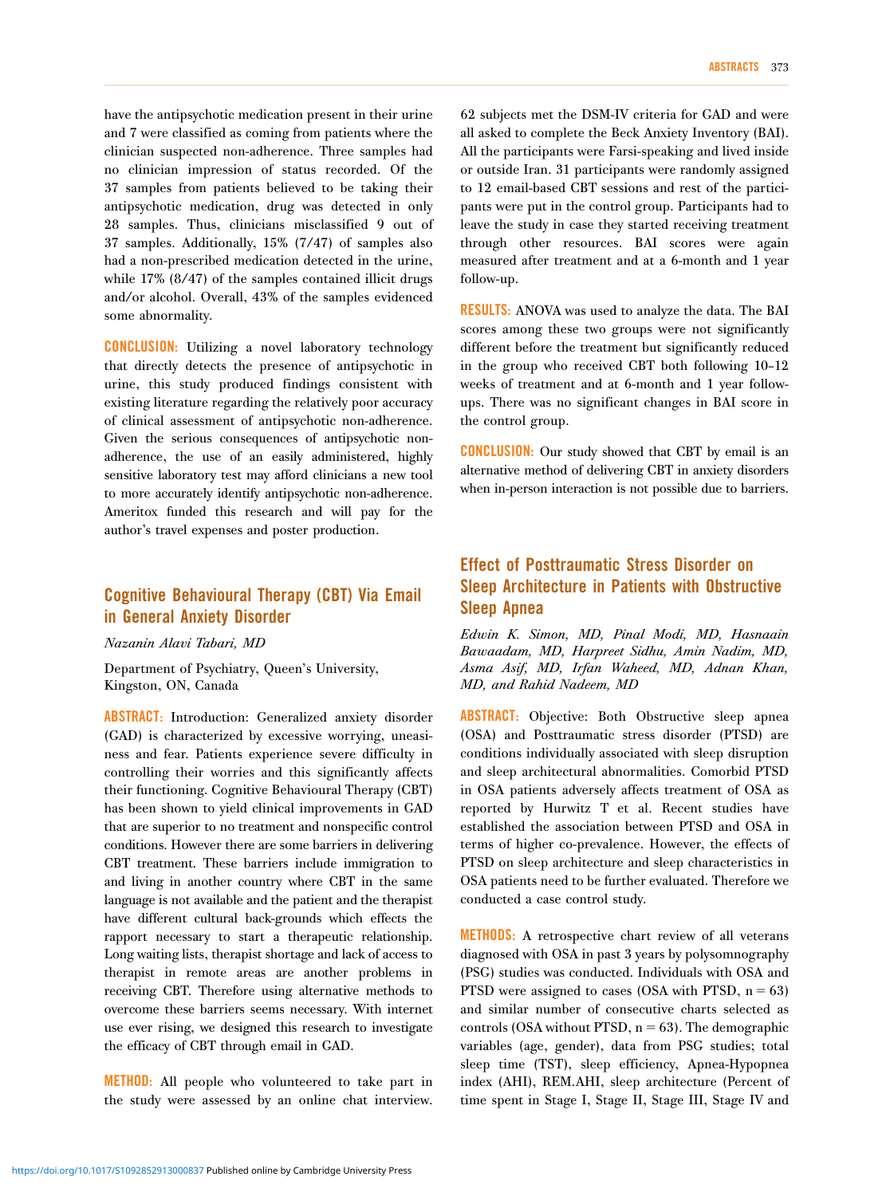have the antipsychotic medication present in their urine and 7 were classified as coming from patients where the clinician suspected non-adherence. Three samples had no clinician impression of status recorded. Of the 37 samples from patients believed to be taking their antipsychotic medication, drug was detected in only 28 samples. Thus, clinicians misclassified 9 out of 37 samples. Additionally, 15% (7/47) of samples also had a non-prescribed medication detected in the urine, while 17% (8/47) of the samples contained illicit drugs and/or alcohol. Overall, 43% of the samples evidenced some abnormality.

**CONCLUSION:** Utilizing a novel laboratory technology that directly detects the presence of antipsychotic in urine, this study produced findings consistent with existing literature regarding the relatively poor accuracy of clinical assessment of antipsychotic non-adherence. Given the serious consequences of antipsychotic non-adherence, the use of an easily administered, highly sensitive laboratory test may afford clinicians a new tool to more accurately identify antipsychotic non-adherence. Ameritox funded this research and will pay for the author's travel expenses and poster production.

## Cognitive Behavioural Therapy (CBT) Via Email in General Anxiety Disorder

*Nazanin Alavi Tabari, MD*

Department of Psychiatry, Queen's University, Kingston, ON, Canada

**ABSTRACT:** Introduction: Generalized anxiety disorder (GAD) is characterized by excessive worrying, uneasiness and fear. Patients experience severe difficulty in controlling their worries and this significantly affects their functioning. Cognitive Behavioural Therapy (CBT) has been shown to yield clinical improvements in GAD that are superior to no treatment and nonspecific control conditions. However there are some barriers in delivering CBT treatment. These barriers include immigration to and living in another country where CBT in the same language is not available and the patient and the therapist have different cultural back-grounds which effects the rapport necessary to start a therapeutic relationship. Long waiting lists, therapist shortage and lack of access to therapist in remote areas are another problems in receiving CBT. Therefore using alternative methods to overcome these barriers seems necessary. With internet use ever rising, we designed this research to investigate the efficacy of CBT through email in GAD.

**METHOD:** All people who volunteered to take part in the study were assessed by an online chat interview. 62 subjects met the DSM-IV criteria for GAD and were all asked to complete the Beck Anxiety Inventory (BAI). All the participants were Farsi-speaking and lived inside or outside Iran. 31 participants were randomly assigned to 12 email-based CBT sessions and rest of the participants were put in the control group. Participants had to leave the study in case they started receiving treatment through other resources. BAI scores were again measured after treatment and at a 6-month and 1 year follow-up.

**RESULTS:** ANOVA was used to analyze the data. The BAI scores among these two groups were not significantly different before the treatment but significantly reduced in the group who received CBT both following 10–12 weeks of treatment and at 6-month and 1 year follow-ups. There was no significant changes in BAI score in the control group.

**CONCLUSION:** Our study showed that CBT by email is an alternative method of delivering CBT in anxiety disorders when in-person interaction is not possible due to barriers.

## Effect of Posttraumatic Stress Disorder on Sleep Architecture in Patients with Obstructive Sleep Apnea

*Edwin K. Simon, MD, Pinal Modi, MD, Hasnaain Bawaadam, MD, Harpreet Sidhu, Amin Nadim, MD, Asma Asif, MD, Irfan Waheed, MD, Adnan Khan, MD, and Rahid Nadeem, MD*

**ABSTRACT:** Objective: Both Obstructive sleep apnea (OSA) and Posttraumatic stress disorder (PTSD) are conditions individually associated with sleep disruption and sleep architectural abnormalities. Comorbid PTSD in OSA patients adversely affects treatment of OSA as reported by Hurwitz T et al. Recent studies have established the association between PTSD and OSA in terms of higher co-prevalence. However, the effects of PTSD on sleep architecture and sleep characteristics in OSA patients need to be further evaluated. Therefore we conducted a case control study.

**METHODS:** A retrospective chart review of all veterans diagnosed with OSA in past 3 years by polysomnography (PSG) studies was conducted. Individuals with OSA and PTSD were assigned to cases (OSA with PTSD, n = 63) and similar number of consecutive charts selected as controls (OSA without PTSD, n = 63). The demographic variables (age, gender), data from PSG studies; total sleep time (TST), sleep efficiency, Apnea-Hypopnea index (AHI), REM.AHI, sleep architecture (Percent of time spent in Stage I, Stage II, Stage III, Stage IV and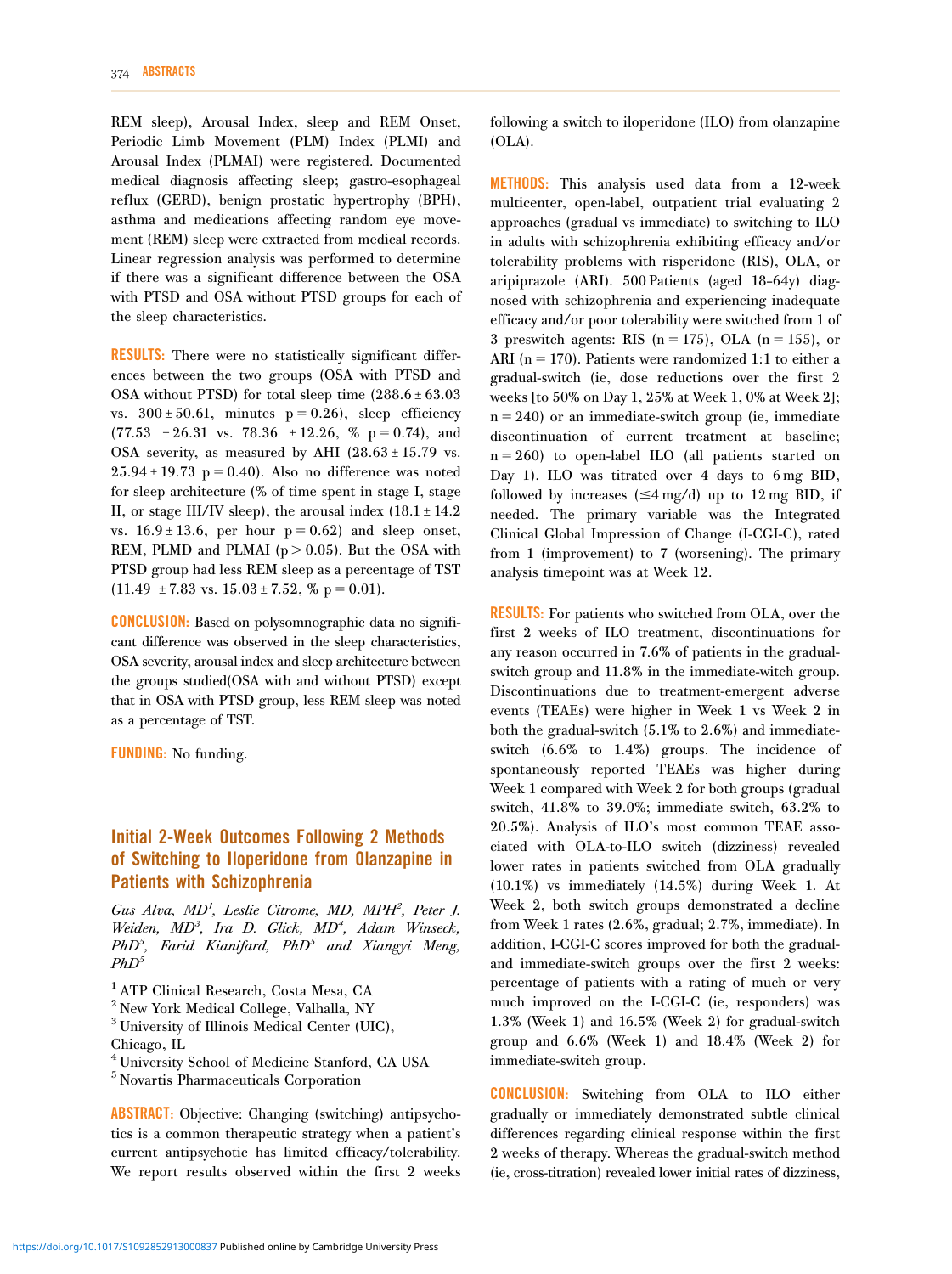REM sleep), Arousal Index, sleep and REM Onset, Periodic Limb Movement (PLM) Index (PLMI) and Arousal Index (PLMAI) were registered. Documented medical diagnosis affecting sleep; gastro-esophageal reflux (GERD), benign prostatic hypertrophy (BPH), asthma and medications affecting random eye movement (REM) sleep were extracted from medical records. Linear regression analysis was performed to determine if there was a significant difference between the OSA with PTSD and OSA without PTSD groups for each of the sleep characteristics.

**RESULTS:** There were no statistically significant differences between the two groups (OSA with PTSD and OSA without PTSD) for total sleep time ($288.6 \pm 63.03$ vs. $300 \pm 50.61$, minutes $p = 0.26$), sleep efficiency ($77.53 \pm 26.31$ vs. $78.36 \pm 12.26$, % $p = 0.74$), and OSA severity, as measured by AHI ($28.63 \pm 15.79$ vs. $25.94 \pm 19.73$ $p = 0.40$). Also no difference was noted for sleep architecture (% of time spent in stage I, stage II, or stage III/IV sleep), the arousal index ($18.1 \pm 14.2$ vs. $16.9 \pm 13.6$, per hour $p = 0.62$) and sleep onset, REM, PLMD and PLMAI ($p > 0.05$). But the OSA with PTSD group had less REM sleep as a percentage of TST ($11.49 \pm 7.83$ vs. $15.03 \pm 7.52$, % $p = 0.01$).

**CONCLUSION:** Based on polysomnographic data no significant difference was observed in the sleep characteristics, OSA severity, arousal index and sleep architecture between the groups studied(OSA with and without PTSD) except that in OSA with PTSD group, less REM sleep was noted as a percentage of TST.

**FUNDING:** No funding.

## Initial 2-Week Outcomes Following 2 Methods of Switching to Iloperidone from Olanzapine in Patients with Schizophrenia

*Gus Alva, MD[1], Leslie Citrome, MD, MPH[2], Peter J. Weiden, MD[3], Ira D. Glick, MD[4], Adam Winseck, PhD[5], Farid Kianifard, PhD[5] and Xiangyi Meng, PhD[5]*

[1] ATP Clinical Research, Costa Mesa, CA
[2] New York Medical College, Valhalla, NY
[3] University of Illinois Medical Center (UIC), Chicago, IL
[4] University School of Medicine Stanford, CA USA
[5] Novartis Pharmaceuticals Corporation

**ABSTRACT:** Objective: Changing (switching) antipsychotics is a common therapeutic strategy when a patient's current antipsychotic has limited efficacy/tolerability. We report results observed within the first 2 weeks following a switch to iloperidone (ILO) from olanzapine (OLA).

**METHODS:** This analysis used data from a 12-week multicenter, open-label, outpatient trial evaluating 2 approaches (gradual vs immediate) to switching to ILO in adults with schizophrenia exhibiting efficacy and/or tolerability problems with risperidone (RIS), OLA, or aripiprazole (ARI). 500 Patients (aged 18–64y) diagnosed with schizophrenia and experiencing inadequate efficacy and/or poor tolerability were switched from 1 of 3 preswitch agents: RIS ($n = 175$), OLA ($n = 155$), or ARI ($n = 170$). Patients were randomized 1:1 to either a gradual-switch (ie, dose reductions over the first 2 weeks [to 50% on Day 1, 25% at Week 1, 0% at Week 2]; $n = 240$) or an immediate-switch group (ie, immediate discontinuation of current treatment at baseline; $n = 260$) to open-label ILO (all patients started on Day 1). ILO was titrated over 4 days to 6 mg BID, followed by increases ($\leq 4$ mg/d) up to 12 mg BID, if needed. The primary variable was the Integrated Clinical Global Impression of Change (I-CGI-C), rated from 1 (improvement) to 7 (worsening). The primary analysis timepoint was at Week 12.

**RESULTS:** For patients who switched from OLA, over the first 2 weeks of ILO treatment, discontinuations for any reason occurred in 7.6% of patients in the gradual-switch group and 11.8% in the immediate-witch group. Discontinuations due to treatment-emergent adverse events (TEAEs) were higher in Week 1 vs Week 2 in both the gradual-switch (5.1% to 2.6%) and immediate-switch (6.6% to 1.4%) groups. The incidence of spontaneously reported TEAEs was higher during Week 1 compared with Week 2 for both groups (gradual switch, 41.8% to 39.0%; immediate switch, 63.2% to 20.5%). Analysis of ILO's most common TEAE associated with OLA-to-ILO switch (dizziness) revealed lower rates in patients switched from OLA gradually (10.1%) vs immediately (14.5%) during Week 1. At Week 2, both switch groups demonstrated a decline from Week 1 rates (2.6%, gradual; 2.7%, immediate). In addition, I-CGI-C scores improved for both the gradual- and immediate-switch groups over the first 2 weeks: percentage of patients with a rating of much or very much improved on the I-CGI-C (ie, responders) was 1.3% (Week 1) and 16.5% (Week 2) for gradual-switch group and 6.6% (Week 1) and 18.4% (Week 2) for immediate-switch group.

**CONCLUSION:** Switching from OLA to ILO either gradually or immediately demonstrated subtle clinical differences regarding clinical response within the first 2 weeks of therapy. Whereas the gradual-switch method (ie, cross-titration) revealed lower initial rates of dizziness,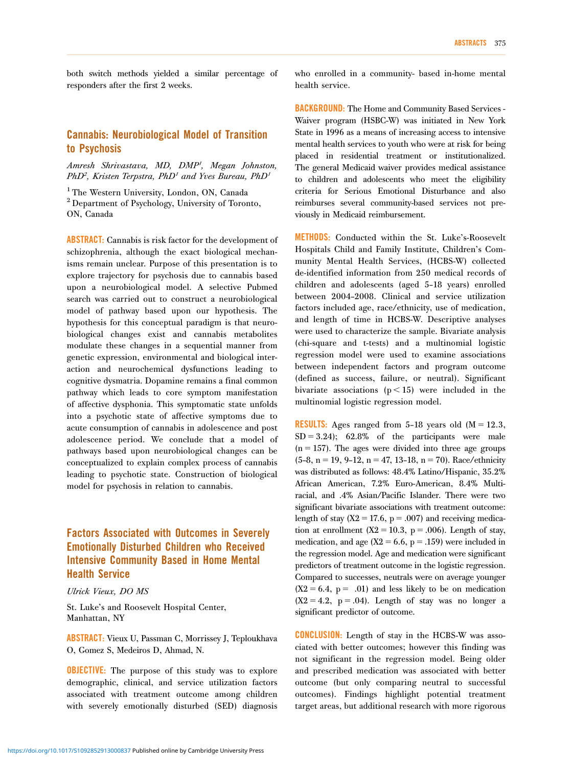both switch methods yielded a similar percentage of responders after the first 2 weeks.

## Cannabis: Neurobiological Model of Transition to Psychosis

*Amresh Shrivastava, MD, DMP[1], Megan Johnston, PhD[2], Kristen Terpstra, PhD[1] and Yves Bureau, PhD[1]*

[1] The Western University, London, ON, Canada
[2] Department of Psychology, University of Toronto, ON, Canada

**ABSTRACT:** Cannabis is risk factor for the development of schizophrenia, although the exact biological mechanisms remain unclear. Purpose of this presentation is to explore trajectory for psychosis due to cannabis based upon a neurobiological model. A selective Pubmed search was carried out to construct a neurobiological model of pathway based upon our hypothesis. The hypothesis for this conceptual paradigm is that neurobiological changes exist and cannabis metabolites modulate these changes in a sequential manner from genetic expression, environmental and biological interaction and neurochemical dysfunctions leading to cognitive dysmatria. Dopamine remains a final common pathway which leads to core symptom manifestation of affective dysphonia. This symptomatic state unfolds into a psychotic state of affective symptoms due to acute consumption of cannabis in adolescence and post adolescence period. We conclude that a model of pathways based upon neurobiological changes can be conceptualized to explain complex process of cannabis leading to psychotic state. Construction of biological model for psychosis in relation to cannabis.

## Factors Associated with Outcomes in Severely Emotionally Disturbed Children who Received Intensive Community Based in Home Mental Health Service

*Ulrick Vieux, DO MS*

St. Luke's and Roosevelt Hospital Center, Manhattan, NY

**ABSTRACT:** Vieux U, Passman C, Morrissey J, Teploukhava O, Gomez S, Medeiros D, Ahmad, N.

**OBJECTIVE:** The purpose of this study was to explore demographic, clinical, and service utilization factors associated with treatment outcome among children with severely emotionally disturbed (SED) diagnosis who enrolled in a community- based in-home mental health service.

**BACKGROUND:** The Home and Community Based Services - Waiver program (HSBC-W) was initiated in New York State in 1996 as a means of increasing access to intensive mental health services to youth who were at risk for being placed in residential treatment or institutionalized. The general Medicaid waiver provides medical assistance to children and adolescents who meet the eligibility criteria for Serious Emotional Disturbance and also reimburses several community-based services not previously in Medicaid reimbursement.

**METHODS:** Conducted within the St. Luke's-Roosevelt Hospitals Child and Family Institute, Children's Community Mental Health Services, (HCBS-W) collected de-identified information from 250 medical records of children and adolescents (aged 5-18 years) enrolled between 2004-2008. Clinical and service utilization factors included age, race/ethnicity, use of medication, and length of time in HCBS-W. Descriptive analyses were used to characterize the sample. Bivariate analysis (chi-square and t-tests) and a multinomial logistic regression model were used to examine associations between independent factors and program outcome (defined as success, failure, or neutral). Significant bivariate associations ($p < 15$) were included in the multinomial logistic regression model.

**RESULTS:** Ages ranged from 5-18 years old ($M = 12.3$, $SD = 3.24$); 62.8% of the participants were male ($n = 157$). The ages were divided into three age groups (5-8, $n = 19$, 9-12, $n = 47$, 13-18, $n = 70$). Race/ethnicity was distributed as follows: 48.4% Latino/Hispanic, 35.2% African American, 7.2% Euro-American, 8.4% Multiracial, and .4% Asian/Pacific Islander. There were two significant bivariate associations with treatment outcome: length of stay ($X2 = 17.6$, $p = .007$) and receiving medication at enrollment ($X2 = 10.3$, $p = .006$). Length of stay, medication, and age ($X2 = 6.6$, $p = .159$) were included in the regression model. Age and medication were significant predictors of treatment outcome in the logistic regression. Compared to successes, neutrals were on average younger ($X2 = 6.4$, $p = .01$) and less likely to be on medication ($X2 = 4.2$, $p = .04$). Length of stay was no longer a significant predictor of outcome.

**CONCLUSION:** Length of stay in the HCBS-W was associated with better outcomes; however this finding was not significant in the regression model. Being older and prescribed medication was associated with better outcome (but only comparing neutral to successful outcomes). Findings highlight potential treatment target areas, but additional research with more rigorous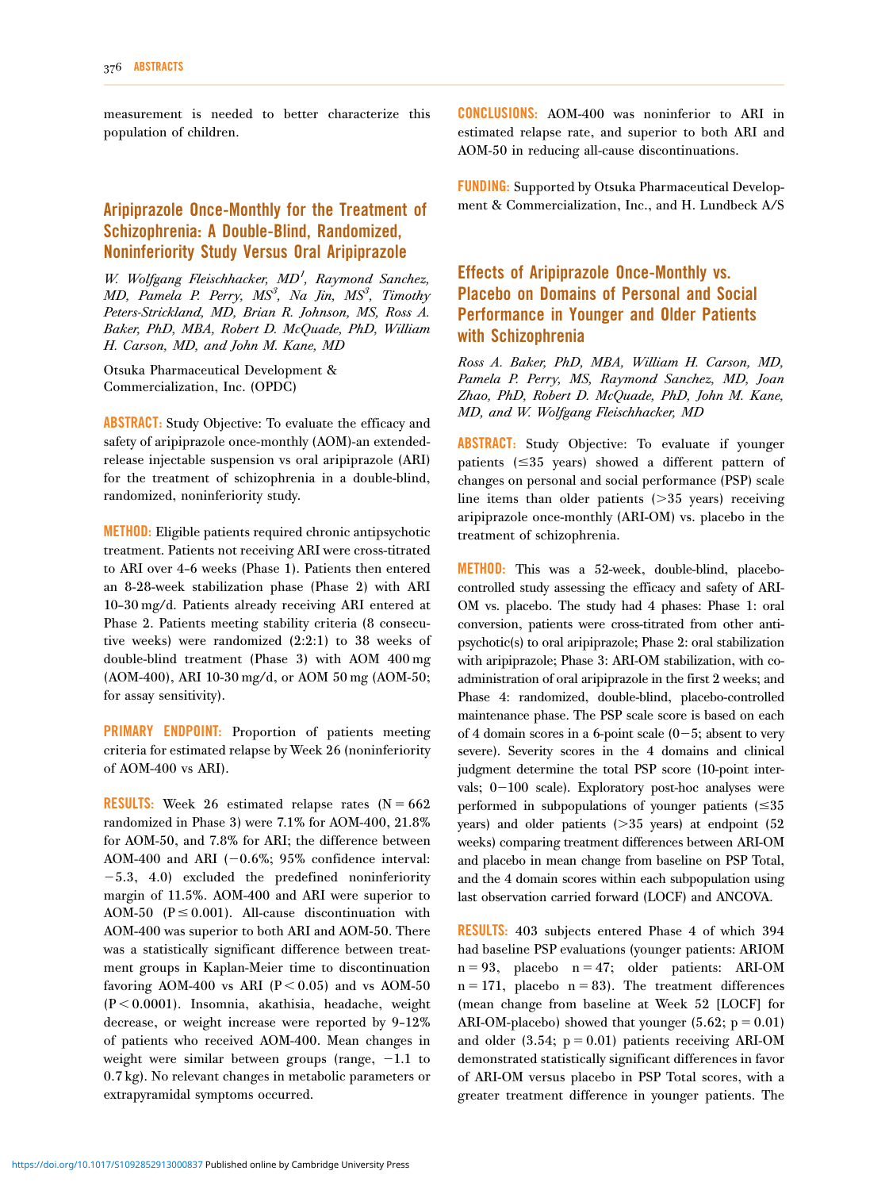measurement is needed to better characterize this population of children.

## Aripiprazole Once-Monthly for the Treatment of Schizophrenia: A Double-Blind, Randomized, Noninferiority Study Versus Oral Aripiprazole

*W. Wolfgang Fleischhacker, MD[1], Raymond Sanchez, MD, Pamela P. Perry, MS[3], Na Jin, MS[3], Timothy Peters-Strickland, MD, Brian R. Johnson, MS, Ross A. Baker, PhD, MBA, Robert D. McQuade, PhD, William H. Carson, MD, and John M. Kane, MD*

Otsuka Pharmaceutical Development & Commercialization, Inc. (OPDC)

**ABSTRACT:** Study Objective: To evaluate the efficacy and safety of aripiprazole once-monthly (AOM)-an extended-release injectable suspension vs oral aripiprazole (ARI) for the treatment of schizophrenia in a double-blind, randomized, noninferiority study.

**METHOD:** Eligible patients required chronic antipsychotic treatment. Patients not receiving ARI were cross-titrated to ARI over 4-6 weeks (Phase 1). Patients then entered an 8-28-week stabilization phase (Phase 2) with ARI 10-30 mg/d. Patients already receiving ARI entered at Phase 2. Patients meeting stability criteria (8 consecutive weeks) were randomized (2:2:1) to 38 weeks of double-blind treatment (Phase 3) with AOM 400 mg (AOM-400), ARI 10-30 mg/d, or AOM 50 mg (AOM-50; for assay sensitivity).

**PRIMARY ENDPOINT:** Proportion of patients meeting criteria for estimated relapse by Week 26 (noninferiority of AOM-400 vs ARI).

**RESULTS:** Week 26 estimated relapse rates ($N = 662$ randomized in Phase 3) were 7.1% for AOM-400, 21.8% for AOM-50, and 7.8% for ARI; the difference between AOM-400 and ARI (−0.6%; 95% confidence interval: −5.3, 4.0) excluded the predefined noninferiority margin of 11.5%. AOM-400 and ARI were superior to AOM-50 ($P \leq 0.001$). All-cause discontinuation with AOM-400 was superior to both ARI and AOM-50. There was a statistically significant difference between treatment groups in Kaplan-Meier time to discontinuation favoring AOM-400 vs ARI ($P < 0.05$) and vs AOM-50 ($P < 0.0001$). Insomnia, akathisia, headache, weight decrease, or weight increase were reported by 9-12% of patients who received AOM-400. Mean changes in weight were similar between groups (range, −1.1 to 0.7 kg). No relevant changes in metabolic parameters or extrapyramidal symptoms occurred.

**CONCLUSIONS:** AOM-400 was noninferior to ARI in estimated relapse rate, and superior to both ARI and AOM-50 in reducing all-cause discontinuations.

**FUNDING:** Supported by Otsuka Pharmaceutical Development & Commercialization, Inc., and H. Lundbeck A/S

## Effects of Aripiprazole Once-Monthly vs. Placebo on Domains of Personal and Social Performance in Younger and Older Patients with Schizophrenia

*Ross A. Baker, PhD, MBA, William H. Carson, MD, Pamela P. Perry, MS, Raymond Sanchez, MD, Joan Zhao, PhD, Robert D. McQuade, PhD, John M. Kane, MD, and W. Wolfgang Fleischhacker, MD*

**ABSTRACT:** Study Objective: To evaluate if younger patients (≤35 years) showed a different pattern of changes on personal and social performance (PSP) scale line items than older patients (>35 years) receiving aripiprazole once-monthly (ARI-OM) vs. placebo in the treatment of schizophrenia.

**METHOD:** This was a 52-week, double-blind, placebo-controlled study assessing the efficacy and safety of ARI-OM vs. placebo. The study had 4 phases: Phase 1: oral conversion, patients were cross-titrated from other antipsychotic(s) to oral aripiprazole; Phase 2: oral stabilization with aripiprazole; Phase 3: ARI-OM stabilization, with co-administration of oral aripiprazole in the first 2 weeks; and Phase 4: randomized, double-blind, placebo-controlled maintenance phase. The PSP scale score is based on each of 4 domain scores in a 6-point scale (0−5; absent to very severe). Severity scores in the 4 domains and clinical judgment determine the total PSP score (10-point intervals; 0−100 scale). Exploratory post-hoc analyses were performed in subpopulations of younger patients (≤35 years) and older patients (>35 years) at endpoint (52 weeks) comparing treatment differences between ARI-OM and placebo in mean change from baseline on PSP Total, and the 4 domain scores within each subpopulation using last observation carried forward (LOCF) and ANCOVA.

**RESULTS:** 403 subjects entered Phase 4 of which 394 had baseline PSP evaluations (younger patients: ARIOM $n = 93$, placebo $n = 47$; older patients: ARI-OM $n = 171$, placebo $n = 83$). The treatment differences (mean change from baseline at Week 52 [LOCF] for ARI-OM-placebo) showed that younger (5.62; $p = 0.01$) and older (3.54; $p = 0.01$) patients receiving ARI-OM demonstrated statistically significant differences in favor of ARI-OM versus placebo in PSP Total scores, with a greater treatment difference in younger patients. The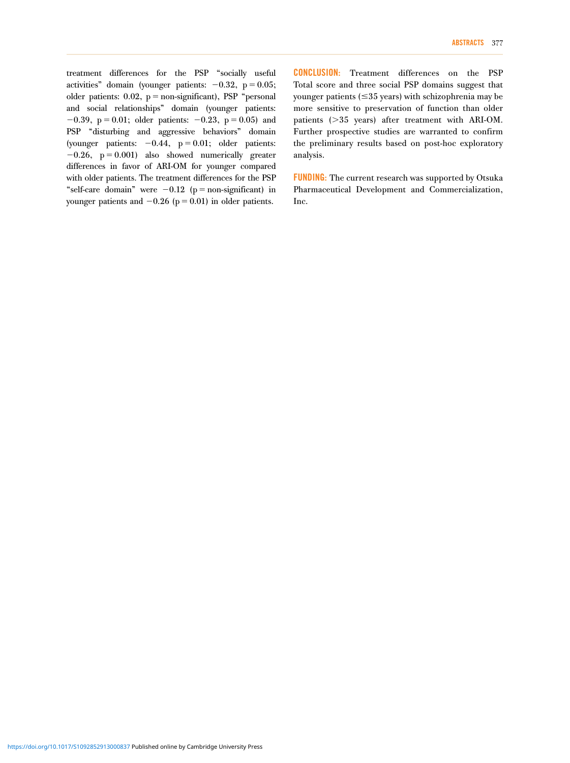treatment differences for the PSP "socially useful activities" domain (younger patients: −0.32, $p = 0.05$; older patients: 0.02, p = non-significant), PSP "personal and social relationships" domain (younger patients: −0.39, $p = 0.01$; older patients: −0.23, $p = 0.05$) and PSP "disturbing and aggressive behaviors" domain (younger patients: −0.44, $p = 0.01$; older patients: −0.26, $p = 0.001$) also showed numerically greater differences in favor of ARI-OM for younger compared with older patients. The treatment differences for the PSP "self-care domain" were −0.12 (p = non-significant) in younger patients and −0.26 ($p = 0.01$) in older patients.

**CONCLUSION:** Treatment differences on the PSP Total score and three social PSP domains suggest that younger patients (≤35 years) with schizophrenia may be more sensitive to preservation of function than older patients (>35 years) after treatment with ARI-OM. Further prospective studies are warranted to confirm the preliminary results based on post-hoc exploratory analysis.

**FUNDING:** The current research was supported by Otsuka Pharmaceutical Development and Commercialization, Inc.